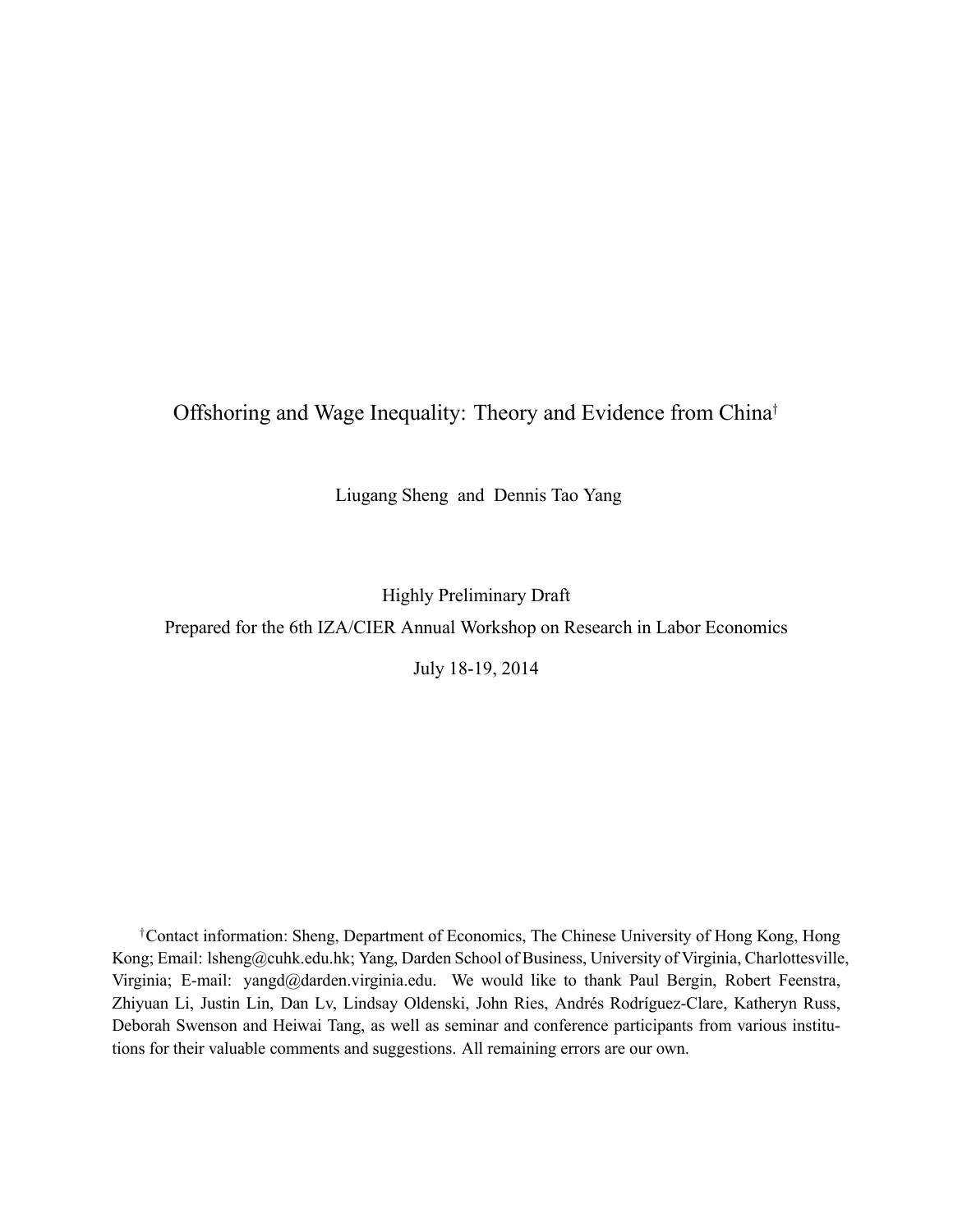# Offshoring and Wage Inequality: Theory and Evidence from China[†]

Liugang Sheng and Dennis Tao Yang

Highly Preliminary Draft

Prepared for the 6th IZA/CIER Annual Workshop on Research in Labor Economics

July 18-19, 2014

[†]Contact information: Sheng, Department of Economics, The Chinese University of Hong Kong, Hong Kong; Email: lsheng@cuhk.edu.hk; Yang, Darden School of Business, University of Virginia, Charlottesville, Virginia; E-mail: yangd@darden.virginia.edu. We would like to thank Paul Bergin, Robert Feenstra, Zhiyuan Li, Justin Lin, Dan Lv, Lindsay Oldenski, John Ries, Andrés Rodríguez-Clare, Katheryn Russ, Deborah Swenson and Heiwai Tang, as well as seminar and conference participants from various institutions for their valuable comments and suggestions. All remaining errors are our own.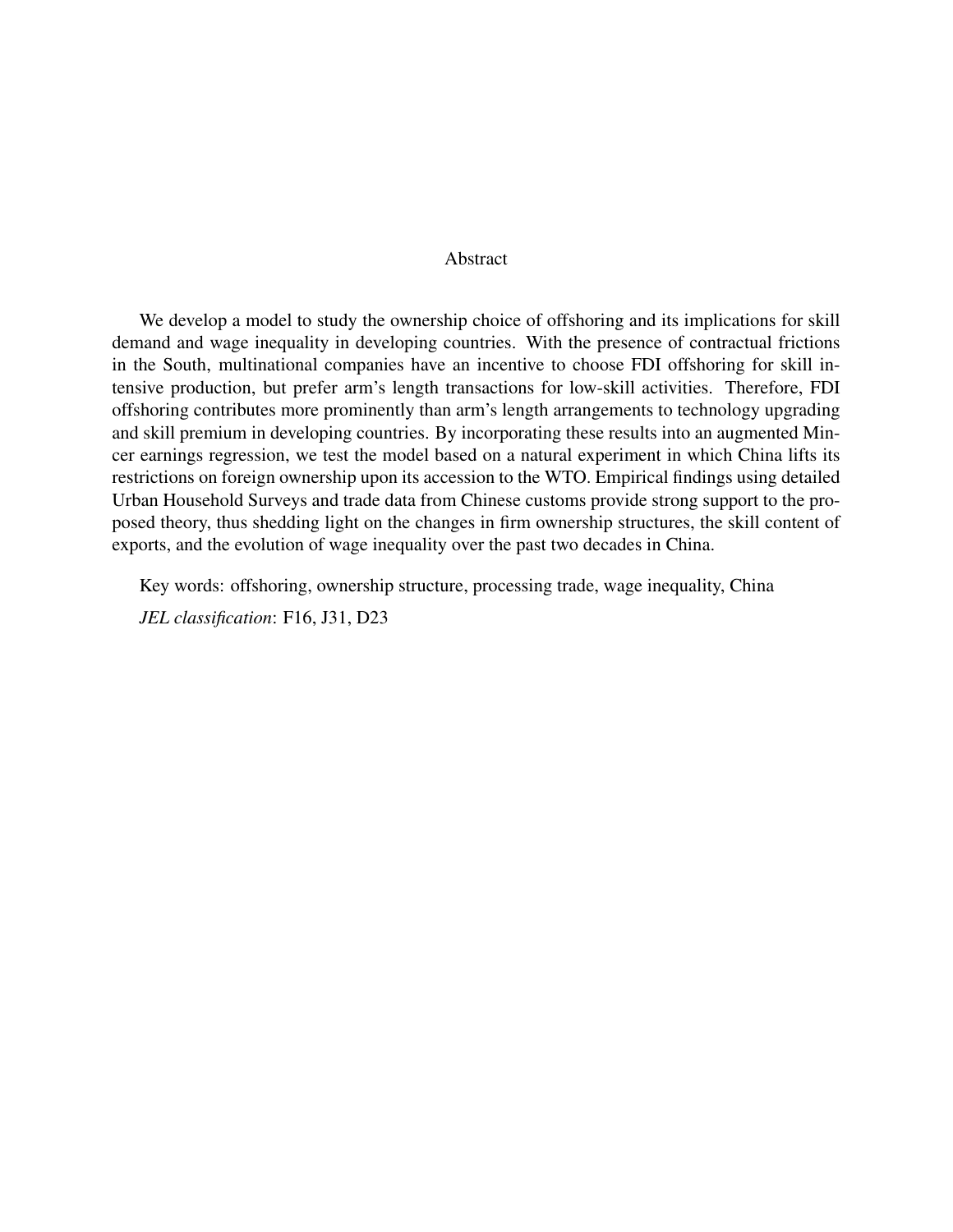## Abstract

We develop a model to study the ownership choice of offshoring and its implications for skill demand and wage inequality in developing countries. With the presence of contractual frictions in the South, multinational companies have an incentive to choose FDI offshoring for skill intensive production, but prefer arm's length transactions for low-skill activities. Therefore, FDI offshoring contributes more prominently than arm's length arrangements to technology upgrading and skill premium in developing countries. By incorporating these results into an augmented Mincer earnings regression, we test the model based on a natural experiment in which China lifts its restrictions on foreign ownership upon its accession to the WTO. Empirical findings using detailed Urban Household Surveys and trade data from Chinese customs provide strong support to the proposed theory, thus shedding light on the changes in firm ownership structures, the skill content of exports, and the evolution of wage inequality over the past two decades in China.

Key words: offshoring, ownership structure, processing trade, wage inequality, China

*JEL classification*: F16, J31, D23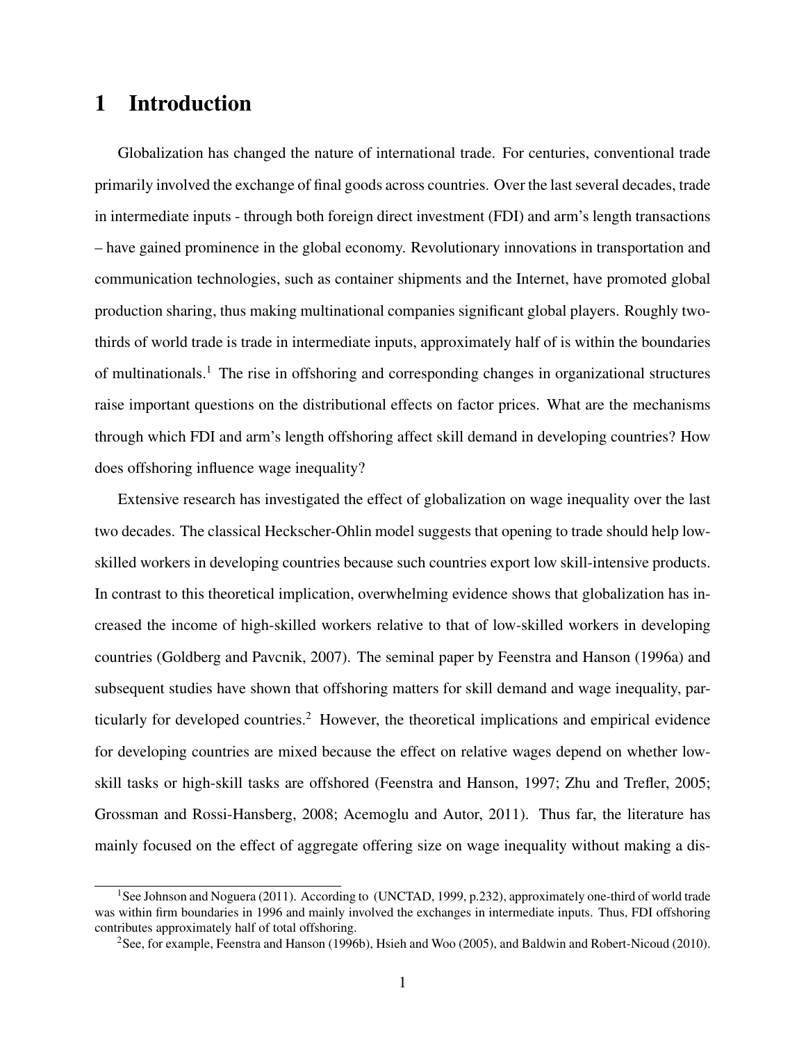# 1 Introduction

Globalization has changed the nature of international trade. For centuries, conventional trade primarily involved the exchange of final goods across countries. Over the last several decades, trade in intermediate inputs - through both foreign direct investment (FDI) and arm's length transactions – have gained prominence in the global economy. Revolutionary innovations in transportation and communication technologies, such as container shipments and the Internet, have promoted global production sharing, thus making multinational companies significant global players. Roughly two-thirds of world trade is trade in intermediate inputs, approximately half of is within the boundaries of multinationals.[1] The rise in offshoring and corresponding changes in organizational structures raise important questions on the distributional effects on factor prices. What are the mechanisms through which FDI and arm's length offshoring affect skill demand in developing countries? How does offshoring influence wage inequality?

Extensive research has investigated the effect of globalization on wage inequality over the last two decades. The classical Heckscher-Ohlin model suggests that opening to trade should help low-skilled workers in developing countries because such countries export low skill-intensive products. In contrast to this theoretical implication, overwhelming evidence shows that globalization has increased the income of high-skilled workers relative to that of low-skilled workers in developing countries (Goldberg and Pavcnik, 2007). The seminal paper by Feenstra and Hanson (1996a) and subsequent studies have shown that offshoring matters for skill demand and wage inequality, particularly for developed countries.[2] However, the theoretical implications and empirical evidence for developing countries are mixed because the effect on relative wages depend on whether low-skill tasks or high-skill tasks are offshored (Feenstra and Hanson, 1997; Zhu and Trefler, 2005; Grossman and Rossi-Hansberg, 2008; Acemoglu and Autor, 2011). Thus far, the literature has mainly focused on the effect of aggregate offering size on wage inequality without making a dis-

[1] See Johnson and Noguera (2011). According to (UNCTAD, 1999, p.232), approximately one-third of world trade was within firm boundaries in 1996 and mainly involved the exchanges in intermediate inputs. Thus, FDI offshoring contributes approximately half of total offshoring.

[2] See, for example, Feenstra and Hanson (1996b), Hsieh and Woo (2005), and Baldwin and Robert-Nicoud (2010).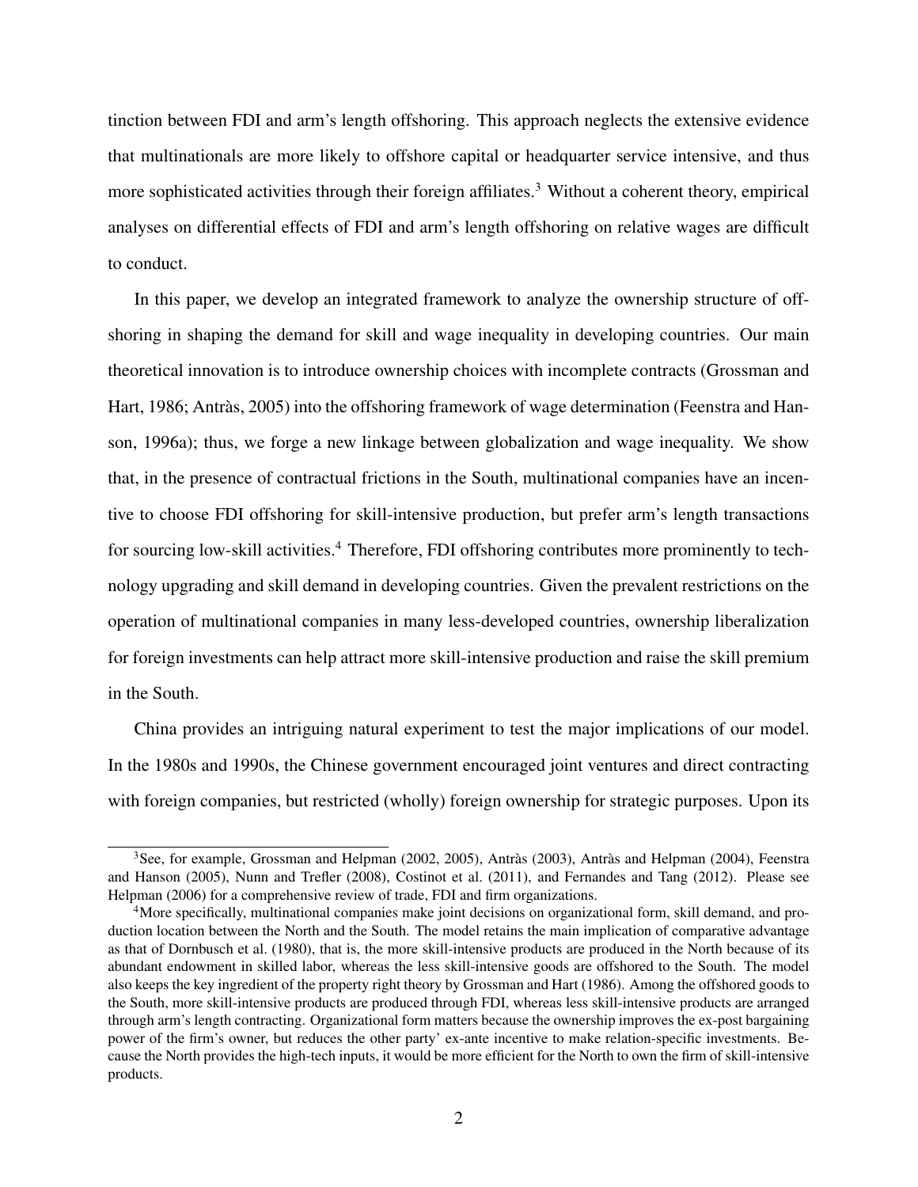tinction between FDI and arm's length offshoring. This approach neglects the extensive evidence that multinationals are more likely to offshore capital or headquarter service intensive, and thus more sophisticated activities through their foreign affiliates.[3] Without a coherent theory, empirical analyses on differential effects of FDI and arm's length offshoring on relative wages are difficult to conduct.

In this paper, we develop an integrated framework to analyze the ownership structure of offshoring in shaping the demand for skill and wage inequality in developing countries. Our main theoretical innovation is to introduce ownership choices with incomplete contracts (Grossman and Hart, 1986; Antràs, 2005) into the offshoring framework of wage determination (Feenstra and Hanson, 1996a); thus, we forge a new linkage between globalization and wage inequality. We show that, in the presence of contractual frictions in the South, multinational companies have an incentive to choose FDI offshoring for skill-intensive production, but prefer arm's length transactions for sourcing low-skill activities.[4] Therefore, FDI offshoring contributes more prominently to technology upgrading and skill demand in developing countries. Given the prevalent restrictions on the operation of multinational companies in many less-developed countries, ownership liberalization for foreign investments can help attract more skill-intensive production and raise the skill premium in the South.

China provides an intriguing natural experiment to test the major implications of our model. In the 1980s and 1990s, the Chinese government encouraged joint ventures and direct contracting with foreign companies, but restricted (wholly) foreign ownership for strategic purposes. Upon its

[3] See, for example, Grossman and Helpman (2002, 2005), Antràs (2003), Antràs and Helpman (2004), Feenstra and Hanson (2005), Nunn and Trefler (2008), Costinot et al. (2011), and Fernandes and Tang (2012). Please see Helpman (2006) for a comprehensive review of trade, FDI and firm organizations.

[4] More specifically, multinational companies make joint decisions on organizational form, skill demand, and production location between the North and the South. The model retains the main implication of comparative advantage as that of Dornbusch et al. (1980), that is, the more skill-intensive products are produced in the North because of its abundant endowment in skilled labor, whereas the less skill-intensive goods are offshored to the South. The model also keeps the key ingredient of the property right theory by Grossman and Hart (1986). Among the offshored goods to the South, more skill-intensive products are produced through FDI, whereas less skill-intensive products are arranged through arm's length contracting. Organizational form matters because the ownership improves the ex-post bargaining power of the firm's owner, but reduces the other party' ex-ante incentive to make relation-specific investments. Because the North provides the high-tech inputs, it would be more efficient for the North to own the firm of skill-intensive products.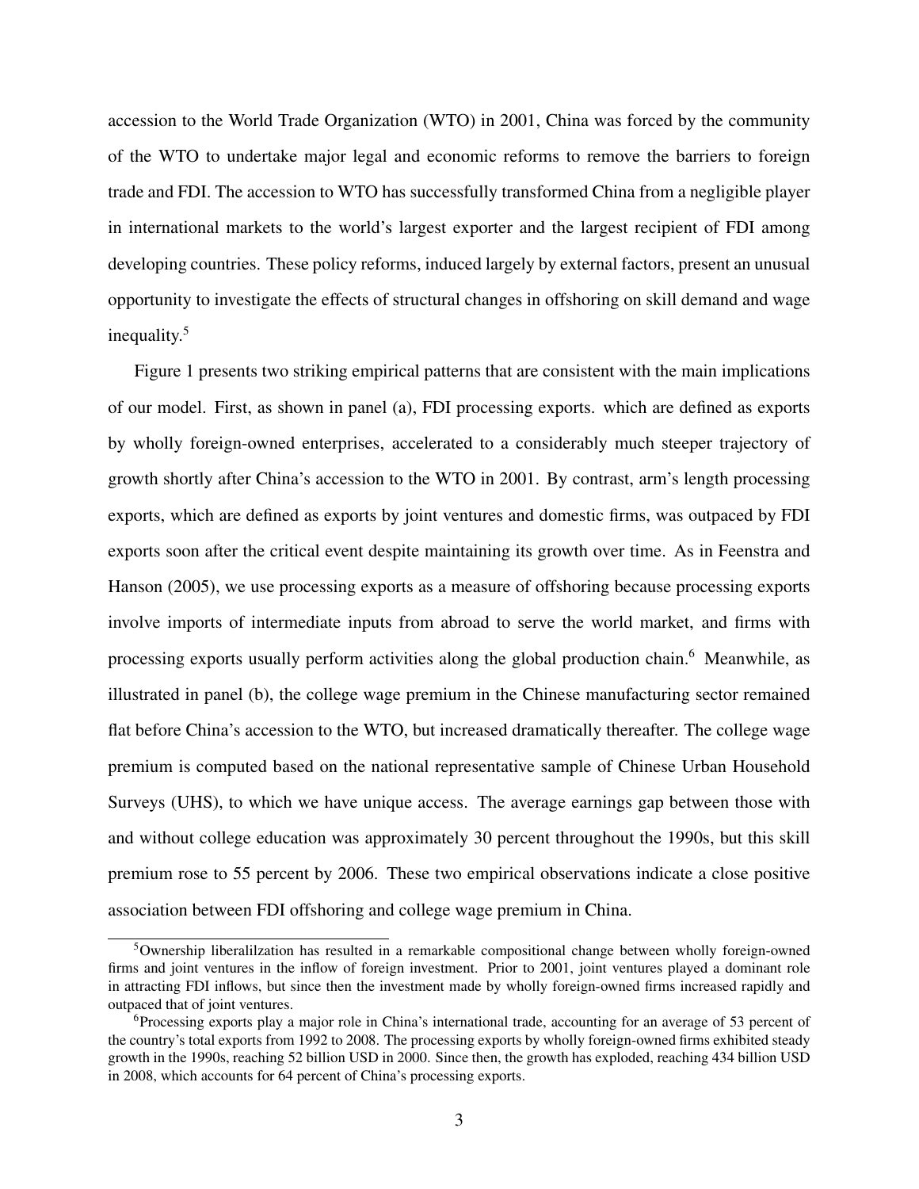accession to the World Trade Organization (WTO) in 2001, China was forced by the community of the WTO to undertake major legal and economic reforms to remove the barriers to foreign trade and FDI. The accession to WTO has successfully transformed China from a negligible player in international markets to the world's largest exporter and the largest recipient of FDI among developing countries. These policy reforms, induced largely by external factors, present an unusual opportunity to investigate the effects of structural changes in offshoring on skill demand and wage inequality.[5]

Figure 1 presents two striking empirical patterns that are consistent with the main implications of our model. First, as shown in panel (a), FDI processing exports. which are defined as exports by wholly foreign-owned enterprises, accelerated to a considerably much steeper trajectory of growth shortly after China's accession to the WTO in 2001. By contrast, arm's length processing exports, which are defined as exports by joint ventures and domestic firms, was outpaced by FDI exports soon after the critical event despite maintaining its growth over time. As in Feenstra and Hanson (2005), we use processing exports as a measure of offshoring because processing exports involve imports of intermediate inputs from abroad to serve the world market, and firms with processing exports usually perform activities along the global production chain.[6] Meanwhile, as illustrated in panel (b), the college wage premium in the Chinese manufacturing sector remained flat before China's accession to the WTO, but increased dramatically thereafter. The college wage premium is computed based on the national representative sample of Chinese Urban Household Surveys (UHS), to which we have unique access. The average earnings gap between those with and without college education was approximately 30 percent throughout the 1990s, but this skill premium rose to 55 percent by 2006. These two empirical observations indicate a close positive association between FDI offshoring and college wage premium in China.

[5] Ownership liberalilzation has resulted in a remarkable compositional change between wholly foreign-owned firms and joint ventures in the inflow of foreign investment. Prior to 2001, joint ventures played a dominant role in attracting FDI inflows, but since then the investment made by wholly foreign-owned firms increased rapidly and outpaced that of joint ventures.

[6] Processing exports play a major role in China's international trade, accounting for an average of 53 percent of the country's total exports from 1992 to 2008. The processing exports by wholly foreign-owned firms exhibited steady growth in the 1990s, reaching 52 billion USD in 2000. Since then, the growth has exploded, reaching 434 billion USD in 2008, which accounts for 64 percent of China's processing exports.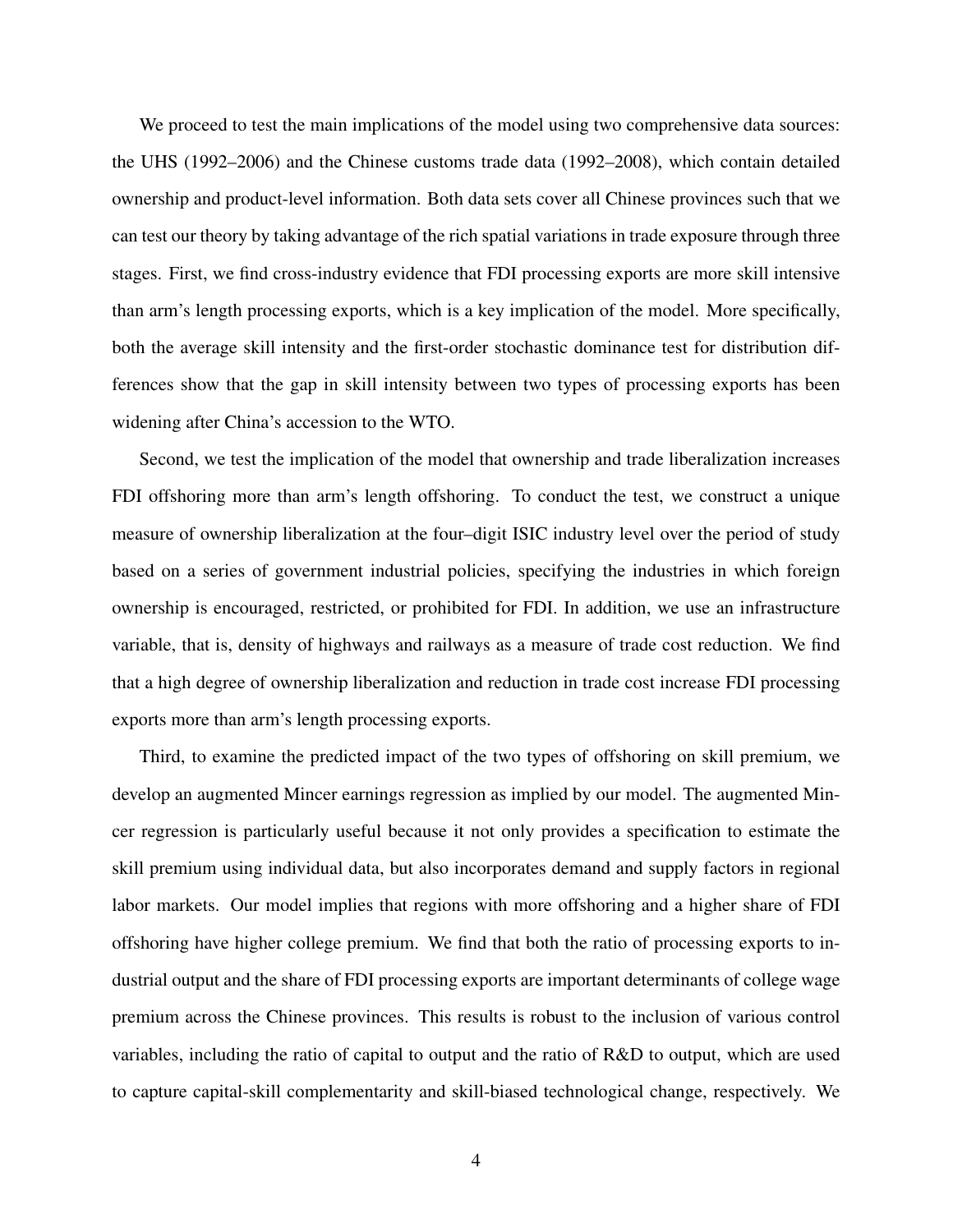We proceed to test the main implications of the model using two comprehensive data sources: the UHS (1992–2006) and the Chinese customs trade data (1992–2008), which contain detailed ownership and product-level information. Both data sets cover all Chinese provinces such that we can test our theory by taking advantage of the rich spatial variations in trade exposure through three stages. First, we find cross-industry evidence that FDI processing exports are more skill intensive than arm's length processing exports, which is a key implication of the model. More specifically, both the average skill intensity and the first-order stochastic dominance test for distribution differences show that the gap in skill intensity between two types of processing exports has been widening after China's accession to the WTO.

Second, we test the implication of the model that ownership and trade liberalization increases FDI offshoring more than arm's length offshoring. To conduct the test, we construct a unique measure of ownership liberalization at the four–digit ISIC industry level over the period of study based on a series of government industrial policies, specifying the industries in which foreign ownership is encouraged, restricted, or prohibited for FDI. In addition, we use an infrastructure variable, that is, density of highways and railways as a measure of trade cost reduction. We find that a high degree of ownership liberalization and reduction in trade cost increase FDI processing exports more than arm's length processing exports.

Third, to examine the predicted impact of the two types of offshoring on skill premium, we develop an augmented Mincer earnings regression as implied by our model. The augmented Mincer regression is particularly useful because it not only provides a specification to estimate the skill premium using individual data, but also incorporates demand and supply factors in regional labor markets. Our model implies that regions with more offshoring and a higher share of FDI offshoring have higher college premium. We find that both the ratio of processing exports to industrial output and the share of FDI processing exports are important determinants of college wage premium across the Chinese provinces. This results is robust to the inclusion of various control variables, including the ratio of capital to output and the ratio of R&D to output, which are used to capture capital-skill complementarity and skill-biased technological change, respectively. We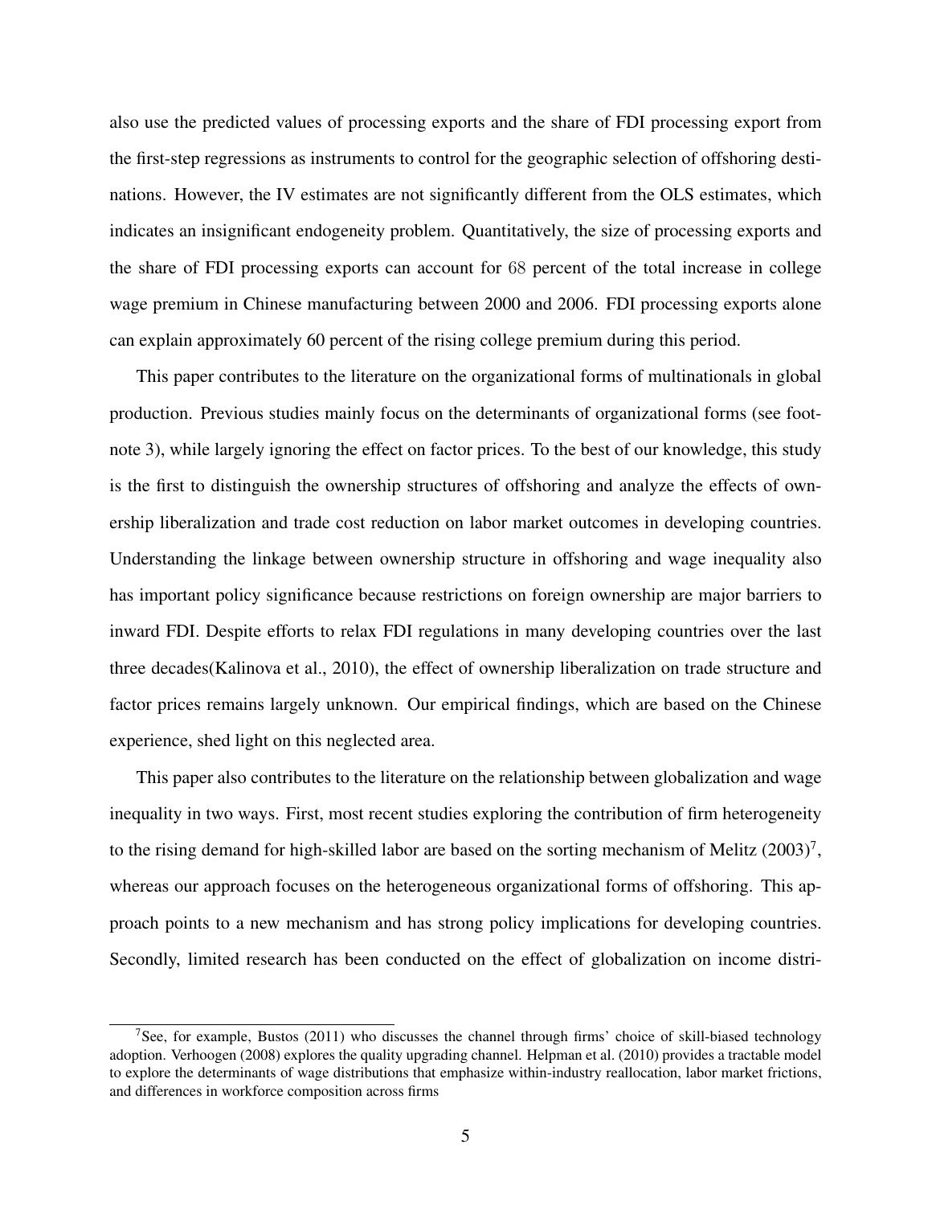also use the predicted values of processing exports and the share of FDI processing export from the first-step regressions as instruments to control for the geographic selection of offshoring destinations. However, the IV estimates are not significantly different from the OLS estimates, which indicates an insignificant endogeneity problem. Quantitatively, the size of processing exports and the share of FDI processing exports can account for 68 percent of the total increase in college wage premium in Chinese manufacturing between 2000 and 2006. FDI processing exports alone can explain approximately 60 percent of the rising college premium during this period.

This paper contributes to the literature on the organizational forms of multinationals in global production. Previous studies mainly focus on the determinants of organizational forms (see footnote 3), while largely ignoring the effect on factor prices. To the best of our knowledge, this study is the first to distinguish the ownership structures of offshoring and analyze the effects of ownership liberalization and trade cost reduction on labor market outcomes in developing countries. Understanding the linkage between ownership structure in offshoring and wage inequality also has important policy significance because restrictions on foreign ownership are major barriers to inward FDI. Despite efforts to relax FDI regulations in many developing countries over the last three decades(Kalinova et al., 2010), the effect of ownership liberalization on trade structure and factor prices remains largely unknown. Our empirical findings, which are based on the Chinese experience, shed light on this neglected area.

This paper also contributes to the literature on the relationship between globalization and wage inequality in two ways. First, most recent studies exploring the contribution of firm heterogeneity to the rising demand for high-skilled labor are based on the sorting mechanism of Melitz (2003)[7], whereas our approach focuses on the heterogeneous organizational forms of offshoring. This approach points to a new mechanism and has strong policy implications for developing countries. Secondly, limited research has been conducted on the effect of globalization on income distri-

[7]See, for example, Bustos (2011) who discusses the channel through firms' choice of skill-biased technology adoption. Verhoogen (2008) explores the quality upgrading channel. Helpman et al. (2010) provides a tractable model to explore the determinants of wage distributions that emphasize within-industry reallocation, labor market frictions, and differences in workforce composition across firms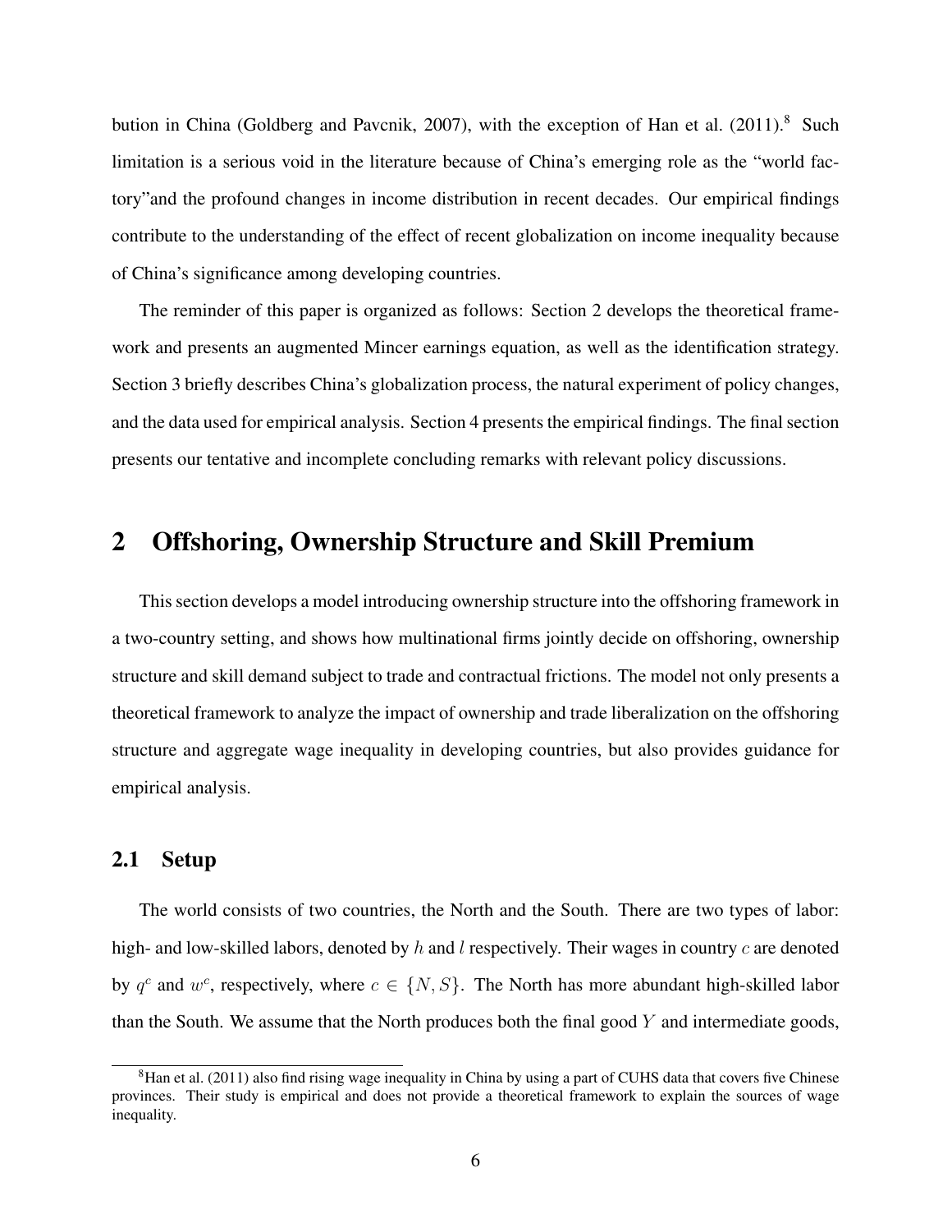bution in China (Goldberg and Pavcnik, 2007), with the exception of Han et al. (2011).[8] Such limitation is a serious void in the literature because of China's emerging role as the "world factory"and the profound changes in income distribution in recent decades. Our empirical findings contribute to the understanding of the effect of recent globalization on income inequality because of China's significance among developing countries.

The reminder of this paper is organized as follows: Section 2 develops the theoretical framework and presents an augmented Mincer earnings equation, as well as the identification strategy. Section 3 briefly describes China's globalization process, the natural experiment of policy changes, and the data used for empirical analysis. Section 4 presents the empirical findings. The final section presents our tentative and incomplete concluding remarks with relevant policy discussions.

## 2 Offshoring, Ownership Structure and Skill Premium

This section develops a model introducing ownership structure into the offshoring framework in a two-country setting, and shows how multinational firms jointly decide on offshoring, ownership structure and skill demand subject to trade and contractual frictions. The model not only presents a theoretical framework to analyze the impact of ownership and trade liberalization on the offshoring structure and aggregate wage inequality in developing countries, but also provides guidance for empirical analysis.

### 2.1 Setup

The world consists of two countries, the North and the South. There are two types of labor: high- and low-skilled labors, denoted by $h$ and $l$ respectively. Their wages in country $c$ are denoted by $q^c$ and $w^c$, respectively, where $c \in \{N, S\}$. The North has more abundant high-skilled labor than the South. We assume that the North produces both the final good $Y$ and intermediate goods,

[8] Han et al. (2011) also find rising wage inequality in China by using a part of CUHS data that covers five Chinese provinces. Their study is empirical and does not provide a theoretical framework to explain the sources of wage inequality.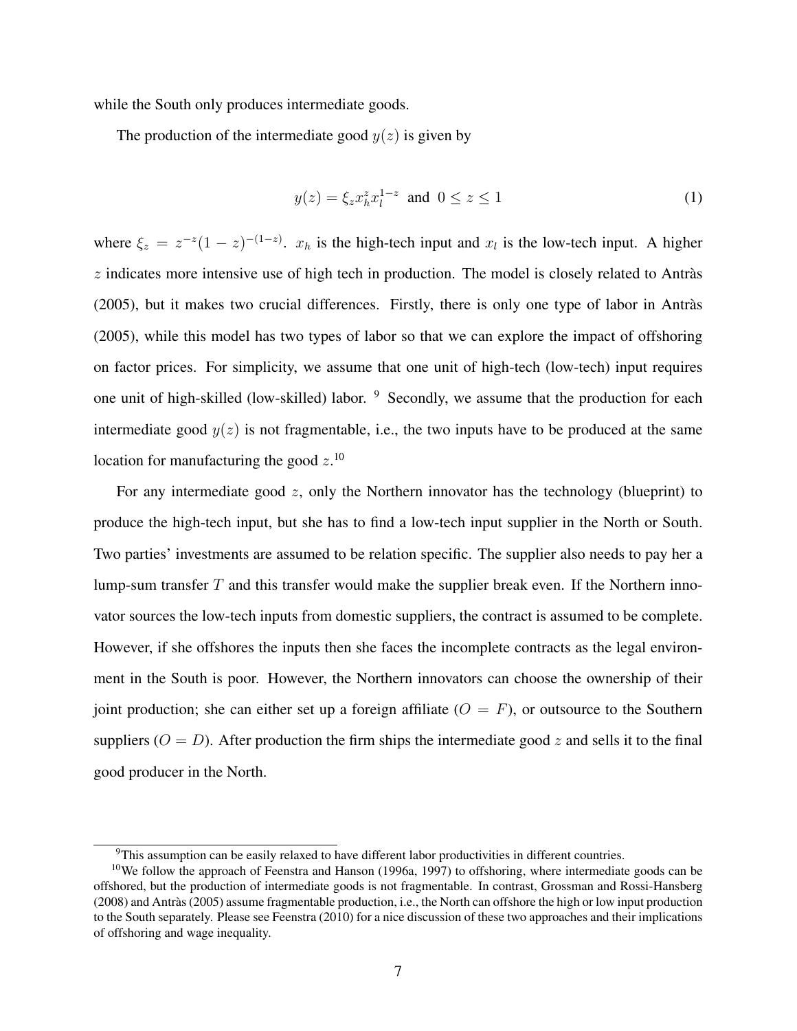while the South only produces intermediate goods.

The production of the intermediate good $y(z)$ is given by

$$y(z) = \xi_z x_h^z x_l^{1-z} \text{ and } 0 \leq z \leq 1 \tag{1}$$

where $\xi_z = z^{-z}(1-z)^{-(1-z)}$. $x_h$ is the high-tech input and $x_l$ is the low-tech input. A higher $z$ indicates more intensive use of high tech in production. The model is closely related to Antràs (2005), but it makes two crucial differences. Firstly, there is only one type of labor in Antràs (2005), while this model has two types of labor so that we can explore the impact of offshoring on factor prices. For simplicity, we assume that one unit of high-tech (low-tech) input requires one unit of high-skilled (low-skilled) labor. [9] Secondly, we assume that the production for each intermediate good $y(z)$ is not fragmentable, i.e., the two inputs have to be produced at the same location for manufacturing the good $z$.[10]

For any intermediate good $z$, only the Northern innovator has the technology (blueprint) to produce the high-tech input, but she has to find a low-tech input supplier in the North or South. Two parties' investments are assumed to be relation specific. The supplier also needs to pay her a lump-sum transfer $T$ and this transfer would make the supplier break even. If the Northern innovator sources the low-tech inputs from domestic suppliers, the contract is assumed to be complete. However, if she offshores the inputs then she faces the incomplete contracts as the legal environment in the South is poor. However, the Northern innovators can choose the ownership of their joint production; she can either set up a foreign affiliate ($O = F$), or outsource to the Southern suppliers ($O = D$). After production the firm ships the intermediate good $z$ and sells it to the final good producer in the North.

[9] This assumption can be easily relaxed to have different labor productivities in different countries.

[10] We follow the approach of Feenstra and Hanson (1996a, 1997) to offshoring, where intermediate goods can be offshored, but the production of intermediate goods is not fragmentable. In contrast, Grossman and Rossi-Hansberg (2008) and Antràs (2005) assume fragmentable production, i.e., the North can offshore the high or low input production to the South separately. Please see Feenstra (2010) for a nice discussion of these two approaches and their implications of offshoring and wage inequality.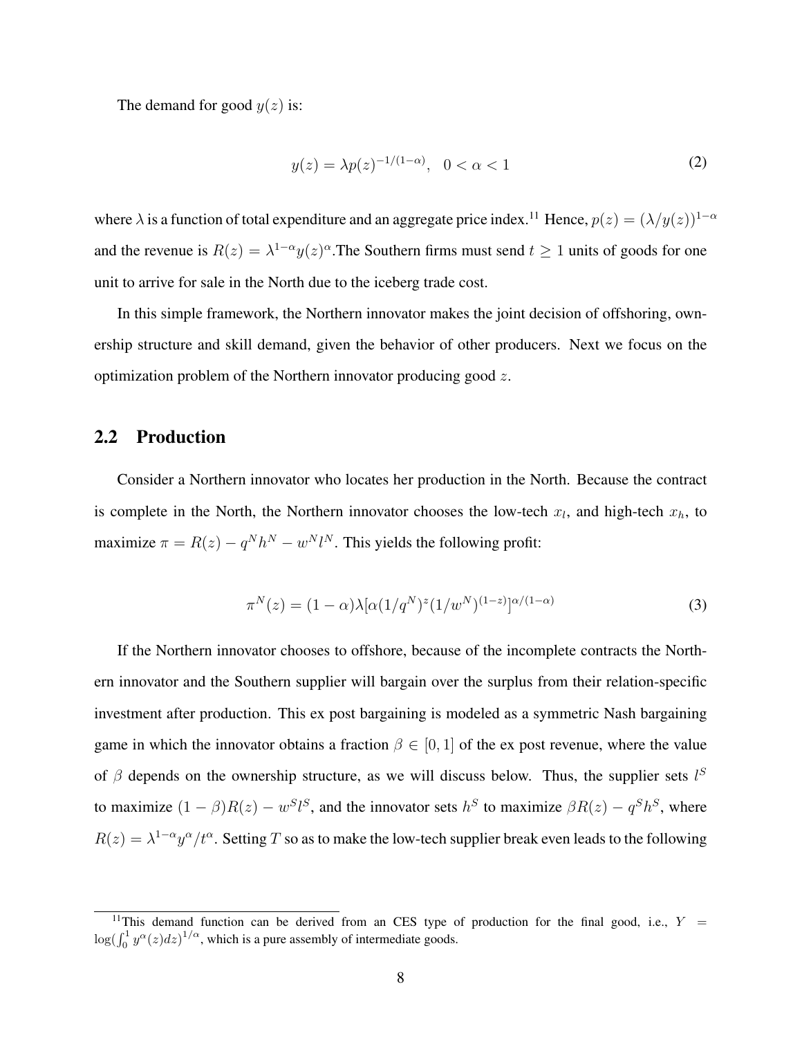The demand for good $y(z)$ is:

$$y(z) = \lambda p(z)^{-1/(1-\alpha)}, \quad 0 < \alpha < 1 \tag{2}$$

where $\lambda$ is a function of total expenditure and an aggregate price index.[11] Hence, $p(z) = (\lambda/y(z))^{1-\alpha}$ and the revenue is $R(z) = \lambda^{1-\alpha} y(z)^{\alpha}$.The Southern firms must send $t \geq 1$ units of goods for one unit to arrive for sale in the North due to the iceberg trade cost.

In this simple framework, the Northern innovator makes the joint decision of offshoring, ownership structure and skill demand, given the behavior of other producers. Next we focus on the optimization problem of the Northern innovator producing good $z$.

## 2.2 Production

Consider a Northern innovator who locates her production in the North. Because the contract is complete in the North, the Northern innovator chooses the low-tech $x_l$, and high-tech $x_h$, to maximize $\pi = R(z) - q^N h^N - w^N l^N$. This yields the following profit:

$$\pi^N(z) = (1-\alpha)\lambda[\alpha(1/q^N)^z (1/w^N)^{(1-z)}]^{\alpha/(1-\alpha)} \tag{3}$$

If the Northern innovator chooses to offshore, because of the incomplete contracts the Northern innovator and the Southern supplier will bargain over the surplus from their relation-specific investment after production. This ex post bargaining is modeled as a symmetric Nash bargaining game in which the innovator obtains a fraction $\beta \in [0, 1]$ of the ex post revenue, where the value of $\beta$ depends on the ownership structure, as we will discuss below. Thus, the supplier sets $l^S$ to maximize $(1-\beta)R(z) - w^S l^S$, and the innovator sets $h^S$ to maximize $\beta R(z) - q^S h^S$, where $R(z) = \lambda^{1-\alpha} y^{\alpha}/t^{\alpha}$. Setting $T$ so as to make the low-tech supplier break even leads to the following

[11] This demand function can be derived from an CES type of production for the final good, i.e., $Y = \log(\int_0^1 y^{\alpha}(z)dz)^{1/\alpha}$, which is a pure assembly of intermediate goods.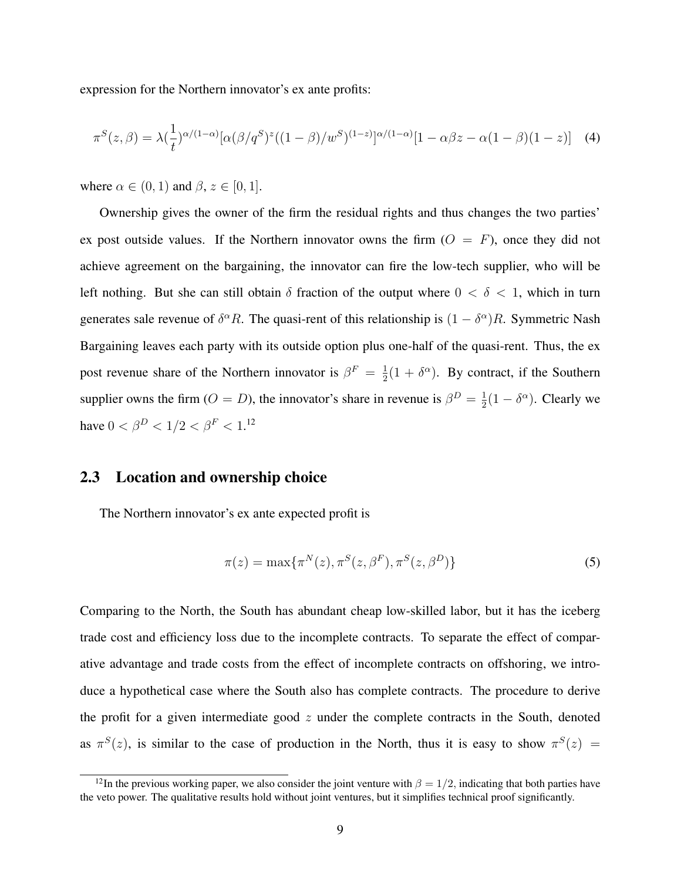expression for the Northern innovator's ex ante profits:

$$\pi^S(z,\beta) = \lambda(\frac{1}{t})^{\alpha/(1-\alpha)}[\alpha(\beta/q^S)^z((1-\beta)/w^S)^{(1-z)}]^{\alpha/(1-\alpha)}[1-\alpha\beta z-\alpha(1-\beta)(1-z)] \quad (4)$$

where $\alpha \in (0,1)$ and $\beta$, $z \in [0,1]$.

Ownership gives the owner of the firm the residual rights and thus changes the two parties' ex post outside values. If the Northern innovator owns the firm ($O = F$), once they did not achieve agreement on the bargaining, the innovator can fire the low-tech supplier, who will be left nothing. But she can still obtain $\delta$ fraction of the output where $0 < \delta < 1$, which in turn generates sale revenue of $\delta^\alpha R$. The quasi-rent of this relationship is $(1-\delta^\alpha)R$. Symmetric Nash Bargaining leaves each party with its outside option plus one-half of the quasi-rent. Thus, the ex post revenue share of the Northern innovator is $\beta^F = \frac{1}{2}(1+\delta^\alpha)$. By contract, if the Southern supplier owns the firm ($O = D$), the innovator's share in revenue is $\beta^D = \frac{1}{2}(1-\delta^\alpha)$. Clearly we have $0 < \beta^D < 1/2 < \beta^F < 1$.[12]

## 2.3 Location and ownership choice

The Northern innovator's ex ante expected profit is

$$\pi(z) = \max\{\pi^N(z), \pi^S(z,\beta^F), \pi^S(z,\beta^D)\} \quad (5)$$

Comparing to the North, the South has abundant cheap low-skilled labor, but it has the iceberg trade cost and efficiency loss due to the incomplete contracts. To separate the effect of comparative advantage and trade costs from the effect of incomplete contracts on offshoring, we introduce a hypothetical case where the South also has complete contracts. The procedure to derive the profit for a given intermediate good $z$ under the complete contracts in the South, denoted as $\pi^S(z)$, is similar to the case of production in the North, thus it is easy to show $\pi^S(z) =$

[12] In the previous working paper, we also consider the joint venture with $\beta = 1/2$, indicating that both parties have the veto power. The qualitative results hold without joint ventures, but it simplifies technical proof significantly.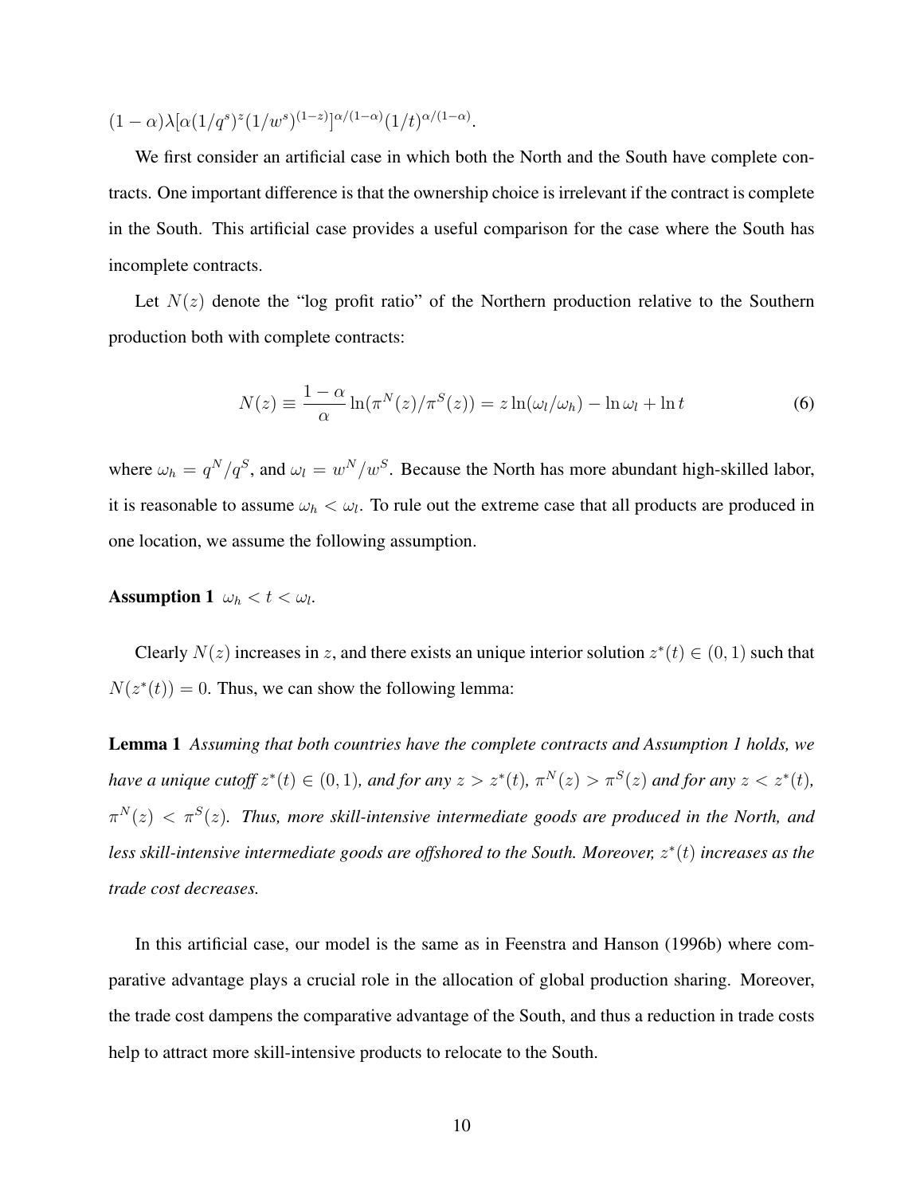$(1-\alpha)\lambda[\alpha(1/q^s)^z(1/w^s)^{(1-z)}]^{\alpha/(1-\alpha)}(1/t)^{\alpha/(1-\alpha)}$.

We first consider an artificial case in which both the North and the South have complete contracts. One important difference is that the ownership choice is irrelevant if the contract is complete in the South. This artificial case provides a useful comparison for the case where the South has incomplete contracts.

Let $N(z)$ denote the "log profit ratio" of the Northern production relative to the Southern production both with complete contracts:

$$N(z) \equiv \frac{1-\alpha}{\alpha}\ln(\pi^N(z)/\pi^S(z)) = z\ln(\omega_l/\omega_h) - \ln\omega_l + \ln t \tag{6}$$

where $\omega_h = q^N/q^S$, and $\omega_l = w^N/w^S$. Because the North has more abundant high-skilled labor, it is reasonable to assume $\omega_h < \omega_l$. To rule out the extreme case that all products are produced in one location, we assume the following assumption.

**Assumption 1** $\omega_h < t < \omega_l$.

Clearly $N(z)$ increases in $z$, and there exists an unique interior solution $z^*(t) \in (0,1)$ such that $N(z^*(t)) = 0$. Thus, we can show the following lemma:

**Lemma 1** *Assuming that both countries have the complete contracts and Assumption 1 holds, we have a unique cutoff $z^*(t) \in (0,1)$, and for any $z > z^*(t)$, $\pi^N(z) > \pi^S(z)$ and for any $z < z^*(t)$, $\pi^N(z) < \pi^S(z)$. Thus, more skill-intensive intermediate goods are produced in the North, and less skill-intensive intermediate goods are offshored to the South. Moreover, $z^*(t)$ increases as the trade cost decreases.*

In this artificial case, our model is the same as in Feenstra and Hanson (1996b) where comparative advantage plays a crucial role in the allocation of global production sharing. Moreover, the trade cost dampens the comparative advantage of the South, and thus a reduction in trade costs help to attract more skill-intensive products to relocate to the South.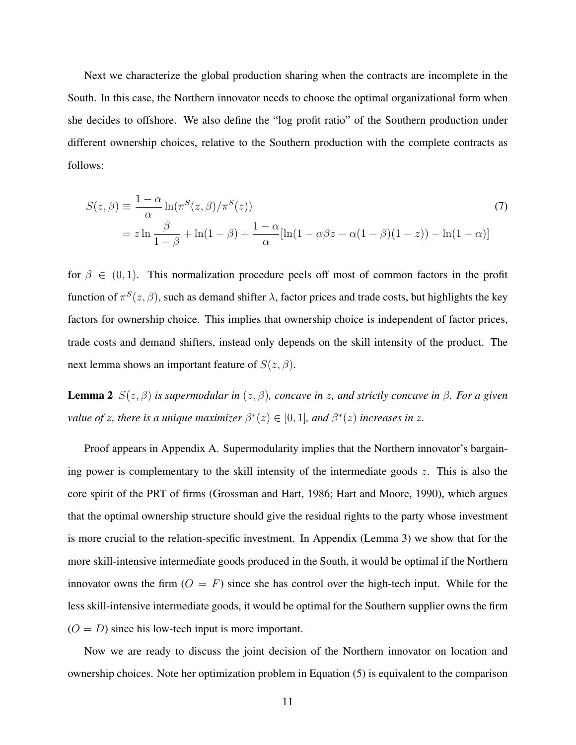Next we characterize the global production sharing when the contracts are incomplete in the South. In this case, the Northern innovator needs to choose the optimal organizational form when she decides to offshore. We also define the "log profit ratio" of the Southern production under different ownership choices, relative to the Southern production with the complete contracts as follows:

$$
\begin{aligned}
S(z,\beta) &\equiv \frac{1-\alpha}{\alpha}\ln(\pi^S(z,\beta)/\pi^S(z)) \\
&= z\ln\frac{\beta}{1-\beta} + \ln(1-\beta) + \frac{1-\alpha}{\alpha}[\ln(1-\alpha\beta z - \alpha(1-\beta)(1-z)) - \ln(1-\alpha)]
\end{aligned} \tag{7}
$$

for $\beta \in (0,1)$. This normalization procedure peels off most of common factors in the profit function of $\pi^S(z,\beta)$, such as demand shifter $\lambda$, factor prices and trade costs, but highlights the key factors for ownership choice. This implies that ownership choice is independent of factor prices, trade costs and demand shifters, instead only depends on the skill intensity of the product. The next lemma shows an important feature of $S(z,\beta)$.

**Lemma 2** *$S(z,\beta)$ is supermodular in $(z,\beta)$, concave in $z$, and strictly concave in $\beta$. For a given value of $z$, there is a unique maximizer $\beta^*(z) \in [0,1]$, and $\beta^*(z)$ increases in $z$.*

Proof appears in Appendix A. Supermodularity implies that the Northern innovator's bargaining power is complementary to the skill intensity of the intermediate goods $z$. This is also the core spirit of the PRT of firms (Grossman and Hart, 1986; Hart and Moore, 1990), which argues that the optimal ownership structure should give the residual rights to the party whose investment is more crucial to the relation-specific investment. In Appendix (Lemma 3) we show that for the more skill-intensive intermediate goods produced in the South, it would be optimal if the Northern innovator owns the firm ($O = F$) since she has control over the high-tech input. While for the less skill-intensive intermediate goods, it would be optimal for the Southern supplier owns the firm ($O = D$) since his low-tech input is more important.

Now we are ready to discuss the joint decision of the Northern innovator on location and ownership choices. Note her optimization problem in Equation (5) is equivalent to the comparison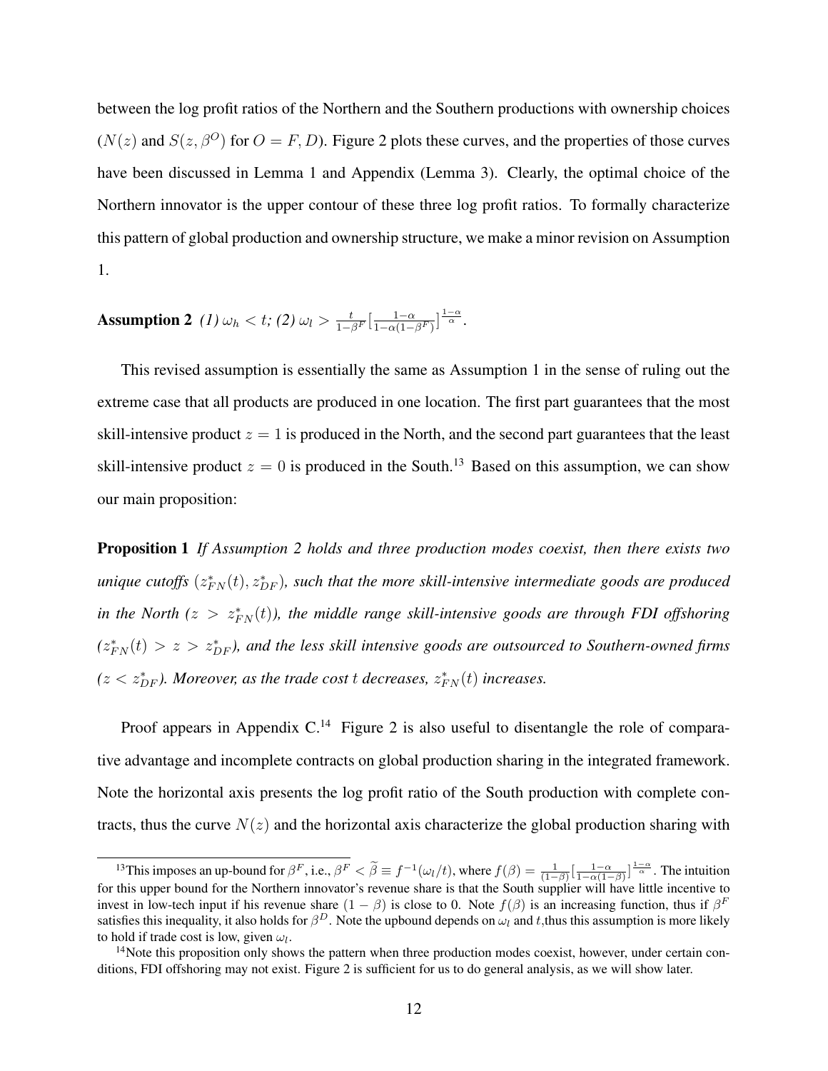between the log profit ratios of the Northern and the Southern productions with ownership choices ($N(z)$ and $S(z, \beta^O)$ for $O = F, D$). Figure 2 plots these curves, and the properties of those curves have been discussed in Lemma 1 and Appendix (Lemma 3). Clearly, the optimal choice of the Northern innovator is the upper contour of these three log profit ratios. To formally characterize this pattern of global production and ownership structure, we make a minor revision on Assumption 1.

**Assumption 2** *(1) $\omega_h < t$; (2) $\omega_l > \frac{t}{1-\beta^F}\left[\frac{1-\alpha}{1-\alpha(1-\beta^F)}\right]^{\frac{1-\alpha}{\alpha}}$.*

This revised assumption is essentially the same as Assumption 1 in the sense of ruling out the extreme case that all products are produced in one location. The first part guarantees that the most skill-intensive product $z = 1$ is produced in the North, and the second part guarantees that the least skill-intensive product $z = 0$ is produced in the South.[13] Based on this assumption, we can show our main proposition:

**Proposition 1** *If Assumption 2 holds and three production modes coexist, then there exists two unique cutoffs $(z^*_{FN}(t), z^*_{DF})$, such that the more skill-intensive intermediate goods are produced in the North ($z > z^*_{FN}(t)$), the middle range skill-intensive goods are through FDI offshoring ($z^*_{FN}(t) > z > z^*_{DF}$), and the less skill intensive goods are outsourced to Southern-owned firms ($z < z^*_{DF}$). Moreover, as the trade cost $t$ decreases, $z^*_{FN}(t)$ increases.*

Proof appears in Appendix C.[14] Figure 2 is also useful to disentangle the role of comparative advantage and incomplete contracts on global production sharing in the integrated framework. Note the horizontal axis presents the log profit ratio of the South production with complete contracts, thus the curve $N(z)$ and the horizontal axis characterize the global production sharing with

[13] This imposes an up-bound for $\beta^F$, i.e., $\beta^F < \widetilde{\beta} \equiv f^{-1}(\omega_l/t)$, where $f(\beta) = \frac{1}{(1-\beta)}\left[\frac{1-\alpha}{1-\alpha(1-\beta)}\right]^{\frac{1-\alpha}{\alpha}}$. The intuition for this upper bound for the Northern innovator's revenue share is that the South supplier will have little incentive to invest in low-tech input if his revenue share $(1-\beta)$ is close to 0. Note $f(\beta)$ is an increasing function, thus if $\beta^F$ satisfies this inequality, it also holds for $\beta^D$. Note the upbound depends on $\omega_l$ and $t$,thus this assumption is more likely to hold if trade cost is low, given $\omega_l$.

[14] Note this proposition only shows the pattern when three production modes coexist, however, under certain conditions, FDI offshoring may not exist. Figure 2 is sufficient for us to do general analysis, as we will show later.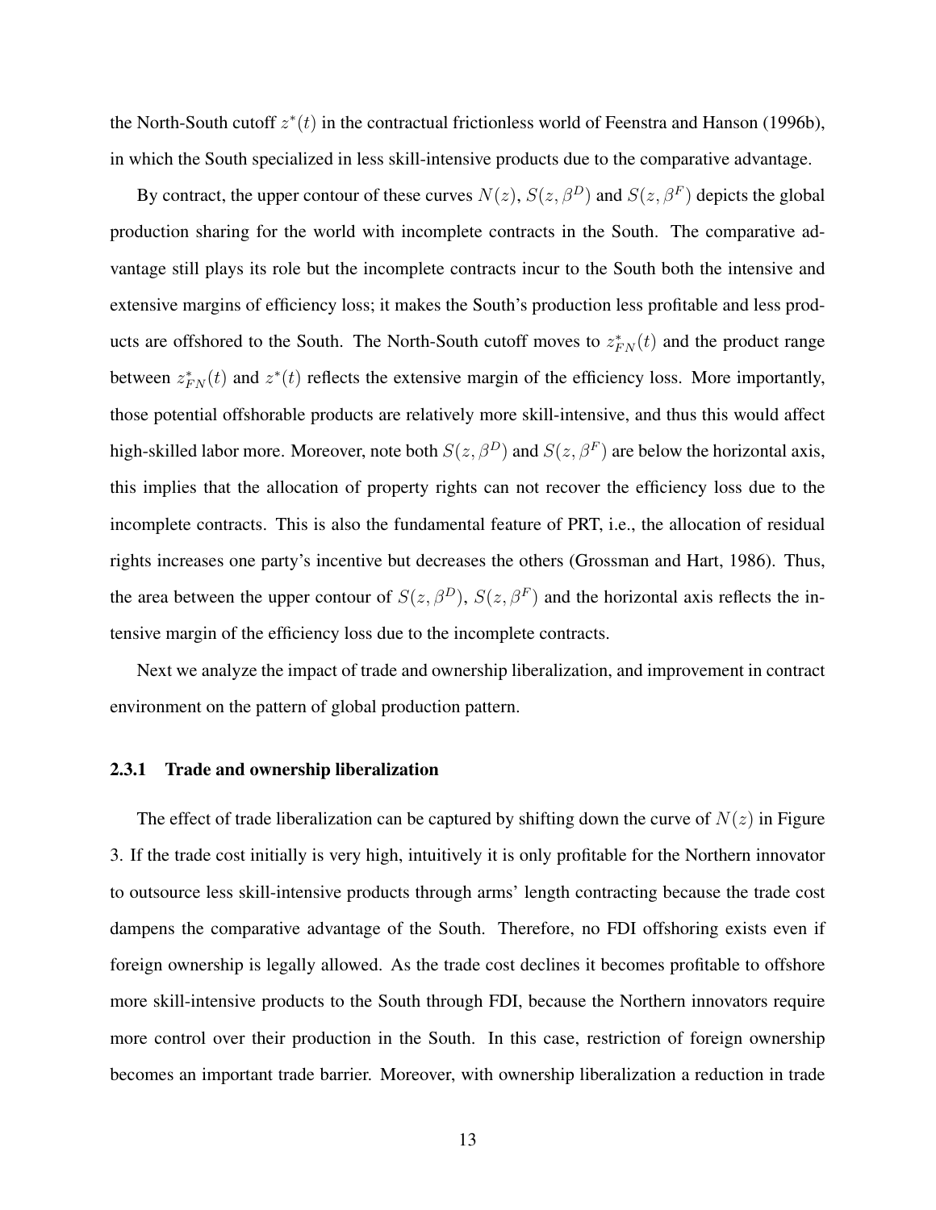the North-South cutoff $z^*(t)$ in the contractual frictionless world of Feenstra and Hanson (1996b), in which the South specialized in less skill-intensive products due to the comparative advantage.

By contract, the upper contour of these curves $N(z)$, $S(z, \beta^D)$ and $S(z, \beta^F)$ depicts the global production sharing for the world with incomplete contracts in the South. The comparative advantage still plays its role but the incomplete contracts incur to the South both the intensive and extensive margins of efficiency loss; it makes the South's production less profitable and less products are offshored to the South. The North-South cutoff moves to $z^*_{FN}(t)$ and the product range between $z^*_{FN}(t)$ and $z^*(t)$ reflects the extensive margin of the efficiency loss. More importantly, those potential offshorable products are relatively more skill-intensive, and thus this would affect high-skilled labor more. Moreover, note both $S(z, \beta^D)$ and $S(z, \beta^F)$ are below the horizontal axis, this implies that the allocation of property rights can not recover the efficiency loss due to the incomplete contracts. This is also the fundamental feature of PRT, i.e., the allocation of residual rights increases one party's incentive but decreases the others (Grossman and Hart, 1986). Thus, the area between the upper contour of $S(z, \beta^D)$, $S(z, \beta^F)$ and the horizontal axis reflects the intensive margin of the efficiency loss due to the incomplete contracts.

Next we analyze the impact of trade and ownership liberalization, and improvement in contract environment on the pattern of global production pattern.

### 2.3.1 Trade and ownership liberalization

The effect of trade liberalization can be captured by shifting down the curve of $N(z)$ in Figure 3. If the trade cost initially is very high, intuitively it is only profitable for the Northern innovator to outsource less skill-intensive products through arms' length contracting because the trade cost dampens the comparative advantage of the South. Therefore, no FDI offshoring exists even if foreign ownership is legally allowed. As the trade cost declines it becomes profitable to offshore more skill-intensive products to the South through FDI, because the Northern innovators require more control over their production in the South. In this case, restriction of foreign ownership becomes an important trade barrier. Moreover, with ownership liberalization a reduction in trade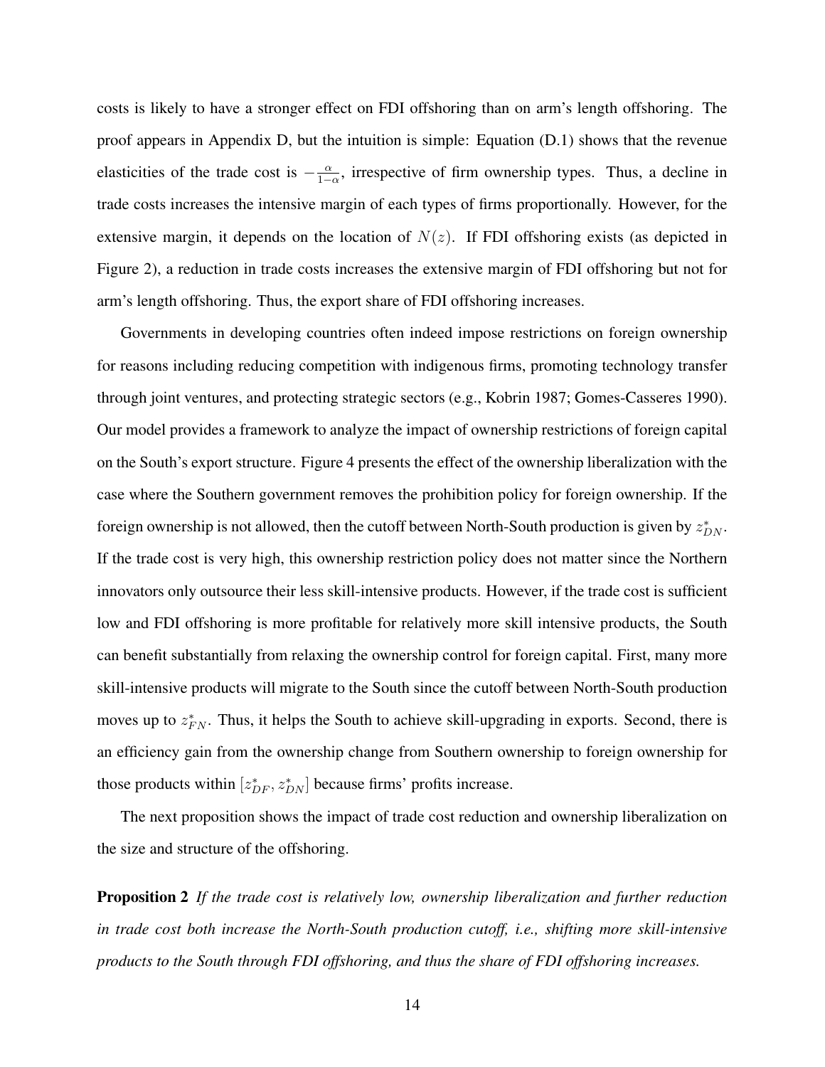costs is likely to have a stronger effect on FDI offshoring than on arm's length offshoring. The proof appears in Appendix D, but the intuition is simple: Equation (D.1) shows that the revenue elasticities of the trade cost is $-\frac{\alpha}{1-\alpha}$, irrespective of firm ownership types. Thus, a decline in trade costs increases the intensive margin of each types of firms proportionally. However, for the extensive margin, it depends on the location of $N(z)$. If FDI offshoring exists (as depicted in Figure 2), a reduction in trade costs increases the extensive margin of FDI offshoring but not for arm's length offshoring. Thus, the export share of FDI offshoring increases.

Governments in developing countries often indeed impose restrictions on foreign ownership for reasons including reducing competition with indigenous firms, promoting technology transfer through joint ventures, and protecting strategic sectors (e.g., Kobrin 1987; Gomes-Casseres 1990). Our model provides a framework to analyze the impact of ownership restrictions of foreign capital on the South's export structure. Figure 4 presents the effect of the ownership liberalization with the case where the Southern government removes the prohibition policy for foreign ownership. If the foreign ownership is not allowed, then the cutoff between North-South production is given by $z^*_{DN}$. If the trade cost is very high, this ownership restriction policy does not matter since the Northern innovators only outsource their less skill-intensive products. However, if the trade cost is sufficient low and FDI offshoring is more profitable for relatively more skill intensive products, the South can benefit substantially from relaxing the ownership control for foreign capital. First, many more skill-intensive products will migrate to the South since the cutoff between North-South production moves up to $z^*_{FN}$. Thus, it helps the South to achieve skill-upgrading in exports. Second, there is an efficiency gain from the ownership change from Southern ownership to foreign ownership for those products within $[z^*_{DF}, z^*_{DN}]$ because firms' profits increase.

The next proposition shows the impact of trade cost reduction and ownership liberalization on the size and structure of the offshoring.

**Proposition 2** *If the trade cost is relatively low, ownership liberalization and further reduction in trade cost both increase the North-South production cutoff, i.e., shifting more skill-intensive products to the South through FDI offshoring, and thus the share of FDI offshoring increases.*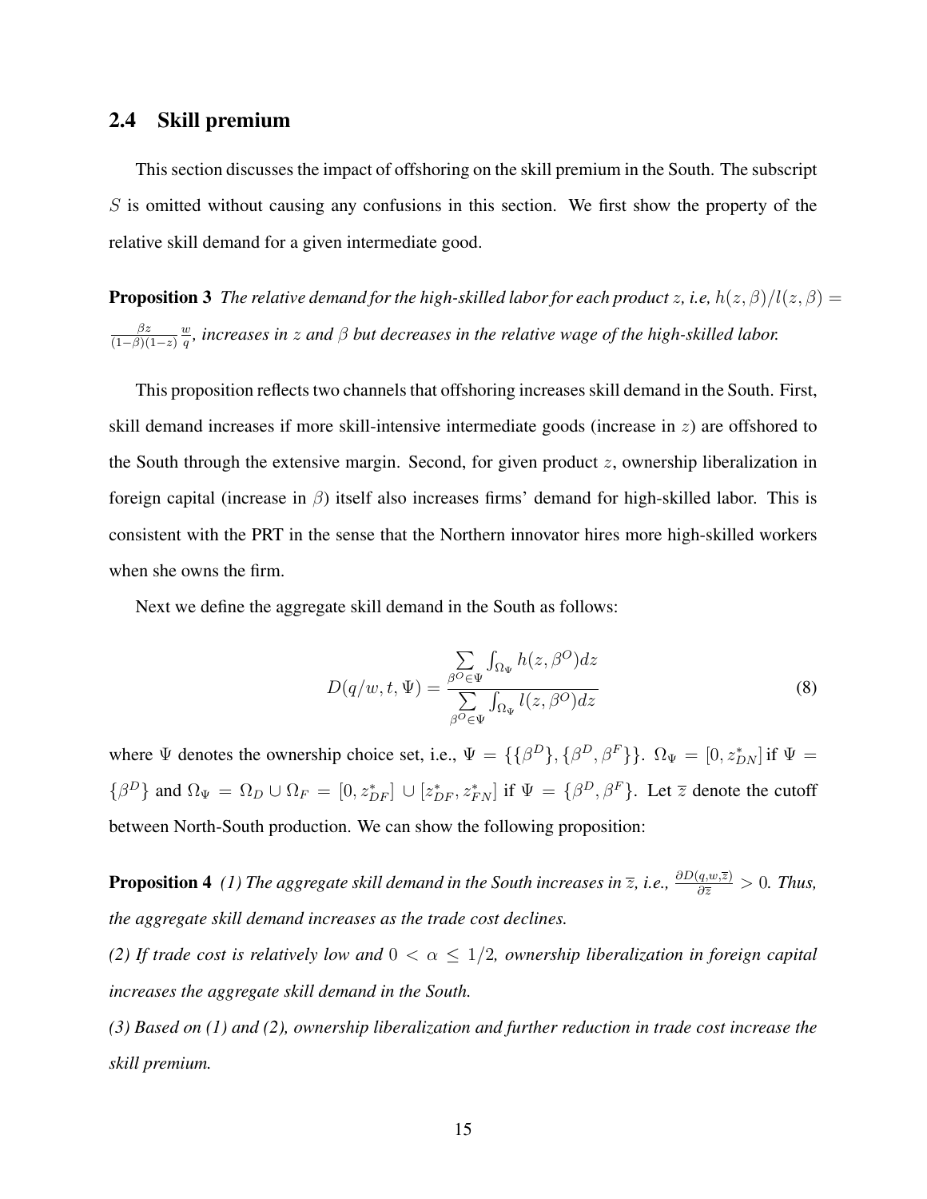## 2.4 Skill premium

This section discusses the impact of offshoring on the skill premium in the South. The subscript $S$ is omitted without causing any confusions in this section. We first show the property of the relative skill demand for a given intermediate good.

**Proposition 3** *The relative demand for the high-skilled labor for each product $z$, i.e, $h(z,\beta)/l(z,\beta) = \frac{\beta z}{(1-\beta)(1-z)}\frac{w}{q}$, increases in $z$ and $\beta$ but decreases in the relative wage of the high-skilled labor.*

This proposition reflects two channels that offshoring increases skill demand in the South. First, skill demand increases if more skill-intensive intermediate goods (increase in $z$) are offshored to the South through the extensive margin. Second, for given product $z$, ownership liberalization in foreign capital (increase in $\beta$) itself also increases firms' demand for high-skilled labor. This is consistent with the PRT in the sense that the Northern innovator hires more high-skilled workers when she owns the firm.

Next we define the aggregate skill demand in the South as follows:

$$D(q/w, t, \Psi) = \frac{\sum_{\beta^O \in \Psi} \int_{\Omega_\Psi} h(z, \beta^O) dz}{\sum_{\beta^O \in \Psi} \int_{\Omega_\Psi} l(z, \beta^O) dz} \tag{8}$$

where $\Psi$ denotes the ownership choice set, i.e., $\Psi = \{\{\beta^D\}, \{\beta^D, \beta^F\}\}$. $\Omega_\Psi = [0, z^*_{DN}]$ if $\Psi = \{\beta^D\}$ and $\Omega_\Psi = \Omega_D \cup \Omega_F = [0, z^*_{DF}] \cup [z^*_{DF}, z^*_{FN}]$ if $\Psi = \{\beta^D, \beta^F\}$. Let $\overline{z}$ denote the cutoff between North-South production. We can show the following proposition:

**Proposition 4** *(1) The aggregate skill demand in the South increases in $\overline{z}$, i.e., $\frac{\partial D(q,w,\overline{z})}{\partial \overline{z}} > 0$. Thus, the aggregate skill demand increases as the trade cost declines.*

*(2) If trade cost is relatively low and $0 < \alpha \leq 1/2$, ownership liberalization in foreign capital increases the aggregate skill demand in the South.*

*(3) Based on (1) and (2), ownership liberalization and further reduction in trade cost increase the skill premium.*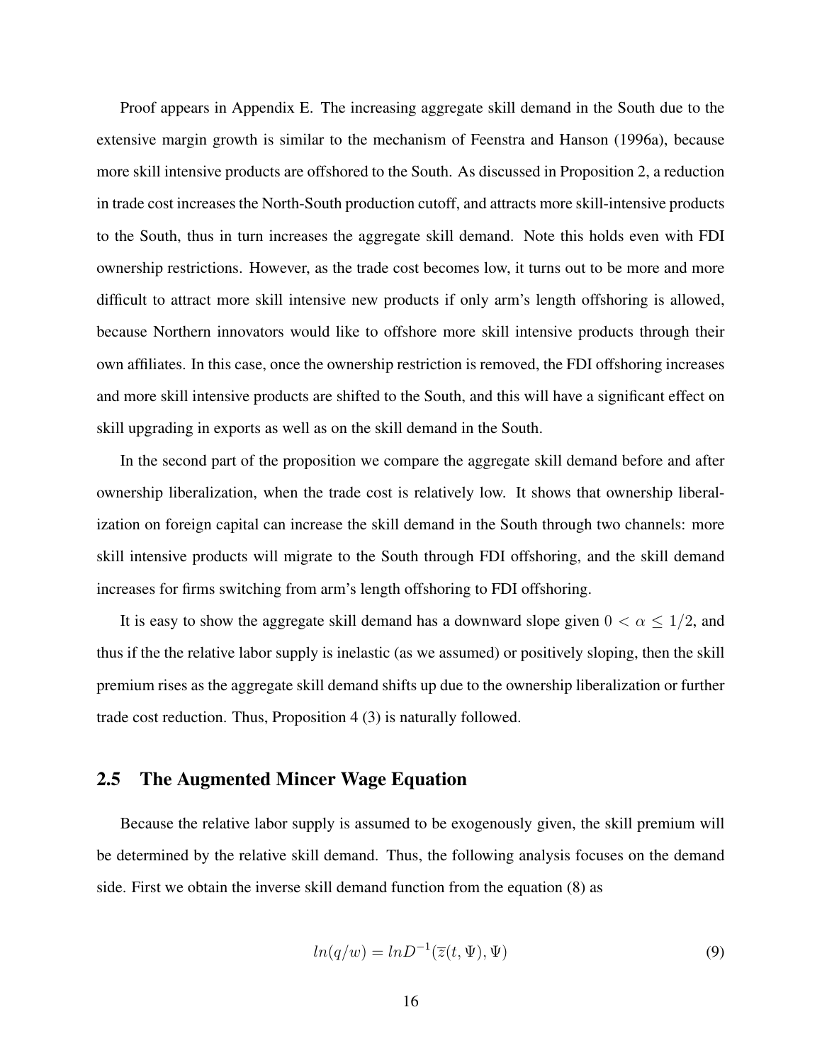Proof appears in Appendix E. The increasing aggregate skill demand in the South due to the extensive margin growth is similar to the mechanism of Feenstra and Hanson (1996a), because more skill intensive products are offshored to the South. As discussed in Proposition 2, a reduction in trade cost increases the North-South production cutoff, and attracts more skill-intensive products to the South, thus in turn increases the aggregate skill demand. Note this holds even with FDI ownership restrictions. However, as the trade cost becomes low, it turns out to be more and more difficult to attract more skill intensive new products if only arm's length offshoring is allowed, because Northern innovators would like to offshore more skill intensive products through their own affiliates. In this case, once the ownership restriction is removed, the FDI offshoring increases and more skill intensive products are shifted to the South, and this will have a significant effect on skill upgrading in exports as well as on the skill demand in the South.

In the second part of the proposition we compare the aggregate skill demand before and after ownership liberalization, when the trade cost is relatively low. It shows that ownership liberalization on foreign capital can increase the skill demand in the South through two channels: more skill intensive products will migrate to the South through FDI offshoring, and the skill demand increases for firms switching from arm's length offshoring to FDI offshoring.

It is easy to show the aggregate skill demand has a downward slope given $0 < \alpha \leq 1/2$, and thus if the the relative labor supply is inelastic (as we assumed) or positively sloping, then the skill premium rises as the aggregate skill demand shifts up due to the ownership liberalization or further trade cost reduction. Thus, Proposition 4 (3) is naturally followed.

## 2.5 The Augmented Mincer Wage Equation

Because the relative labor supply is assumed to be exogenously given, the skill premium will be determined by the relative skill demand. Thus, the following analysis focuses on the demand side. First we obtain the inverse skill demand function from the equation (8) as

$$ln(q/w) = lnD^{-1}(\overline{z}(t, \Psi), \Psi) \tag{9}$$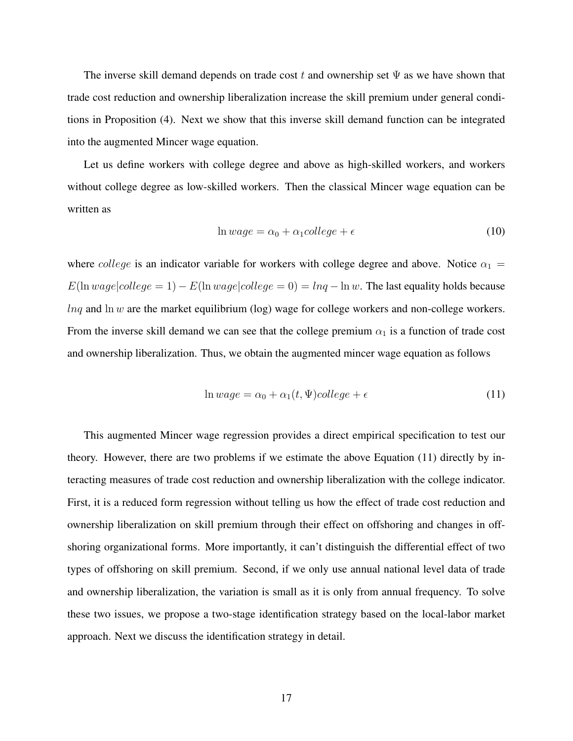The inverse skill demand depends on trade cost $t$ and ownership set $\Psi$ as we have shown that trade cost reduction and ownership liberalization increase the skill premium under general conditions in Proposition (4). Next we show that this inverse skill demand function can be integrated into the augmented Mincer wage equation.

Let us define workers with college degree and above as high-skilled workers, and workers without college degree as low-skilled workers. Then the classical Mincer wage equation can be written as

$$\ln wage = \alpha_0 + \alpha_1 college + \epsilon \tag{10}$$

where $college$ is an indicator variable for workers with college degree and above. Notice $\alpha_1 = E(\ln wage|college = 1) - E(\ln wage|college = 0) = lnq - \ln w$. The last equality holds because $lnq$ and $\ln w$ are the market equilibrium (log) wage for college workers and non-college workers. From the inverse skill demand we can see that the college premium $\alpha_1$ is a function of trade cost and ownership liberalization. Thus, we obtain the augmented mincer wage equation as follows

$$\ln wage = \alpha_0 + \alpha_1(t, \Psi) college + \epsilon \tag{11}$$

This augmented Mincer wage regression provides a direct empirical specification to test our theory. However, there are two problems if we estimate the above Equation (11) directly by interacting measures of trade cost reduction and ownership liberalization with the college indicator. First, it is a reduced form regression without telling us how the effect of trade cost reduction and ownership liberalization on skill premium through their effect on offshoring and changes in offshoring organizational forms. More importantly, it can't distinguish the differential effect of two types of offshoring on skill premium. Second, if we only use annual national level data of trade and ownership liberalization, the variation is small as it is only from annual frequency. To solve these two issues, we propose a two-stage identification strategy based on the local-labor market approach. Next we discuss the identification strategy in detail.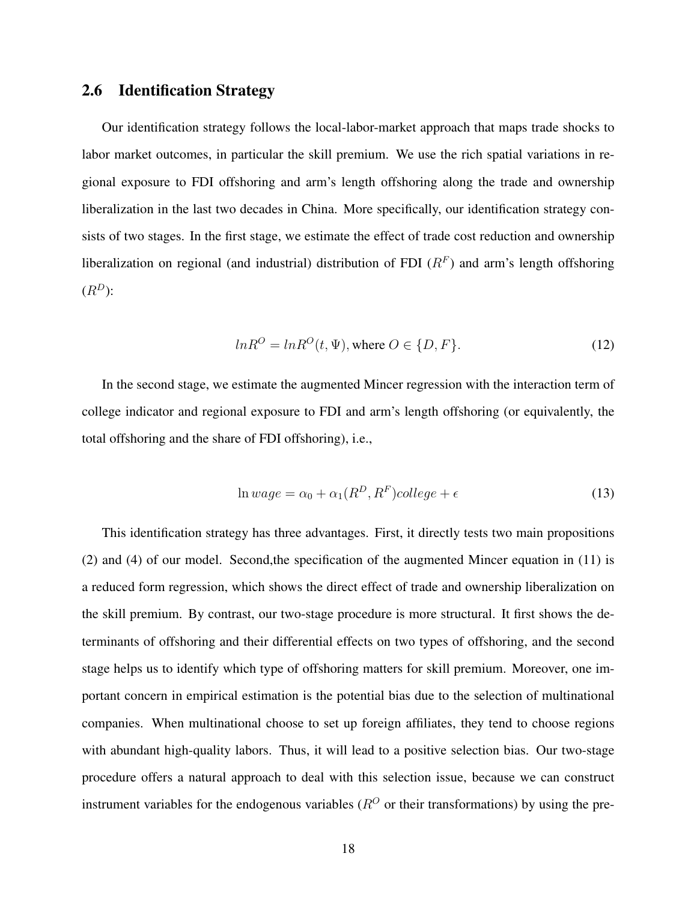## 2.6 Identification Strategy

Our identification strategy follows the local-labor-market approach that maps trade shocks to labor market outcomes, in particular the skill premium. We use the rich spatial variations in regional exposure to FDI offshoring and arm's length offshoring along the trade and ownership liberalization in the last two decades in China. More specifically, our identification strategy consists of two stages. In the first stage, we estimate the effect of trade cost reduction and ownership liberalization on regional (and industrial) distribution of FDI ($R^F$) and arm's length offshoring ($R^D$):

$$lnR^O = lnR^O(t, \Psi), \text{where } O \in \{D, F\}. \tag{12}$$

In the second stage, we estimate the augmented Mincer regression with the interaction term of college indicator and regional exposure to FDI and arm's length offshoring (or equivalently, the total offshoring and the share of FDI offshoring), i.e.,

$$\ln wage = \alpha_0 + \alpha_1(R^D, R^F)college + \epsilon \tag{13}$$

This identification strategy has three advantages. First, it directly tests two main propositions (2) and (4) of our model. Second,the specification of the augmented Mincer equation in (11) is a reduced form regression, which shows the direct effect of trade and ownership liberalization on the skill premium. By contrast, our two-stage procedure is more structural. It first shows the determinants of offshoring and their differential effects on two types of offshoring, and the second stage helps us to identify which type of offshoring matters for skill premium. Moreover, one important concern in empirical estimation is the potential bias due to the selection of multinational companies. When multinational choose to set up foreign affiliates, they tend to choose regions with abundant high-quality labors. Thus, it will lead to a positive selection bias. Our two-stage procedure offers a natural approach to deal with this selection issue, because we can construct instrument variables for the endogenous variables ($R^O$ or their transformations) by using the pre-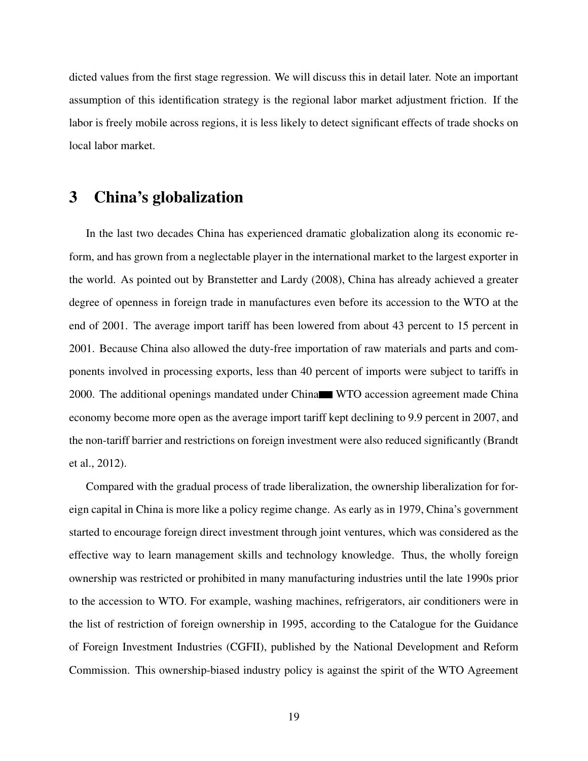dicted values from the first stage regression. We will discuss this in detail later. Note an important assumption of this identification strategy is the regional labor market adjustment friction. If the labor is freely mobile across regions, it is less likely to detect significant effects of trade shocks on local labor market.

# 3 China's globalization

In the last two decades China has experienced dramatic globalization along its economic reform, and has grown from a neglectable player in the international market to the largest exporter in the world. As pointed out by Branstetter and Lardy (2008), China has already achieved a greater degree of openness in foreign trade in manufactures even before its accession to the WTO at the end of 2001. The average import tariff has been lowered from about 43 percent to 15 percent in 2001. Because China also allowed the duty-free importation of raw materials and parts and components involved in processing exports, less than 40 percent of imports were subject to tariffs in 2000. The additional openings mandated under China■ WTO accession agreement made China economy become more open as the average import tariff kept declining to 9.9 percent in 2007, and the non-tariff barrier and restrictions on foreign investment were also reduced significantly (Brandt et al., 2012).

Compared with the gradual process of trade liberalization, the ownership liberalization for foreign capital in China is more like a policy regime change. As early as in 1979, China's government started to encourage foreign direct investment through joint ventures, which was considered as the effective way to learn management skills and technology knowledge. Thus, the wholly foreign ownership was restricted or prohibited in many manufacturing industries until the late 1990s prior to the accession to WTO. For example, washing machines, refrigerators, air conditioners were in the list of restriction of foreign ownership in 1995, according to the Catalogue for the Guidance of Foreign Investment Industries (CGFII), published by the National Development and Reform Commission. This ownership-biased industry policy is against the spirit of the WTO Agreement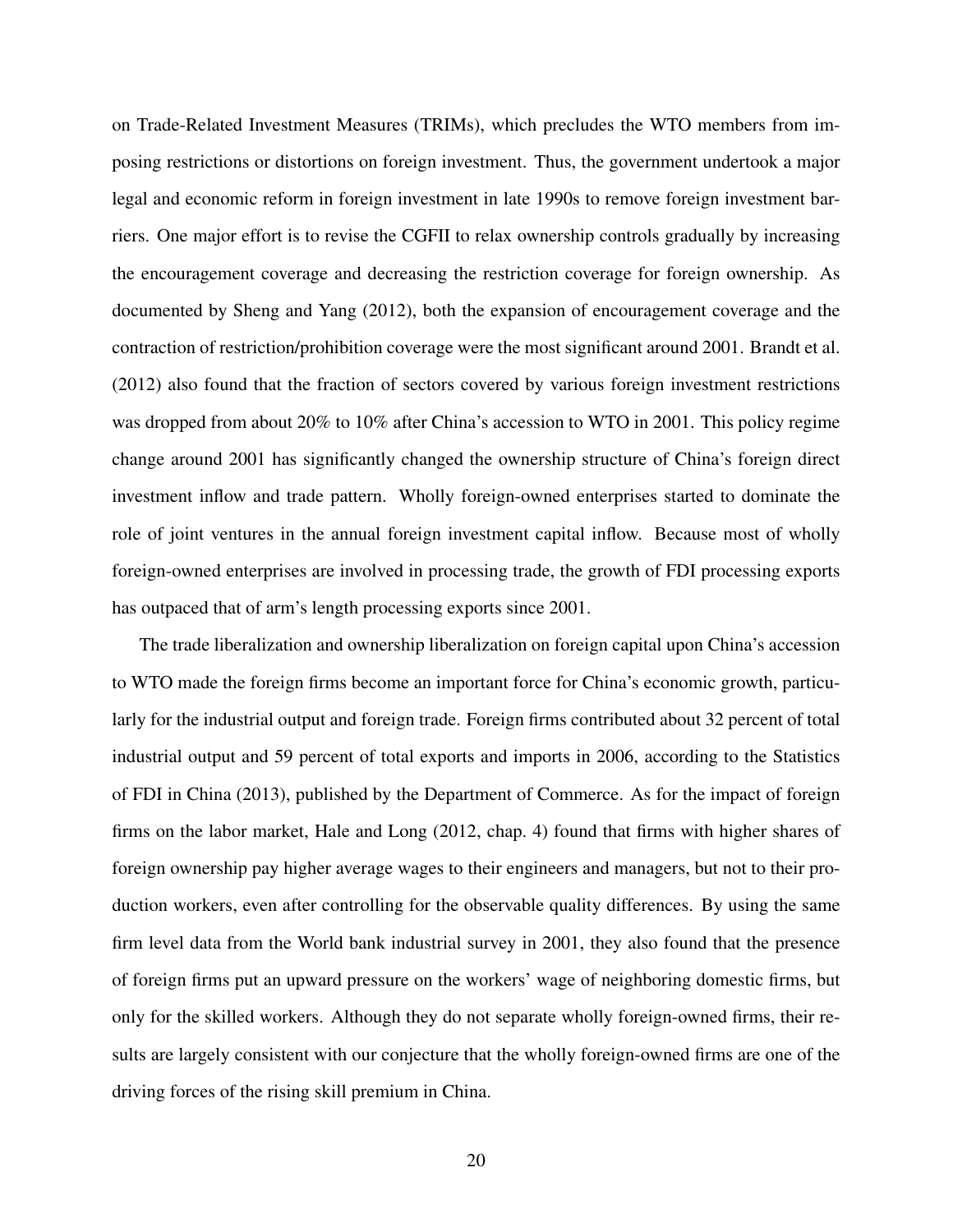on Trade-Related Investment Measures (TRIMs), which precludes the WTO members from imposing restrictions or distortions on foreign investment. Thus, the government undertook a major legal and economic reform in foreign investment in late 1990s to remove foreign investment barriers. One major effort is to revise the CGFII to relax ownership controls gradually by increasing the encouragement coverage and decreasing the restriction coverage for foreign ownership. As documented by Sheng and Yang (2012), both the expansion of encouragement coverage and the contraction of restriction/prohibition coverage were the most significant around 2001. Brandt et al. (2012) also found that the fraction of sectors covered by various foreign investment restrictions was dropped from about 20% to 10% after China's accession to WTO in 2001. This policy regime change around 2001 has significantly changed the ownership structure of China's foreign direct investment inflow and trade pattern. Wholly foreign-owned enterprises started to dominate the role of joint ventures in the annual foreign investment capital inflow. Because most of wholly foreign-owned enterprises are involved in processing trade, the growth of FDI processing exports has outpaced that of arm's length processing exports since 2001.

The trade liberalization and ownership liberalization on foreign capital upon China's accession to WTO made the foreign firms become an important force for China's economic growth, particularly for the industrial output and foreign trade. Foreign firms contributed about 32 percent of total industrial output and 59 percent of total exports and imports in 2006, according to the Statistics of FDI in China (2013), published by the Department of Commerce. As for the impact of foreign firms on the labor market, Hale and Long (2012, chap. 4) found that firms with higher shares of foreign ownership pay higher average wages to their engineers and managers, but not to their production workers, even after controlling for the observable quality differences. By using the same firm level data from the World bank industrial survey in 2001, they also found that the presence of foreign firms put an upward pressure on the workers' wage of neighboring domestic firms, but only for the skilled workers. Although they do not separate wholly foreign-owned firms, their results are largely consistent with our conjecture that the wholly foreign-owned firms are one of the driving forces of the rising skill premium in China.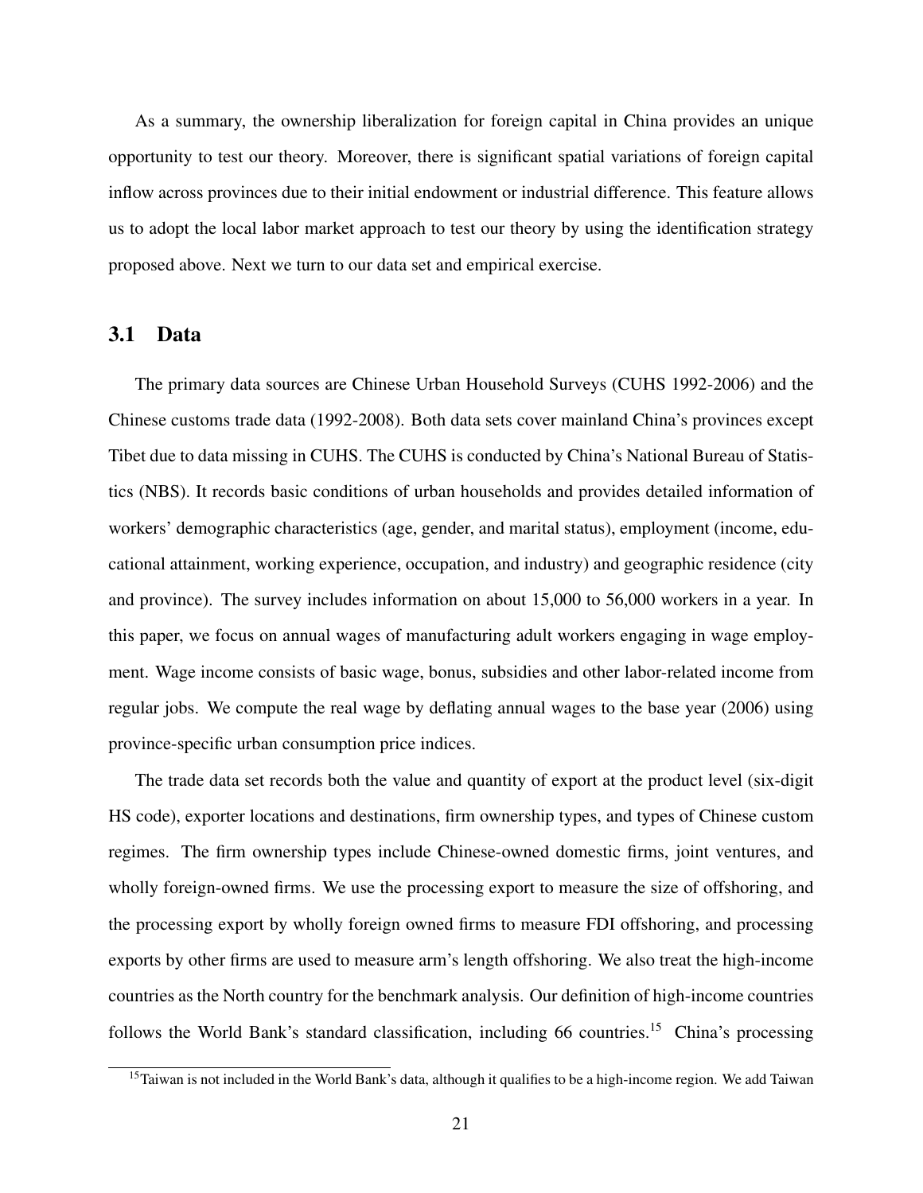As a summary, the ownership liberalization for foreign capital in China provides an unique opportunity to test our theory. Moreover, there is significant spatial variations of foreign capital inflow across provinces due to their initial endowment or industrial difference. This feature allows us to adopt the local labor market approach to test our theory by using the identification strategy proposed above. Next we turn to our data set and empirical exercise.

## 3.1 Data

The primary data sources are Chinese Urban Household Surveys (CUHS 1992-2006) and the Chinese customs trade data (1992-2008). Both data sets cover mainland China's provinces except Tibet due to data missing in CUHS. The CUHS is conducted by China's National Bureau of Statistics (NBS). It records basic conditions of urban households and provides detailed information of workers' demographic characteristics (age, gender, and marital status), employment (income, educational attainment, working experience, occupation, and industry) and geographic residence (city and province). The survey includes information on about 15,000 to 56,000 workers in a year. In this paper, we focus on annual wages of manufacturing adult workers engaging in wage employment. Wage income consists of basic wage, bonus, subsidies and other labor-related income from regular jobs. We compute the real wage by deflating annual wages to the base year (2006) using province-specific urban consumption price indices.

The trade data set records both the value and quantity of export at the product level (six-digit HS code), exporter locations and destinations, firm ownership types, and types of Chinese custom regimes. The firm ownership types include Chinese-owned domestic firms, joint ventures, and wholly foreign-owned firms. We use the processing export to measure the size of offshoring, and the processing export by wholly foreign owned firms to measure FDI offshoring, and processing exports by other firms are used to measure arm's length offshoring. We also treat the high-income countries as the North country for the benchmark analysis. Our definition of high-income countries follows the World Bank's standard classification, including 66 countries.[15] China's processing

[15] Taiwan is not included in the World Bank's data, although it qualifies to be a high-income region. We add Taiwan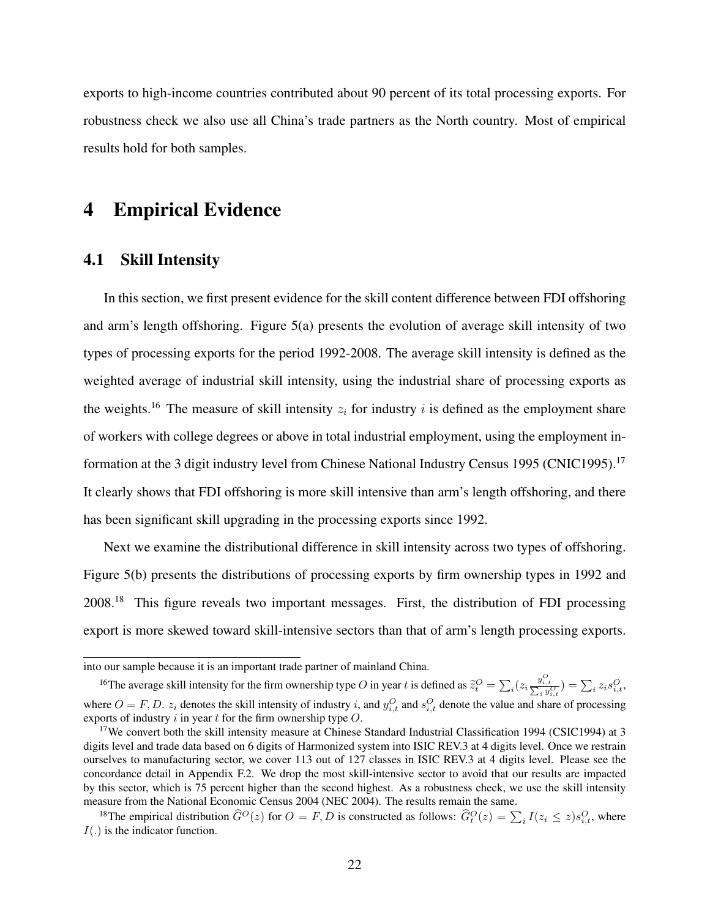exports to high-income countries contributed about 90 percent of its total processing exports. For robustness check we also use all China's trade partners as the North country. Most of empirical results hold for both samples.

# 4 Empirical Evidence

## 4.1 Skill Intensity

In this section, we first present evidence for the skill content difference between FDI offshoring and arm's length offshoring. Figure 5(a) presents the evolution of average skill intensity of two types of processing exports for the period 1992-2008. The average skill intensity is defined as the weighted average of industrial skill intensity, using the industrial share of processing exports as the weights.[16] The measure of skill intensity $z_i$ for industry $i$ is defined as the employment share of workers with college degrees or above in total industrial employment, using the employment information at the 3 digit industry level from Chinese National Industry Census 1995 (CNIC1995).[17] It clearly shows that FDI offshoring is more skill intensive than arm's length offshoring, and there has been significant skill upgrading in the processing exports since 1992.

Next we examine the distributional difference in skill intensity across two types of offshoring. Figure 5(b) presents the distributions of processing exports by firm ownership types in 1992 and 2008.[18] This figure reveals two important messages. First, the distribution of FDI processing export is more skewed toward skill-intensive sectors than that of arm's length processing exports.

---

into our sample because it is an important trade partner of mainland China.

[16] The average skill intensity for the firm ownership type $O$ in year $t$ is defined as $\tilde{z}_t^O = \sum_i (z_i \frac{y_{i,t}^O}{\sum_i y_{i,t}^O}) = \sum_i z_i s_{i,t}^O$, where $O = F, D$. $z_i$ denotes the skill intensity of industry $i$, and $y_{i,t}^O$ and $s_{i,t}^O$ denote the value and share of processing exports of industry $i$ in year $t$ for the firm ownership type $O$.

[17] We convert both the skill intensity measure at Chinese Standard Industrial Classification 1994 (CSIC1994) at 3 digits level and trade data based on 6 digits of Harmonized system into ISIC REV.3 at 4 digits level. Once we restrain ourselves to manufacturing sector, we cover 113 out of 127 classes in ISIC REV.3 at 4 digits level. Please see the concordance detail in Appendix F.2. We drop the most skill-intensive sector to avoid that our results are impacted by this sector, which is 75 percent higher than the second highest. As a robustness check, we use the skill intensity measure from the National Economic Census 2004 (NEC 2004). The results remain the same.

[18] The empirical distribution $\widehat{G}^O(z)$ for $O = F, D$ is constructed as follows: $\widehat{G}_t^O(z) = \sum_i I(z_i \leq z) s_{i,t}^O$, where $I(.)$ is the indicator function.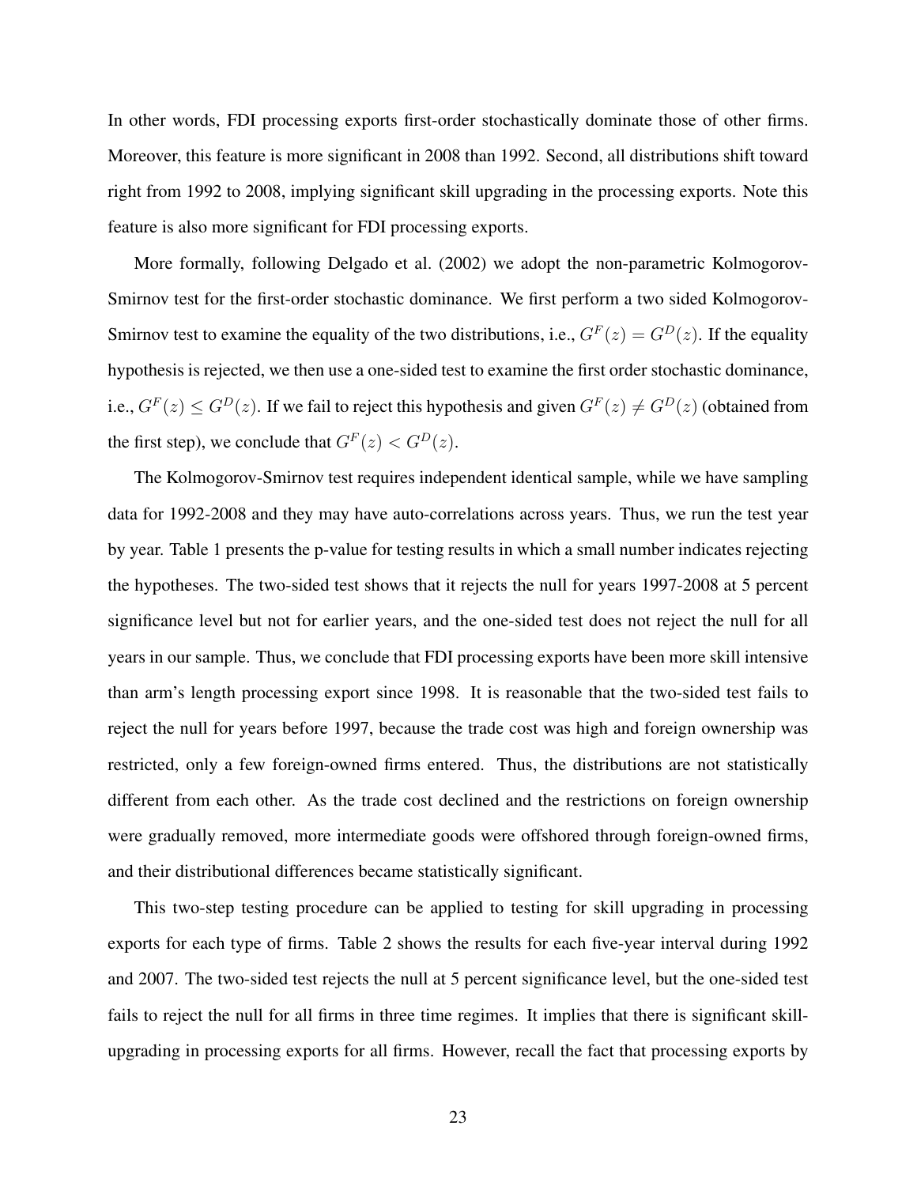In other words, FDI processing exports first-order stochastically dominate those of other firms. Moreover, this feature is more significant in 2008 than 1992. Second, all distributions shift toward right from 1992 to 2008, implying significant skill upgrading in the processing exports. Note this feature is also more significant for FDI processing exports.

More formally, following Delgado et al. (2002) we adopt the non-parametric Kolmogorov-Smirnov test for the first-order stochastic dominance. We first perform a two sided Kolmogorov-Smirnov test to examine the equality of the two distributions, i.e., $G^F(z) = G^D(z)$. If the equality hypothesis is rejected, we then use a one-sided test to examine the first order stochastic dominance, i.e., $G^F(z) \leq G^D(z)$. If we fail to reject this hypothesis and given $G^F(z) \neq G^D(z)$ (obtained from the first step), we conclude that $G^F(z) < G^D(z)$.

The Kolmogorov-Smirnov test requires independent identical sample, while we have sampling data for 1992-2008 and they may have auto-correlations across years. Thus, we run the test year by year. Table 1 presents the p-value for testing results in which a small number indicates rejecting the hypotheses. The two-sided test shows that it rejects the null for years 1997-2008 at 5 percent significance level but not for earlier years, and the one-sided test does not reject the null for all years in our sample. Thus, we conclude that FDI processing exports have been more skill intensive than arm's length processing export since 1998. It is reasonable that the two-sided test fails to reject the null for years before 1997, because the trade cost was high and foreign ownership was restricted, only a few foreign-owned firms entered. Thus, the distributions are not statistically different from each other. As the trade cost declined and the restrictions on foreign ownership were gradually removed, more intermediate goods were offshored through foreign-owned firms, and their distributional differences became statistically significant.

This two-step testing procedure can be applied to testing for skill upgrading in processing exports for each type of firms. Table 2 shows the results for each five-year interval during 1992 and 2007. The two-sided test rejects the null at 5 percent significance level, but the one-sided test fails to reject the null for all firms in three time regimes. It implies that there is significant skill-upgrading in processing exports for all firms. However, recall the fact that processing exports by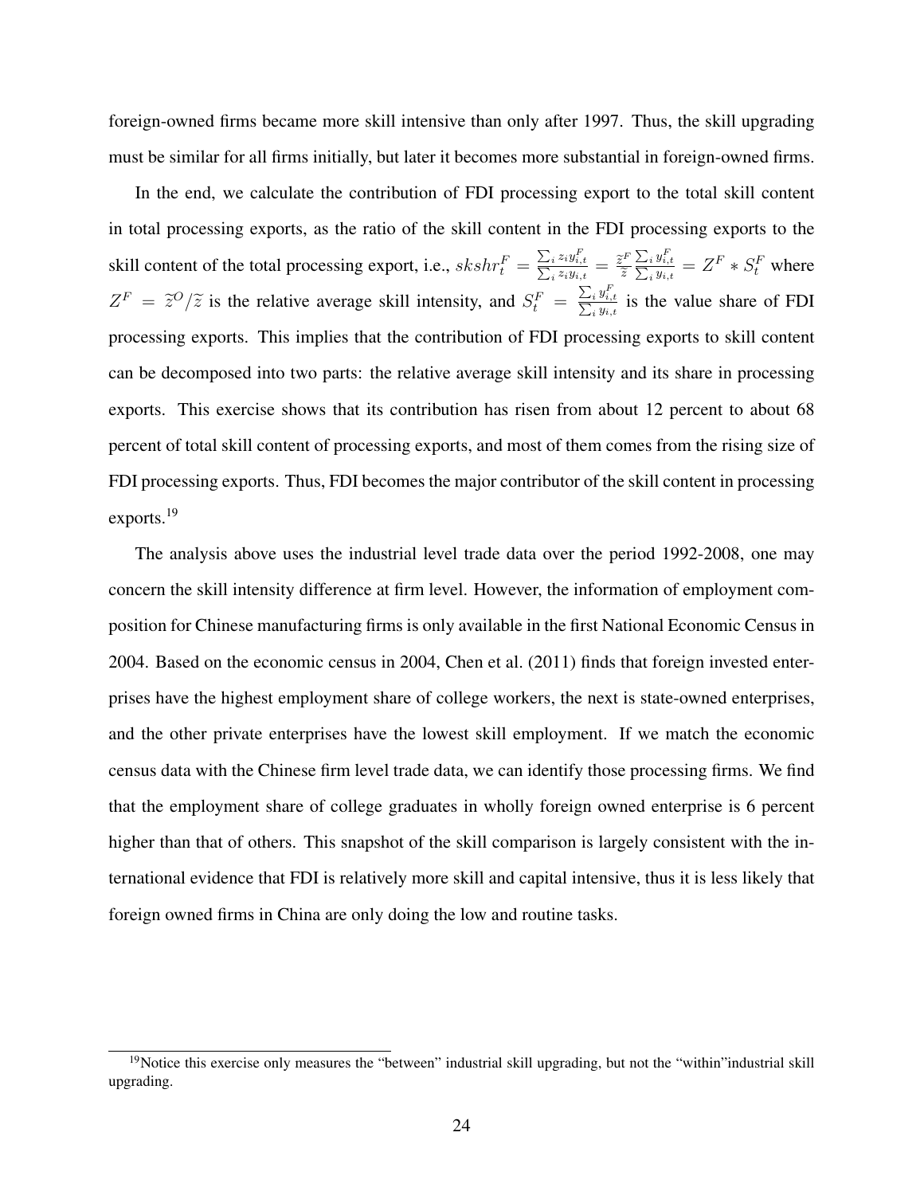foreign-owned firms became more skill intensive than only after 1997. Thus, the skill upgrading must be similar for all firms initially, but later it becomes more substantial in foreign-owned firms.

In the end, we calculate the contribution of FDI processing export to the total skill content in total processing exports, as the ratio of the skill content in the FDI processing exports to the skill content of the total processing export, i.e., $skshr_t^F = \frac{\sum_i z_i y_{i,t}^F}{\sum_i z_i y_{i,t}} = \frac{\widetilde{z}^F}{\widetilde{z}} \frac{\sum_i y_{i,t}^F}{\sum_i y_{i,t}} = Z^F * S_t^F$ where $Z^F = \widetilde{z}^O / \widetilde{z}$ is the relative average skill intensity, and $S_t^F = \frac{\sum_i y_{i,t}^F}{\sum_i y_{i,t}}$ is the value share of FDI processing exports. This implies that the contribution of FDI processing exports to skill content can be decomposed into two parts: the relative average skill intensity and its share in processing exports. This exercise shows that its contribution has risen from about 12 percent to about 68 percent of total skill content of processing exports, and most of them comes from the rising size of FDI processing exports. Thus, FDI becomes the major contributor of the skill content in processing exports.[19]

The analysis above uses the industrial level trade data over the period 1992-2008, one may concern the skill intensity difference at firm level. However, the information of employment composition for Chinese manufacturing firms is only available in the first National Economic Census in 2004. Based on the economic census in 2004, Chen et al. (2011) finds that foreign invested enterprises have the highest employment share of college workers, the next is state-owned enterprises, and the other private enterprises have the lowest skill employment. If we match the economic census data with the Chinese firm level trade data, we can identify those processing firms. We find that the employment share of college graduates in wholly foreign owned enterprise is 6 percent higher than that of others. This snapshot of the skill comparison is largely consistent with the international evidence that FDI is relatively more skill and capital intensive, thus it is less likely that foreign owned firms in China are only doing the low and routine tasks.

[19]Notice this exercise only measures the "between" industrial skill upgrading, but not the "within"industrial skill upgrading.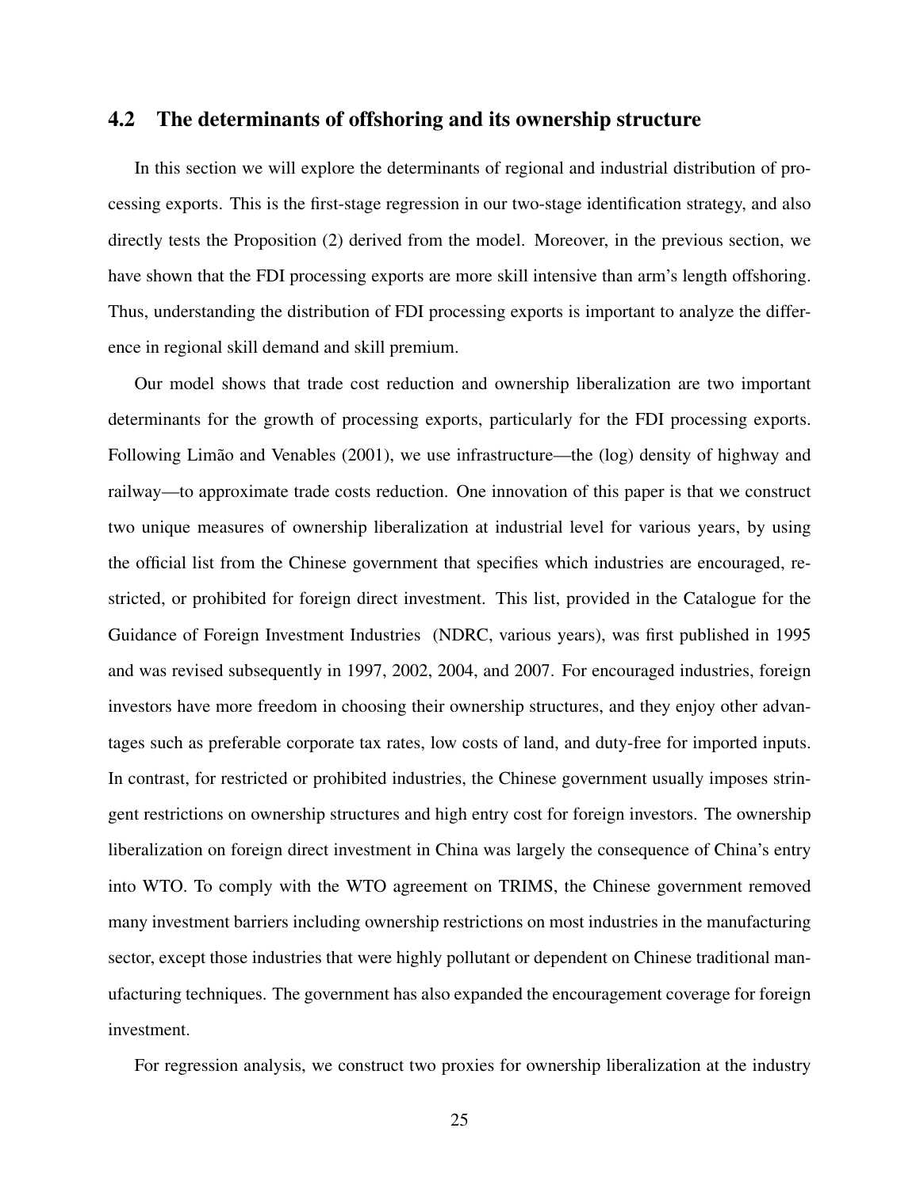## 4.2 The determinants of offshoring and its ownership structure

In this section we will explore the determinants of regional and industrial distribution of processing exports. This is the first-stage regression in our two-stage identification strategy, and also directly tests the Proposition (2) derived from the model. Moreover, in the previous section, we have shown that the FDI processing exports are more skill intensive than arm's length offshoring. Thus, understanding the distribution of FDI processing exports is important to analyze the difference in regional skill demand and skill premium.

Our model shows that trade cost reduction and ownership liberalization are two important determinants for the growth of processing exports, particularly for the FDI processing exports. Following Limão and Venables (2001), we use infrastructure—the (log) density of highway and railway—to approximate trade costs reduction. One innovation of this paper is that we construct two unique measures of ownership liberalization at industrial level for various years, by using the official list from the Chinese government that specifies which industries are encouraged, restricted, or prohibited for foreign direct investment. This list, provided in the Catalogue for the Guidance of Foreign Investment Industries (NDRC, various years), was first published in 1995 and was revised subsequently in 1997, 2002, 2004, and 2007. For encouraged industries, foreign investors have more freedom in choosing their ownership structures, and they enjoy other advantages such as preferable corporate tax rates, low costs of land, and duty-free for imported inputs. In contrast, for restricted or prohibited industries, the Chinese government usually imposes stringent restrictions on ownership structures and high entry cost for foreign investors. The ownership liberalization on foreign direct investment in China was largely the consequence of China's entry into WTO. To comply with the WTO agreement on TRIMS, the Chinese government removed many investment barriers including ownership restrictions on most industries in the manufacturing sector, except those industries that were highly pollutant or dependent on Chinese traditional manufacturing techniques. The government has also expanded the encouragement coverage for foreign investment.

For regression analysis, we construct two proxies for ownership liberalization at the industry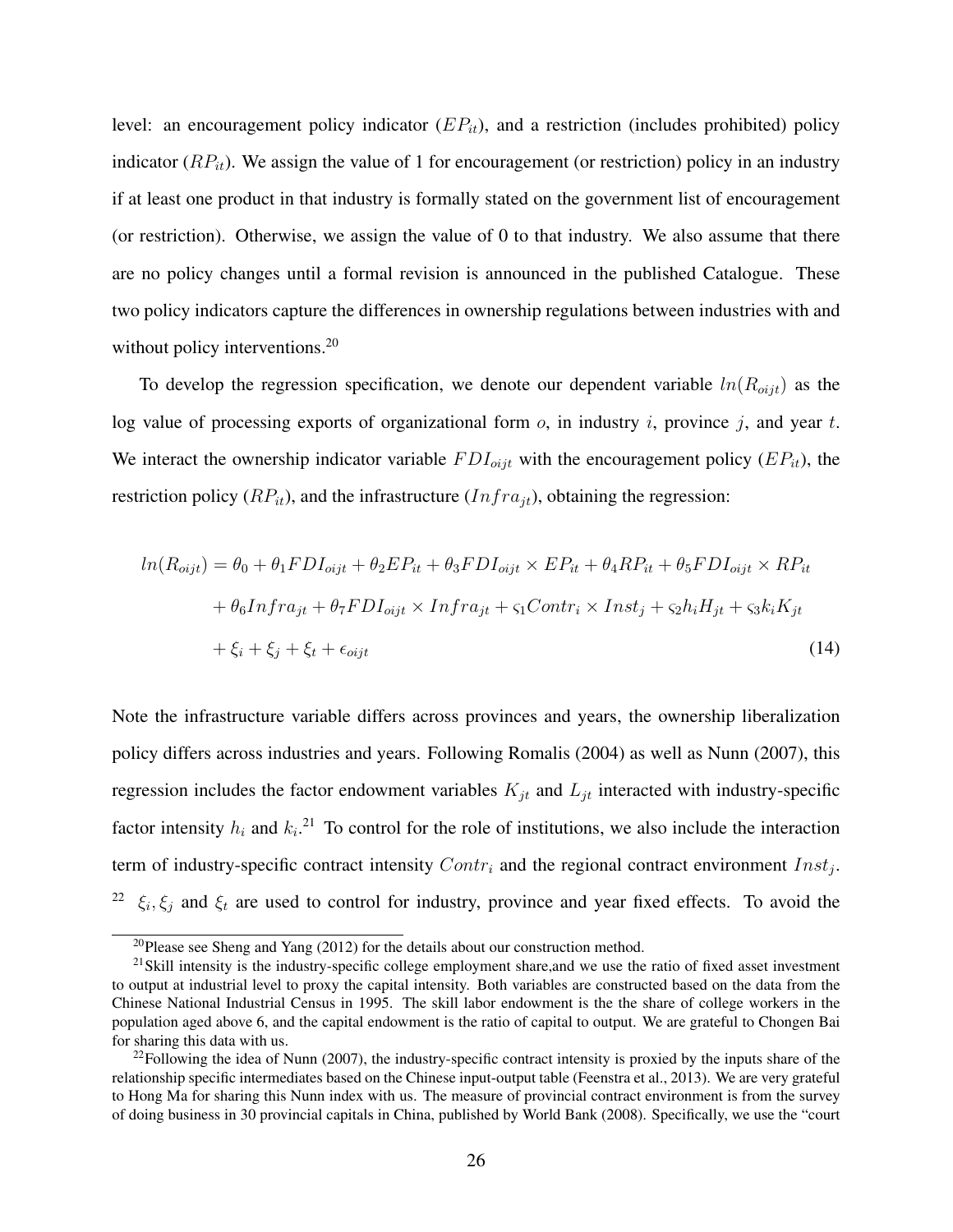level: an encouragement policy indicator ($EP_{it}$), and a restriction (includes prohibited) policy indicator ($RP_{it}$). We assign the value of 1 for encouragement (or restriction) policy in an industry if at least one product in that industry is formally stated on the government list of encouragement (or restriction). Otherwise, we assign the value of 0 to that industry. We also assume that there are no policy changes until a formal revision is announced in the published Catalogue. These two policy indicators capture the differences in ownership regulations between industries with and without policy interventions.[20]

To develop the regression specification, we denote our dependent variable $ln(R_{oijt})$ as the log value of processing exports of organizational form $o$, in industry $i$, province $j$, and year $t$. We interact the ownership indicator variable $FDI_{oijt}$ with the encouragement policy ($EP_{it}$), the restriction policy ($RP_{it}$), and the infrastructure ($Infra_{jt}$), obtaining the regression:

$$
\begin{aligned}
ln(R_{oijt}) = {} & \theta_0 + \theta_1 FDI_{oijt} + \theta_2 EP_{it} + \theta_3 FDI_{oijt} \times EP_{it} + \theta_4 RP_{it} + \theta_5 FDI_{oijt} \times RP_{it} \\
& + \theta_6 Infra_{jt} + \theta_7 FDI_{oijt} \times Infra_{jt} + \varsigma_1 Contr_i \times Inst_j + \varsigma_2 h_i H_{jt} + \varsigma_3 k_i K_{jt} \\
& + \xi_i + \xi_j + \xi_t + \epsilon_{oijt} \qquad (14)
\end{aligned}
$$

Note the infrastructure variable differs across provinces and years, the ownership liberalization policy differs across industries and years. Following Romalis (2004) as well as Nunn (2007), this regression includes the factor endowment variables $K_{jt}$ and $L_{jt}$ interacted with industry-specific factor intensity $h_i$ and $k_i$.[21] To control for the role of institutions, we also include the interaction term of industry-specific contract intensity $Contr_i$ and the regional contract environment $Inst_j$.[22] $\xi_i, \xi_j$ and $\xi_t$ are used to control for industry, province and year fixed effects. To avoid the

[20] Please see Sheng and Yang (2012) for the details about our construction method.

[21] Skill intensity is the industry-specific college employment share,and we use the ratio of fixed asset investment to output at industrial level to proxy the capital intensity. Both variables are constructed based on the data from the Chinese National Industrial Census in 1995. The skill labor endowment is the the share of college workers in the population aged above 6, and the capital endowment is the ratio of capital to output. We are grateful to Chongen Bai for sharing this data with us.

[22] Following the idea of Nunn (2007), the industry-specific contract intensity is proxied by the inputs share of the relationship specific intermediates based on the Chinese input-output table (Feenstra et al., 2013). We are very grateful to Hong Ma for sharing this Nunn index with us. The measure of provincial contract environment is from the survey of doing business in 30 provincial capitals in China, published by World Bank (2008). Specifically, we use the "court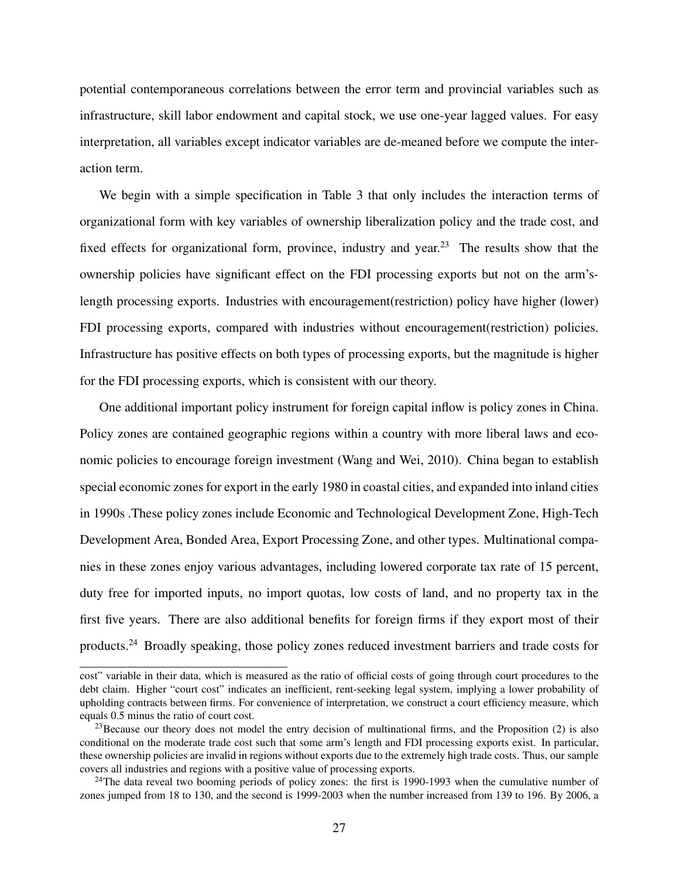potential contemporaneous correlations between the error term and provincial variables such as infrastructure, skill labor endowment and capital stock, we use one-year lagged values. For easy interpretation, all variables except indicator variables are de-meaned before we compute the interaction term.

We begin with a simple specification in Table 3 that only includes the interaction terms of organizational form with key variables of ownership liberalization policy and the trade cost, and fixed effects for organizational form, province, industry and year.[23] The results show that the ownership policies have significant effect on the FDI processing exports but not on the arm's-length processing exports. Industries with encouragement(restriction) policy have higher (lower) FDI processing exports, compared with industries without encouragement(restriction) policies. Infrastructure has positive effects on both types of processing exports, but the magnitude is higher for the FDI processing exports, which is consistent with our theory.

One additional important policy instrument for foreign capital inflow is policy zones in China. Policy zones are contained geographic regions within a country with more liberal laws and economic policies to encourage foreign investment (Wang and Wei, 2010). China began to establish special economic zones for export in the early 1980 in coastal cities, and expanded into inland cities in 1990s .These policy zones include Economic and Technological Development Zone, High-Tech Development Area, Bonded Area, Export Processing Zone, and other types. Multinational companies in these zones enjoy various advantages, including lowered corporate tax rate of 15 percent, duty free for imported inputs, no import quotas, low costs of land, and no property tax in the first five years. There are also additional benefits for foreign firms if they export most of their products.[24] Broadly speaking, those policy zones reduced investment barriers and trade costs for

---

cost" variable in their data, which is measured as the ratio of official costs of going through court procedures to the debt claim. Higher "court cost" indicates an inefficient, rent-seeking legal system, implying a lower probability of upholding contracts between firms. For convenience of interpretation, we construct a court efficiency measure, which equals 0.5 minus the ratio of court cost.

[23] Because our theory does not model the entry decision of multinational firms, and the Proposition (2) is also conditional on the moderate trade cost such that some arm's length and FDI processing exports exist. In particular, these ownership policies are invalid in regions without exports due to the extremely high trade costs. Thus, our sample covers all industries and regions with a positive value of processing exports.

[24] The data reveal two booming periods of policy zones: the first is 1990-1993 when the cumulative number of zones jumped from 18 to 130, and the second is 1999-2003 when the number increased from 139 to 196. By 2006, a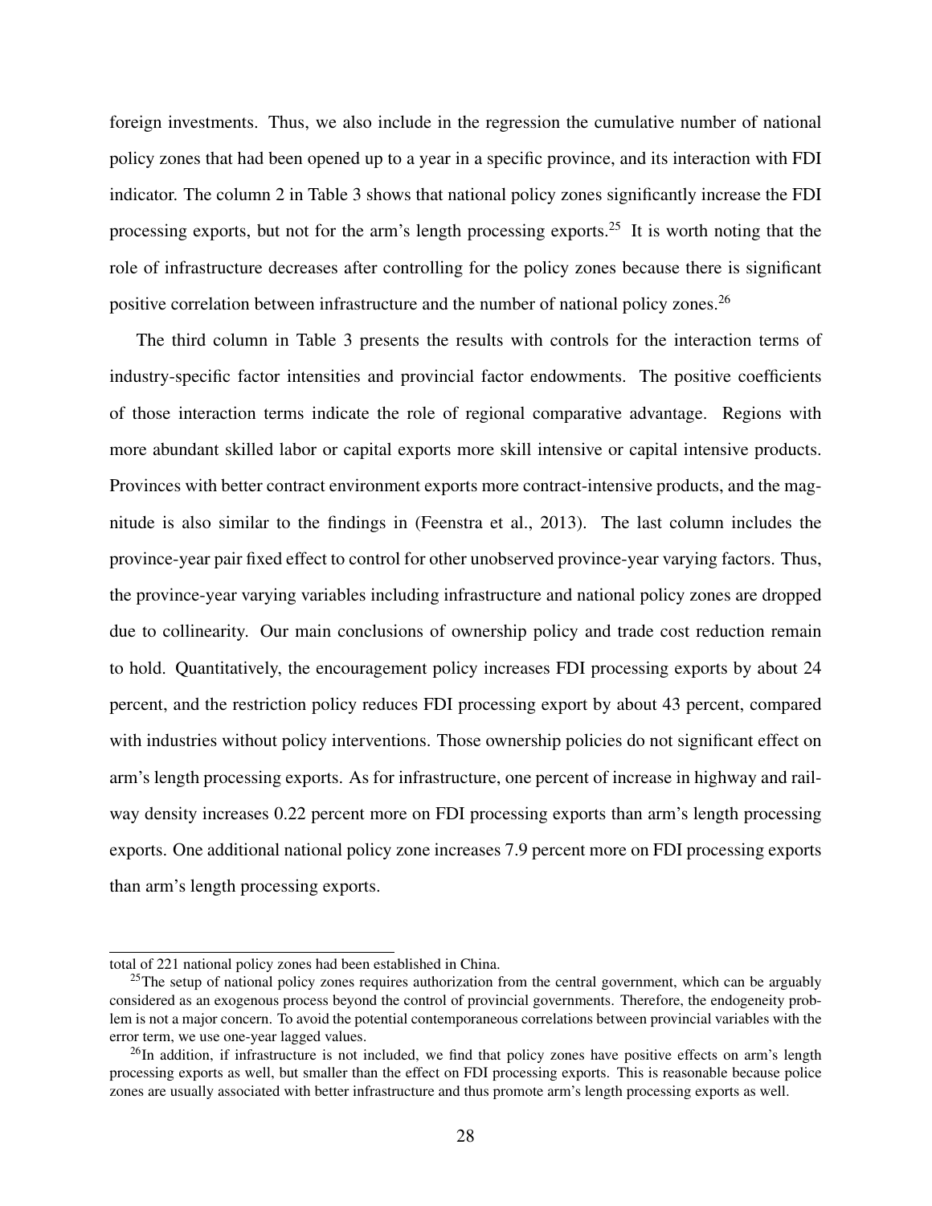foreign investments. Thus, we also include in the regression the cumulative number of national policy zones that had been opened up to a year in a specific province, and its interaction with FDI indicator. The column 2 in Table 3 shows that national policy zones significantly increase the FDI processing exports, but not for the arm's length processing exports.[25] It is worth noting that the role of infrastructure decreases after controlling for the policy zones because there is significant positive correlation between infrastructure and the number of national policy zones.[26]

The third column in Table 3 presents the results with controls for the interaction terms of industry-specific factor intensities and provincial factor endowments. The positive coefficients of those interaction terms indicate the role of regional comparative advantage. Regions with more abundant skilled labor or capital exports more skill intensive or capital intensive products. Provinces with better contract environment exports more contract-intensive products, and the magnitude is also similar to the findings in (Feenstra et al., 2013). The last column includes the province-year pair fixed effect to control for other unobserved province-year varying factors. Thus, the province-year varying variables including infrastructure and national policy zones are dropped due to collinearity. Our main conclusions of ownership policy and trade cost reduction remain to hold. Quantitatively, the encouragement policy increases FDI processing exports by about 24 percent, and the restriction policy reduces FDI processing export by about 43 percent, compared with industries without policy interventions. Those ownership policies do not significant effect on arm's length processing exports. As for infrastructure, one percent of increase in highway and railway density increases 0.22 percent more on FDI processing exports than arm's length processing exports. One additional national policy zone increases 7.9 percent more on FDI processing exports than arm's length processing exports.

---

total of 221 national policy zones had been established in China.

[25] The setup of national policy zones requires authorization from the central government, which can be arguably considered as an exogenous process beyond the control of provincial governments. Therefore, the endogeneity problem is not a major concern. To avoid the potential contemporaneous correlations between provincial variables with the error term, we use one-year lagged values.

[26] In addition, if infrastructure is not included, we find that policy zones have positive effects on arm's length processing exports as well, but smaller than the effect on FDI processing exports. This is reasonable because police zones are usually associated with better infrastructure and thus promote arm's length processing exports as well.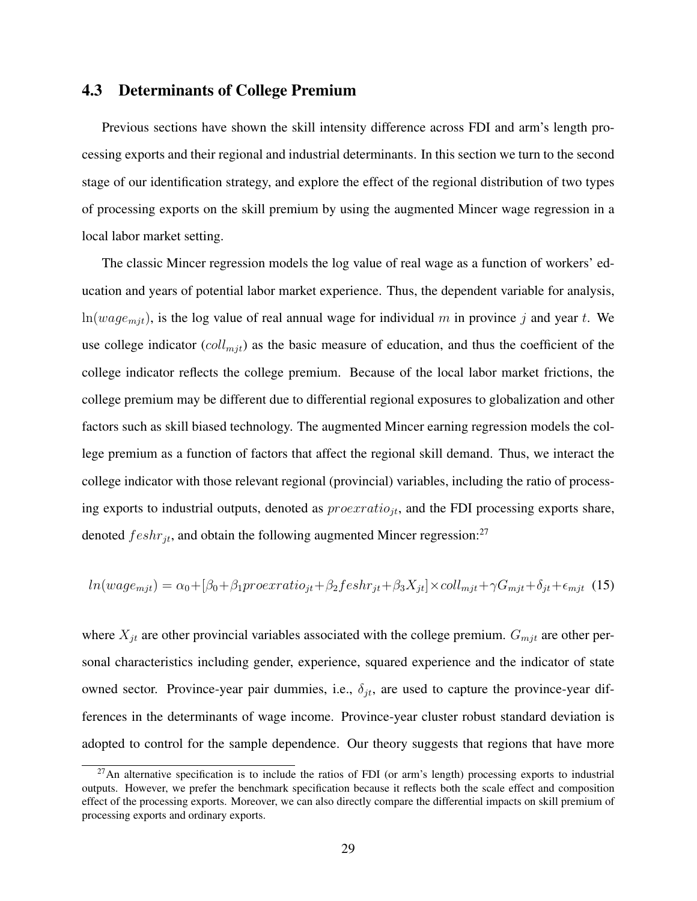### 4.3 Determinants of College Premium

Previous sections have shown the skill intensity difference across FDI and arm's length processing exports and their regional and industrial determinants. In this section we turn to the second stage of our identification strategy, and explore the effect of the regional distribution of two types of processing exports on the skill premium by using the augmented Mincer wage regression in a local labor market setting.

The classic Mincer regression models the log value of real wage as a function of workers' education and years of potential labor market experience. Thus, the dependent variable for analysis, $\ln(wage_{mjt})$, is the log value of real annual wage for individual $m$ in province $j$ and year $t$. We use college indicator ($coll_{mjt}$) as the basic measure of education, and thus the coefficient of the college indicator reflects the college premium. Because of the local labor market frictions, the college premium may be different due to differential regional exposures to globalization and other factors such as skill biased technology. The augmented Mincer earning regression models the college premium as a function of factors that affect the regional skill demand. Thus, we interact the college indicator with those relevant regional (provincial) variables, including the ratio of processing exports to industrial outputs, denoted as $proexratio_{jt}$, and the FDI processing exports share, denoted $feshr_{jt}$, and obtain the following augmented Mincer regression:[27]

$$ln(wage_{mjt}) = \alpha_0 + [\beta_0 + \beta_1 proexratio_{jt} + \beta_2 feshr_{jt} + \beta_3 X_{jt}] \times coll_{mjt} + \gamma G_{mjt} + \delta_{jt} + \epsilon_{mjt} \quad (15)$$

where $X_{jt}$ are other provincial variables associated with the college premium. $G_{mjt}$ are other personal characteristics including gender, experience, squared experience and the indicator of state owned sector. Province-year pair dummies, i.e., $\delta_{jt}$, are used to capture the province-year differences in the determinants of wage income. Province-year cluster robust standard deviation is adopted to control for the sample dependence. Our theory suggests that regions that have more

[27] An alternative specification is to include the ratios of FDI (or arm's length) processing exports to industrial outputs. However, we prefer the benchmark specification because it reflects both the scale effect and composition effect of the processing exports. Moreover, we can also directly compare the differential impacts on skill premium of processing exports and ordinary exports.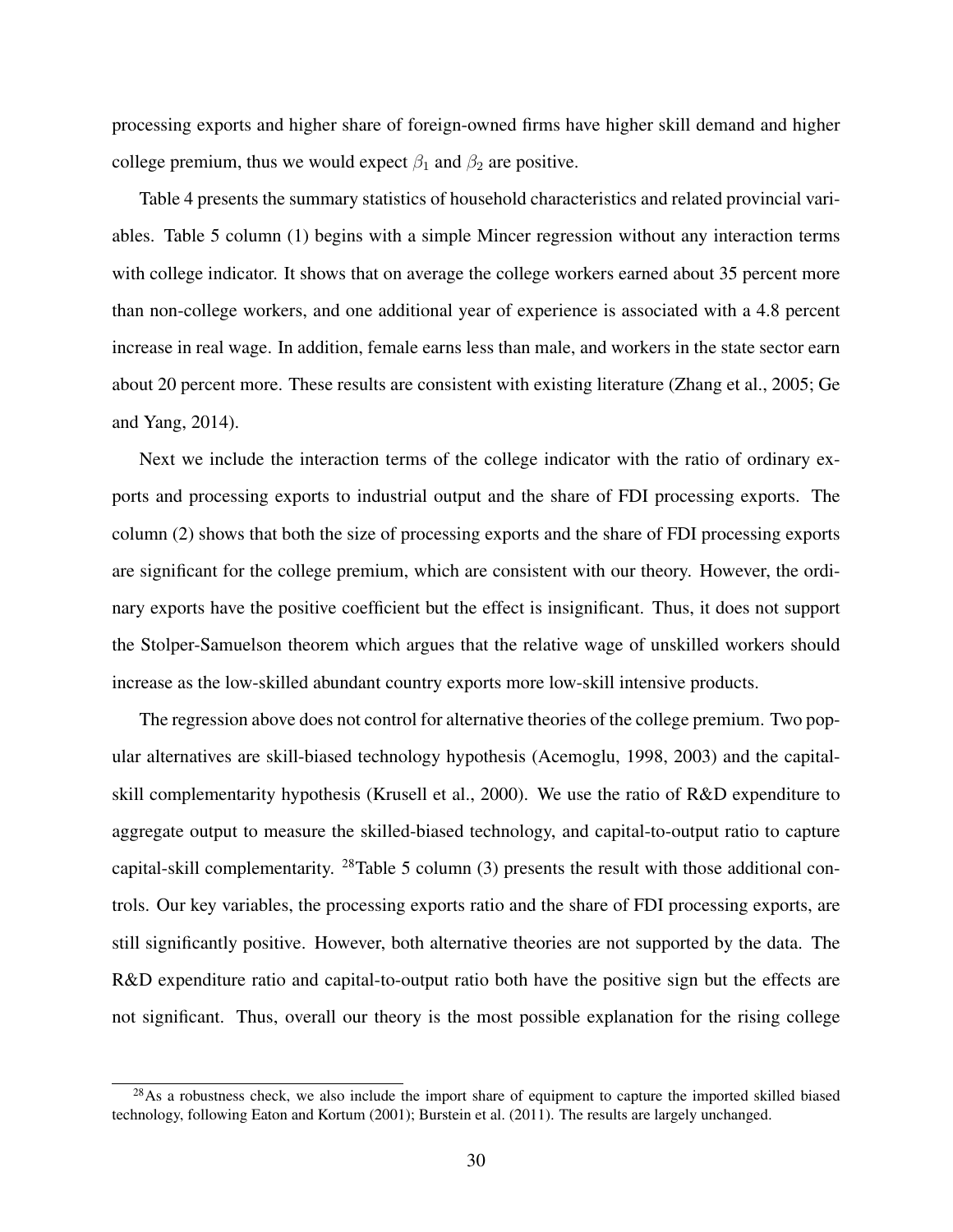processing exports and higher share of foreign-owned firms have higher skill demand and higher college premium, thus we would expect $\beta_1$ and $\beta_2$ are positive.

Table 4 presents the summary statistics of household characteristics and related provincial variables. Table 5 column (1) begins with a simple Mincer regression without any interaction terms with college indicator. It shows that on average the college workers earned about 35 percent more than non-college workers, and one additional year of experience is associated with a 4.8 percent increase in real wage. In addition, female earns less than male, and workers in the state sector earn about 20 percent more. These results are consistent with existing literature (Zhang et al., 2005; Ge and Yang, 2014).

Next we include the interaction terms of the college indicator with the ratio of ordinary exports and processing exports to industrial output and the share of FDI processing exports. The column (2) shows that both the size of processing exports and the share of FDI processing exports are significant for the college premium, which are consistent with our theory. However, the ordinary exports have the positive coefficient but the effect is insignificant. Thus, it does not support the Stolper-Samuelson theorem which argues that the relative wage of unskilled workers should increase as the low-skilled abundant country exports more low-skill intensive products.

The regression above does not control for alternative theories of the college premium. Two popular alternatives are skill-biased technology hypothesis (Acemoglu, 1998, 2003) and the capital-skill complementarity hypothesis (Krusell et al., 2000). We use the ratio of R&D expenditure to aggregate output to measure the skilled-biased technology, and capital-to-output ratio to capture capital-skill complementarity. [28]Table 5 column (3) presents the result with those additional controls. Our key variables, the processing exports ratio and the share of FDI processing exports, are still significantly positive. However, both alternative theories are not supported by the data. The R&D expenditure ratio and capital-to-output ratio both have the positive sign but the effects are not significant. Thus, overall our theory is the most possible explanation for the rising college

[28]As a robustness check, we also include the import share of equipment to capture the imported skilled biased technology, following Eaton and Kortum (2001); Burstein et al. (2011). The results are largely unchanged.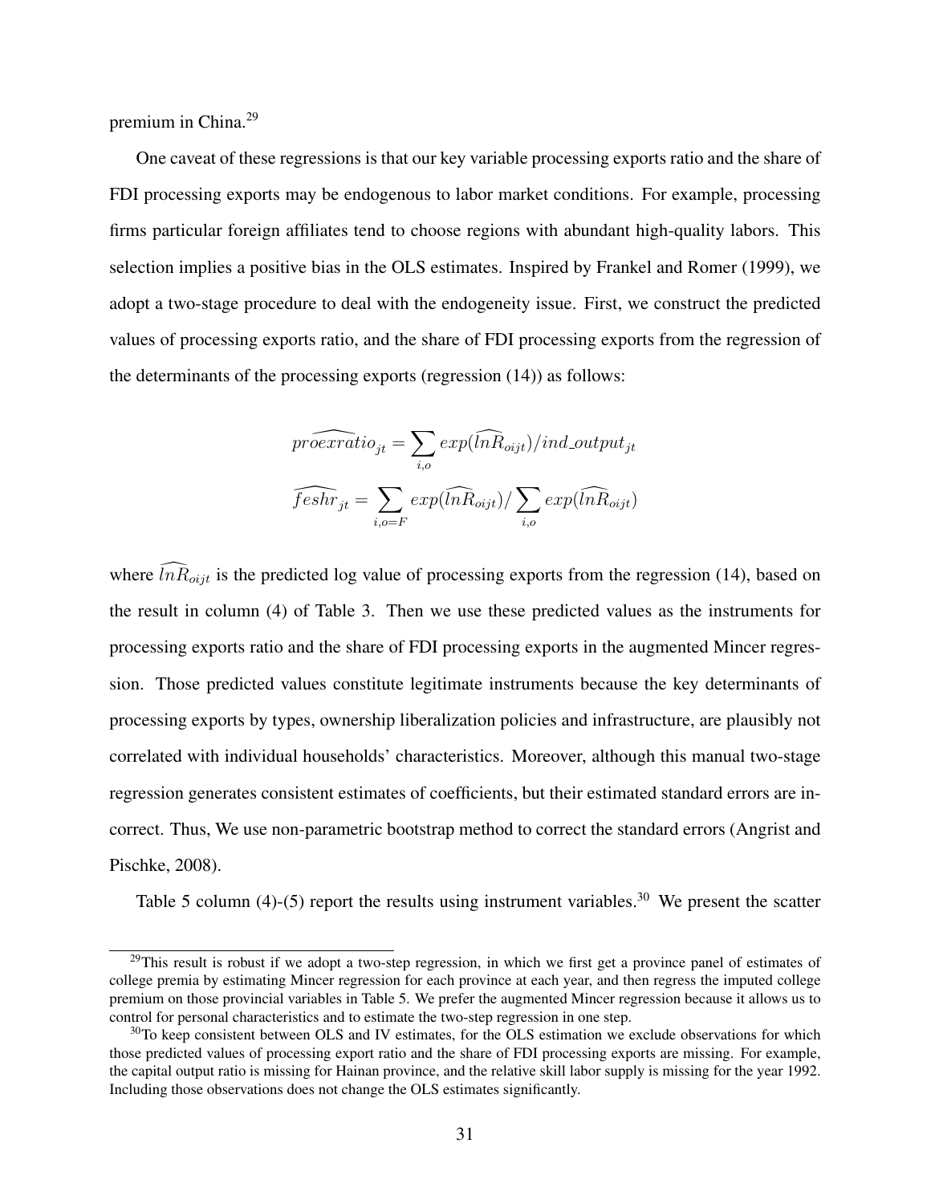premium in China.[29]

One caveat of these regressions is that our key variable processing exports ratio and the share of FDI processing exports may be endogenous to labor market conditions. For example, processing firms particular foreign affiliates tend to choose regions with abundant high-quality labors. This selection implies a positive bias in the OLS estimates. Inspired by Frankel and Romer (1999), we adopt a two-stage procedure to deal with the endogeneity issue. First, we construct the predicted values of processing exports ratio, and the share of FDI processing exports from the regression of the determinants of the processing exports (regression (14)) as follows:

$$\widehat{proexratio}_{jt} = \sum_{i,o} exp(\widehat{lnR}_{oijt})/ind\_output_{jt}$$

$$\widehat{feshr}_{jt} = \sum_{i,o=F} exp(\widehat{lnR}_{oijt})/\sum_{i,o} exp(\widehat{lnR}_{oijt})$$

where $\widehat{lnR}_{oijt}$ is the predicted log value of processing exports from the regression (14), based on the result in column (4) of Table 3. Then we use these predicted values as the instruments for processing exports ratio and the share of FDI processing exports in the augmented Mincer regression. Those predicted values constitute legitimate instruments because the key determinants of processing exports by types, ownership liberalization policies and infrastructure, are plausibly not correlated with individual households' characteristics. Moreover, although this manual two-stage regression generates consistent estimates of coefficients, but their estimated standard errors are incorrect. Thus, We use non-parametric bootstrap method to correct the standard errors (Angrist and Pischke, 2008).

Table 5 column (4)-(5) report the results using instrument variables.[30] We present the scatter

---

[29] This result is robust if we adopt a two-step regression, in which we first get a province panel of estimates of college premia by estimating Mincer regression for each province at each year, and then regress the imputed college premium on those provincial variables in Table 5. We prefer the augmented Mincer regression because it allows us to control for personal characteristics and to estimate the two-step regression in one step.

[30] To keep consistent between OLS and IV estimates, for the OLS estimation we exclude observations for which those predicted values of processing export ratio and the share of FDI processing exports are missing. For example, the capital output ratio is missing for Hainan province, and the relative skill labor supply is missing for the year 1992. Including those observations does not change the OLS estimates significantly.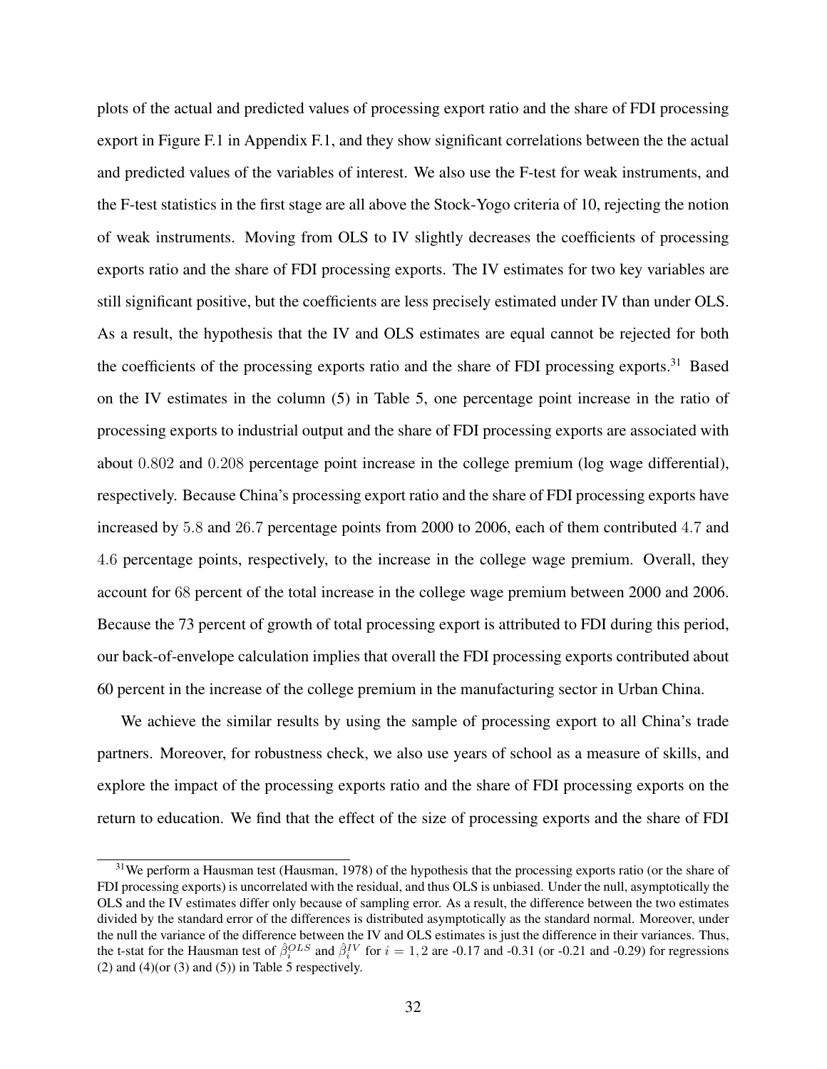plots of the actual and predicted values of processing export ratio and the share of FDI processing export in Figure F.1 in Appendix F.1, and they show significant correlations between the the actual and predicted values of the variables of interest. We also use the F-test for weak instruments, and the F-test statistics in the first stage are all above the Stock-Yogo criteria of 10, rejecting the notion of weak instruments. Moving from OLS to IV slightly decreases the coefficients of processing exports ratio and the share of FDI processing exports. The IV estimates for two key variables are still significant positive, but the coefficients are less precisely estimated under IV than under OLS. As a result, the hypothesis that the IV and OLS estimates are equal cannot be rejected for both the coefficients of the processing exports ratio and the share of FDI processing exports.[31] Based on the IV estimates in the column (5) in Table 5, one percentage point increase in the ratio of processing exports to industrial output and the share of FDI processing exports are associated with about 0.802 and 0.208 percentage point increase in the college premium (log wage differential), respectively. Because China's processing export ratio and the share of FDI processing exports have increased by 5.8 and 26.7 percentage points from 2000 to 2006, each of them contributed 4.7 and 4.6 percentage points, respectively, to the increase in the college wage premium. Overall, they account for 68 percent of the total increase in the college wage premium between 2000 and 2006. Because the 73 percent of growth of total processing export is attributed to FDI during this period, our back-of-envelope calculation implies that overall the FDI processing exports contributed about 60 percent in the increase of the college premium in the manufacturing sector in Urban China.

We achieve the similar results by using the sample of processing export to all China's trade partners. Moreover, for robustness check, we also use years of school as a measure of skills, and explore the impact of the processing exports ratio and the share of FDI processing exports on the return to education. We find that the effect of the size of processing exports and the share of FDI

[31] We perform a Hausman test (Hausman, 1978) of the hypothesis that the processing exports ratio (or the share of FDI processing exports) is uncorrelated with the residual, and thus OLS is unbiased. Under the null, asymptotically the OLS and the IV estimates differ only because of sampling error. As a result, the difference between the two estimates divided by the standard error of the differences is distributed asymptotically as the standard normal. Moreover, under the null the variance of the difference between the IV and OLS estimates is just the difference in their variances. Thus, the t-stat for the Hausman test of $\hat{\beta}_i^{OLS}$ and $\hat{\beta}_i^{IV}$ for $i = 1, 2$ are -0.17 and -0.31 (or -0.21 and -0.29) for regressions (2) and (4)(or (3) and (5)) in Table 5 respectively.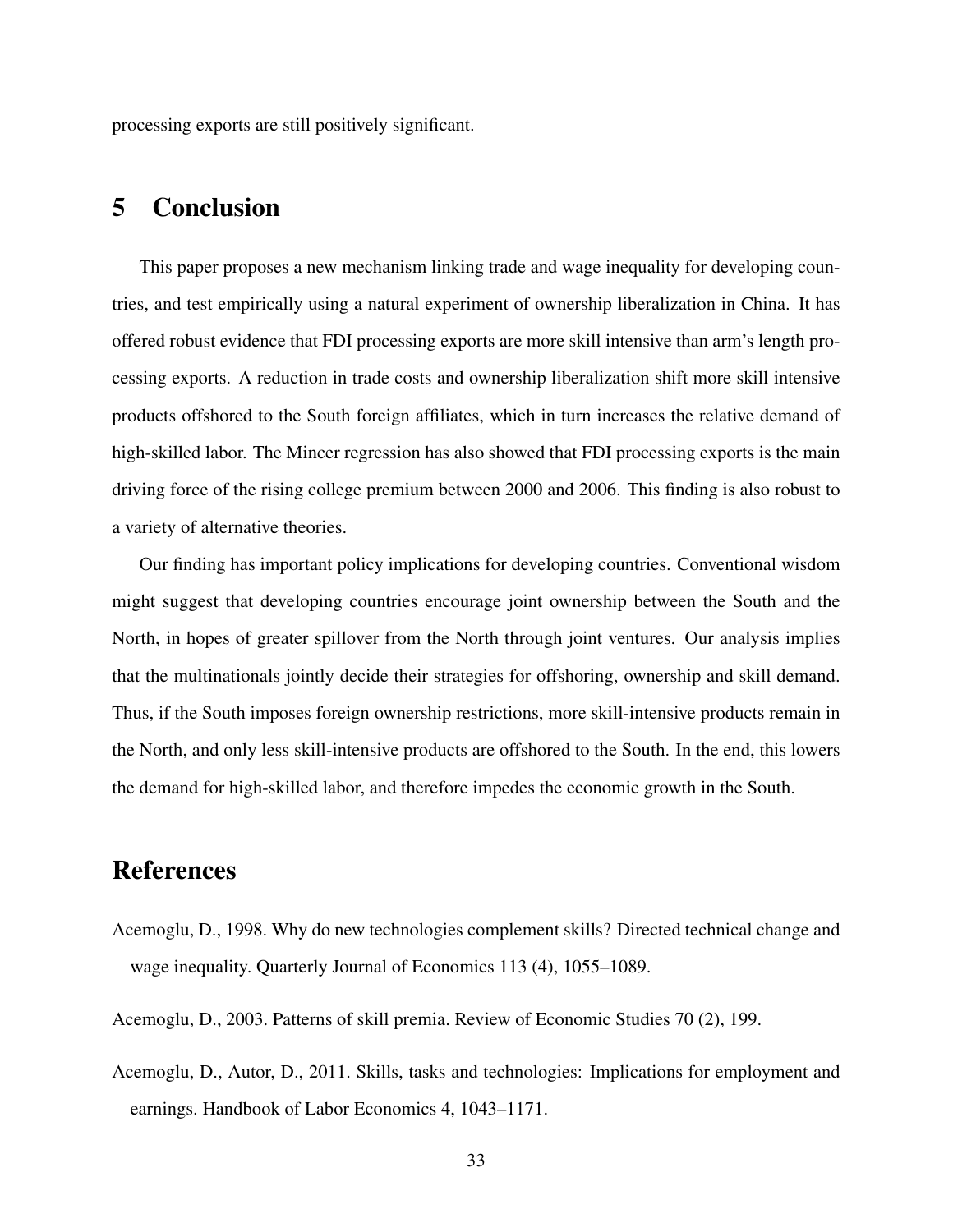processing exports are still positively significant.

# 5 Conclusion

This paper proposes a new mechanism linking trade and wage inequality for developing countries, and test empirically using a natural experiment of ownership liberalization in China. It has offered robust evidence that FDI processing exports are more skill intensive than arm's length processing exports. A reduction in trade costs and ownership liberalization shift more skill intensive products offshored to the South foreign affiliates, which in turn increases the relative demand of high-skilled labor. The Mincer regression has also showed that FDI processing exports is the main driving force of the rising college premium between 2000 and 2006. This finding is also robust to a variety of alternative theories.

Our finding has important policy implications for developing countries. Conventional wisdom might suggest that developing countries encourage joint ownership between the South and the North, in hopes of greater spillover from the North through joint ventures. Our analysis implies that the multinationals jointly decide their strategies for offshoring, ownership and skill demand. Thus, if the South imposes foreign ownership restrictions, more skill-intensive products remain in the North, and only less skill-intensive products are offshored to the South. In the end, this lowers the demand for high-skilled labor, and therefore impedes the economic growth in the South.

# References

Acemoglu, D., 1998. Why do new technologies complement skills? Directed technical change and wage inequality. Quarterly Journal of Economics 113 (4), 1055–1089.

Acemoglu, D., 2003. Patterns of skill premia. Review of Economic Studies 70 (2), 199.

Acemoglu, D., Autor, D., 2011. Skills, tasks and technologies: Implications for employment and earnings. Handbook of Labor Economics 4, 1043–1171.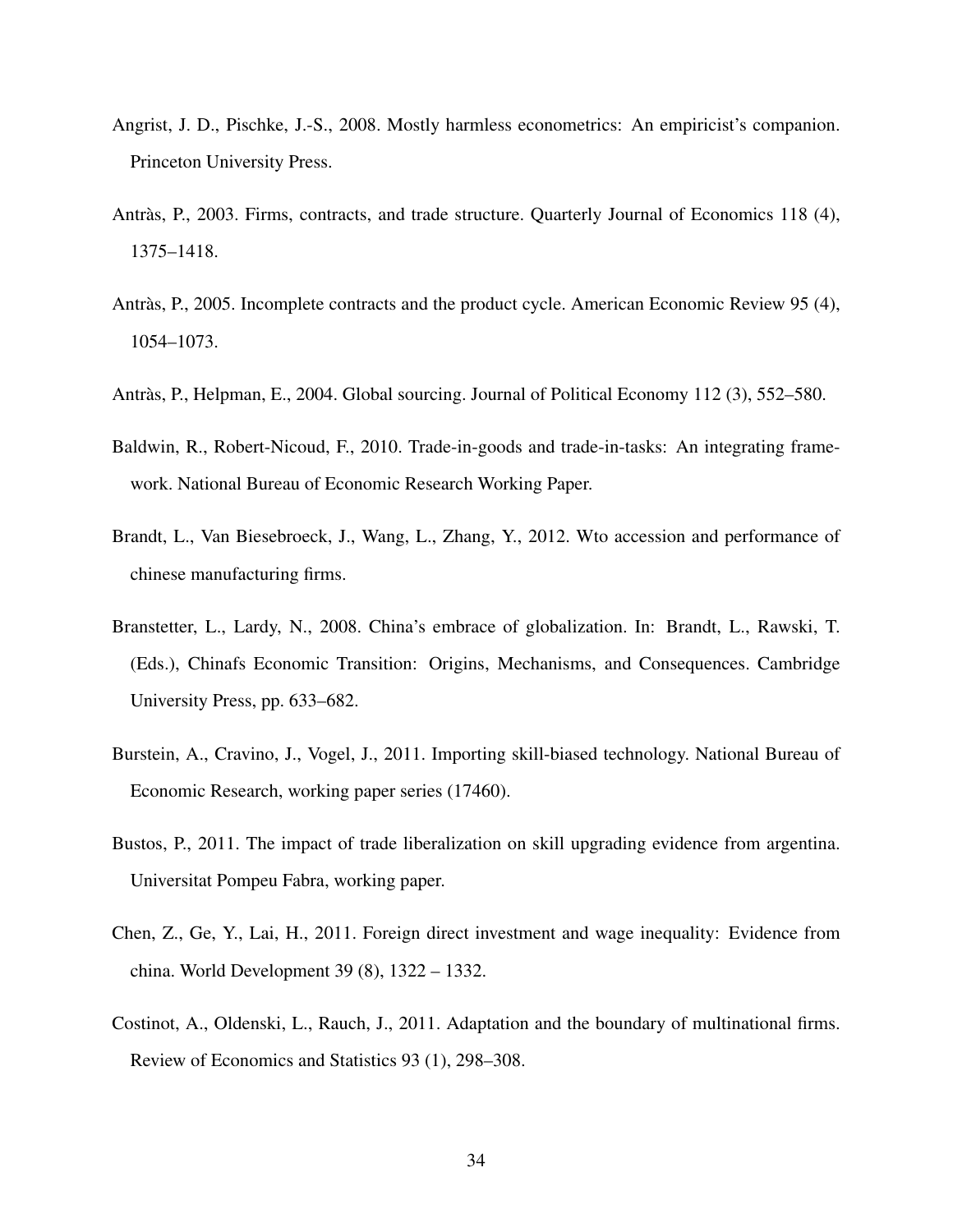Angrist, J. D., Pischke, J.-S., 2008. Mostly harmless econometrics: An empiricist's companion. Princeton University Press.

Antràs, P., 2003. Firms, contracts, and trade structure. Quarterly Journal of Economics 118 (4), 1375–1418.

Antràs, P., 2005. Incomplete contracts and the product cycle. American Economic Review 95 (4), 1054–1073.

Antràs, P., Helpman, E., 2004. Global sourcing. Journal of Political Economy 112 (3), 552–580.

Baldwin, R., Robert-Nicoud, F., 2010. Trade-in-goods and trade-in-tasks: An integrating framework. National Bureau of Economic Research Working Paper.

Brandt, L., Van Biesebroeck, J., Wang, L., Zhang, Y., 2012. Wto accession and performance of chinese manufacturing firms.

Branstetter, L., Lardy, N., 2008. China's embrace of globalization. In: Brandt, L., Rawski, T. (Eds.), Chinafs Economic Transition: Origins, Mechanisms, and Consequences. Cambridge University Press, pp. 633–682.

Burstein, A., Cravino, J., Vogel, J., 2011. Importing skill-biased technology. National Bureau of Economic Research, working paper series (17460).

Bustos, P., 2011. The impact of trade liberalization on skill upgrading evidence from argentina. Universitat Pompeu Fabra, working paper.

Chen, Z., Ge, Y., Lai, H., 2011. Foreign direct investment and wage inequality: Evidence from china. World Development 39 (8), 1322 – 1332.

Costinot, A., Oldenski, L., Rauch, J., 2011. Adaptation and the boundary of multinational firms. Review of Economics and Statistics 93 (1), 298–308.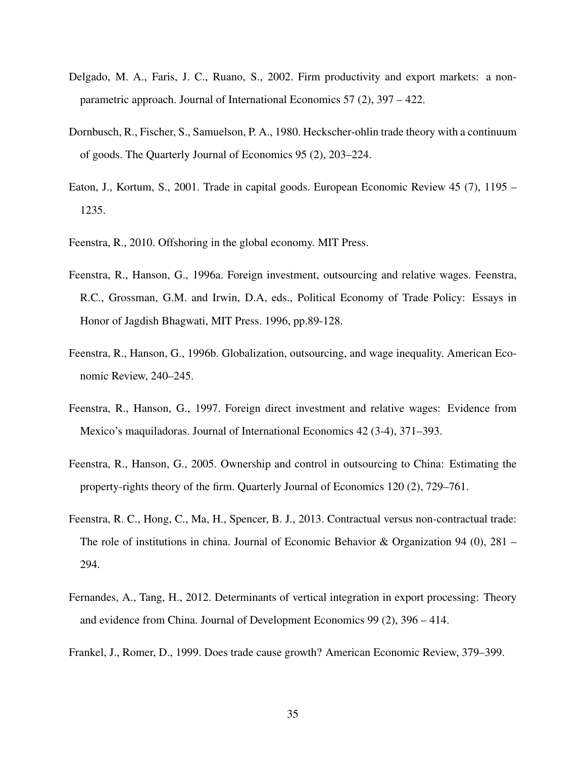Delgado, M. A., Faris, J. C., Ruano, S., 2002. Firm productivity and export markets: a non-parametric approach. Journal of International Economics 57 (2), 397 – 422.

Dornbusch, R., Fischer, S., Samuelson, P. A., 1980. Heckscher-ohlin trade theory with a continuum of goods. The Quarterly Journal of Economics 95 (2), 203–224.

Eaton, J., Kortum, S., 2001. Trade in capital goods. European Economic Review 45 (7), 1195 – 1235.

Feenstra, R., 2010. Offshoring in the global economy. MIT Press.

Feenstra, R., Hanson, G., 1996a. Foreign investment, outsourcing and relative wages. Feenstra, R.C., Grossman, G.M. and Irwin, D.A, eds., Political Economy of Trade Policy: Essays in Honor of Jagdish Bhagwati, MIT Press. 1996, pp.89-128.

Feenstra, R., Hanson, G., 1996b. Globalization, outsourcing, and wage inequality. American Economic Review, 240–245.

Feenstra, R., Hanson, G., 1997. Foreign direct investment and relative wages: Evidence from Mexico's maquiladoras. Journal of International Economics 42 (3-4), 371–393.

Feenstra, R., Hanson, G., 2005. Ownership and control in outsourcing to China: Estimating the property-rights theory of the firm. Quarterly Journal of Economics 120 (2), 729–761.

Feenstra, R. C., Hong, C., Ma, H., Spencer, B. J., 2013. Contractual versus non-contractual trade: The role of institutions in china. Journal of Economic Behavior & Organization 94 (0), 281 – 294.

Fernandes, A., Tang, H., 2012. Determinants of vertical integration in export processing: Theory and evidence from China. Journal of Development Economics 99 (2), 396 – 414.

Frankel, J., Romer, D., 1999. Does trade cause growth? American Economic Review, 379–399.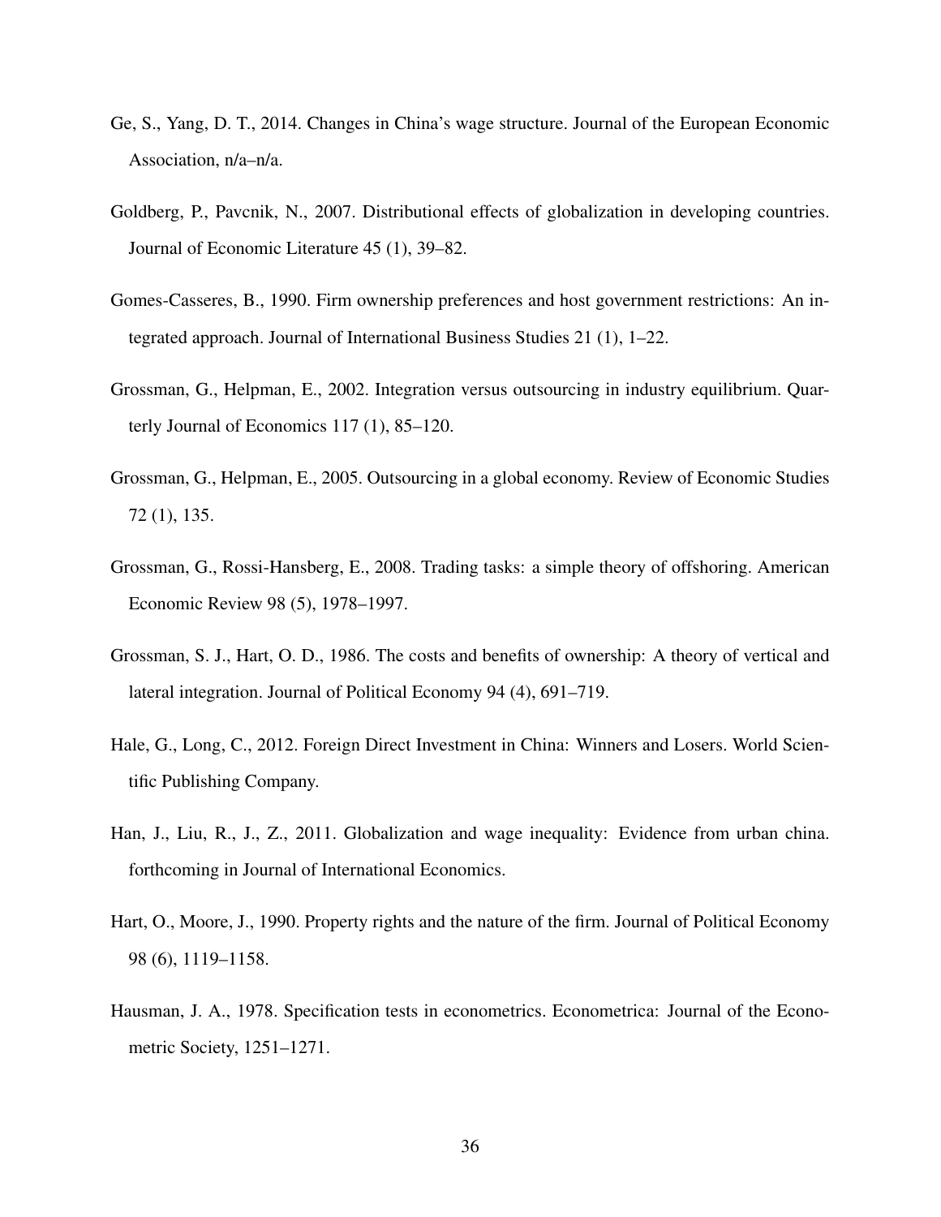Ge, S., Yang, D. T., 2014. Changes in China's wage structure. Journal of the European Economic Association, n/a–n/a.

Goldberg, P., Pavcnik, N., 2007. Distributional effects of globalization in developing countries. Journal of Economic Literature 45 (1), 39–82.

Gomes-Casseres, B., 1990. Firm ownership preferences and host government restrictions: An integrated approach. Journal of International Business Studies 21 (1), 1–22.

Grossman, G., Helpman, E., 2002. Integration versus outsourcing in industry equilibrium. Quarterly Journal of Economics 117 (1), 85–120.

Grossman, G., Helpman, E., 2005. Outsourcing in a global economy. Review of Economic Studies 72 (1), 135.

Grossman, G., Rossi-Hansberg, E., 2008. Trading tasks: a simple theory of offshoring. American Economic Review 98 (5), 1978–1997.

Grossman, S. J., Hart, O. D., 1986. The costs and benefits of ownership: A theory of vertical and lateral integration. Journal of Political Economy 94 (4), 691–719.

Hale, G., Long, C., 2012. Foreign Direct Investment in China: Winners and Losers. World Scientific Publishing Company.

Han, J., Liu, R., J., Z., 2011. Globalization and wage inequality: Evidence from urban china. forthcoming in Journal of International Economics.

Hart, O., Moore, J., 1990. Property rights and the nature of the firm. Journal of Political Economy 98 (6), 1119–1158.

Hausman, J. A., 1978. Specification tests in econometrics. Econometrica: Journal of the Econometric Society, 1251–1271.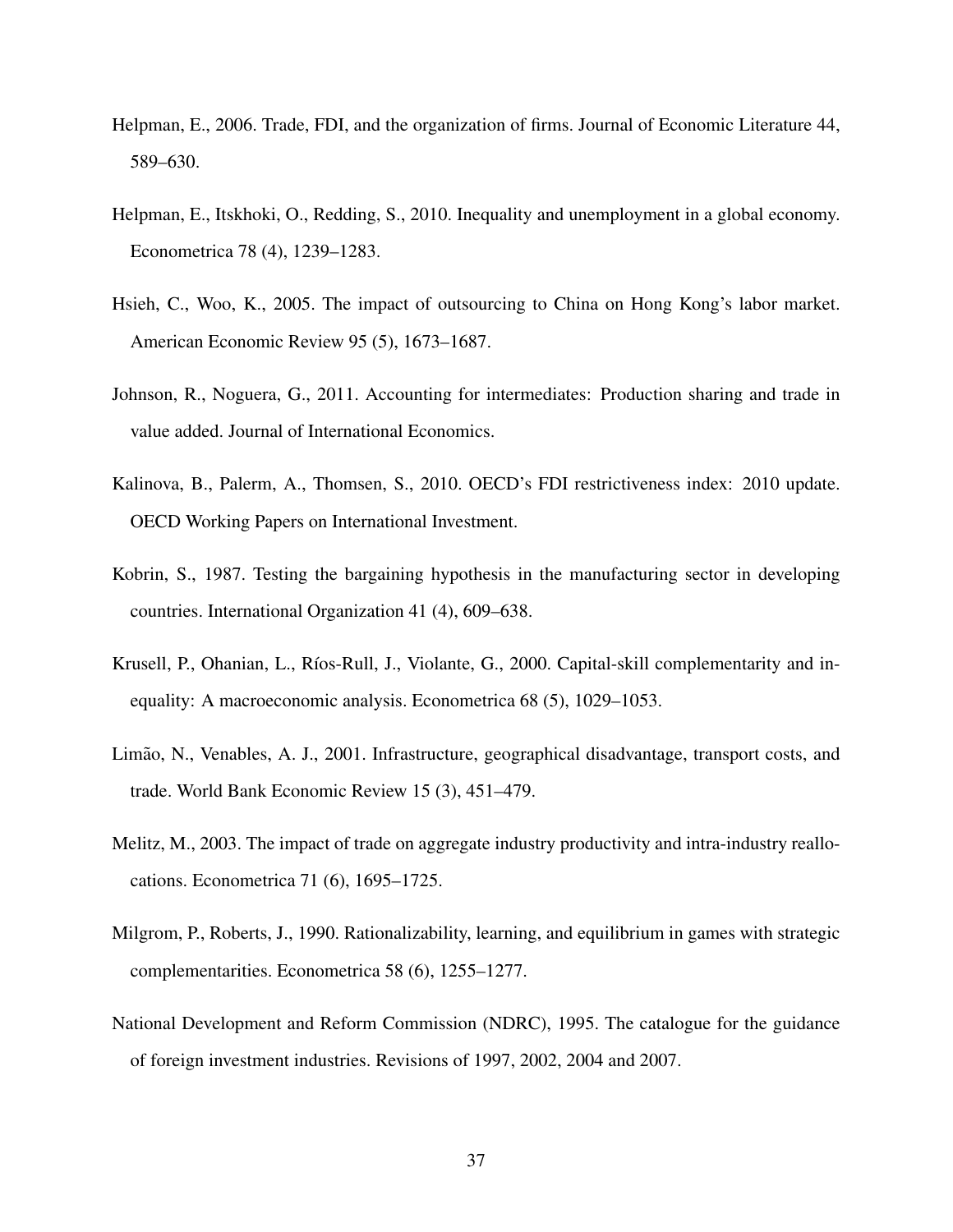Helpman, E., 2006. Trade, FDI, and the organization of firms. Journal of Economic Literature 44, 589–630.

Helpman, E., Itskhoki, O., Redding, S., 2010. Inequality and unemployment in a global economy. Econometrica 78 (4), 1239–1283.

Hsieh, C., Woo, K., 2005. The impact of outsourcing to China on Hong Kong's labor market. American Economic Review 95 (5), 1673–1687.

Johnson, R., Noguera, G., 2011. Accounting for intermediates: Production sharing and trade in value added. Journal of International Economics.

Kalinova, B., Palerm, A., Thomsen, S., 2010. OECD's FDI restrictiveness index: 2010 update. OECD Working Papers on International Investment.

Kobrin, S., 1987. Testing the bargaining hypothesis in the manufacturing sector in developing countries. International Organization 41 (4), 609–638.

Krusell, P., Ohanian, L., Ríos-Rull, J., Violante, G., 2000. Capital-skill complementarity and inequality: A macroeconomic analysis. Econometrica 68 (5), 1029–1053.

Limão, N., Venables, A. J., 2001. Infrastructure, geographical disadvantage, transport costs, and trade. World Bank Economic Review 15 (3), 451–479.

Melitz, M., 2003. The impact of trade on aggregate industry productivity and intra-industry reallocations. Econometrica 71 (6), 1695–1725.

Milgrom, P., Roberts, J., 1990. Rationalizability, learning, and equilibrium in games with strategic complementarities. Econometrica 58 (6), 1255–1277.

National Development and Reform Commission (NDRC), 1995. The catalogue for the guidance of foreign investment industries. Revisions of 1997, 2002, 2004 and 2007.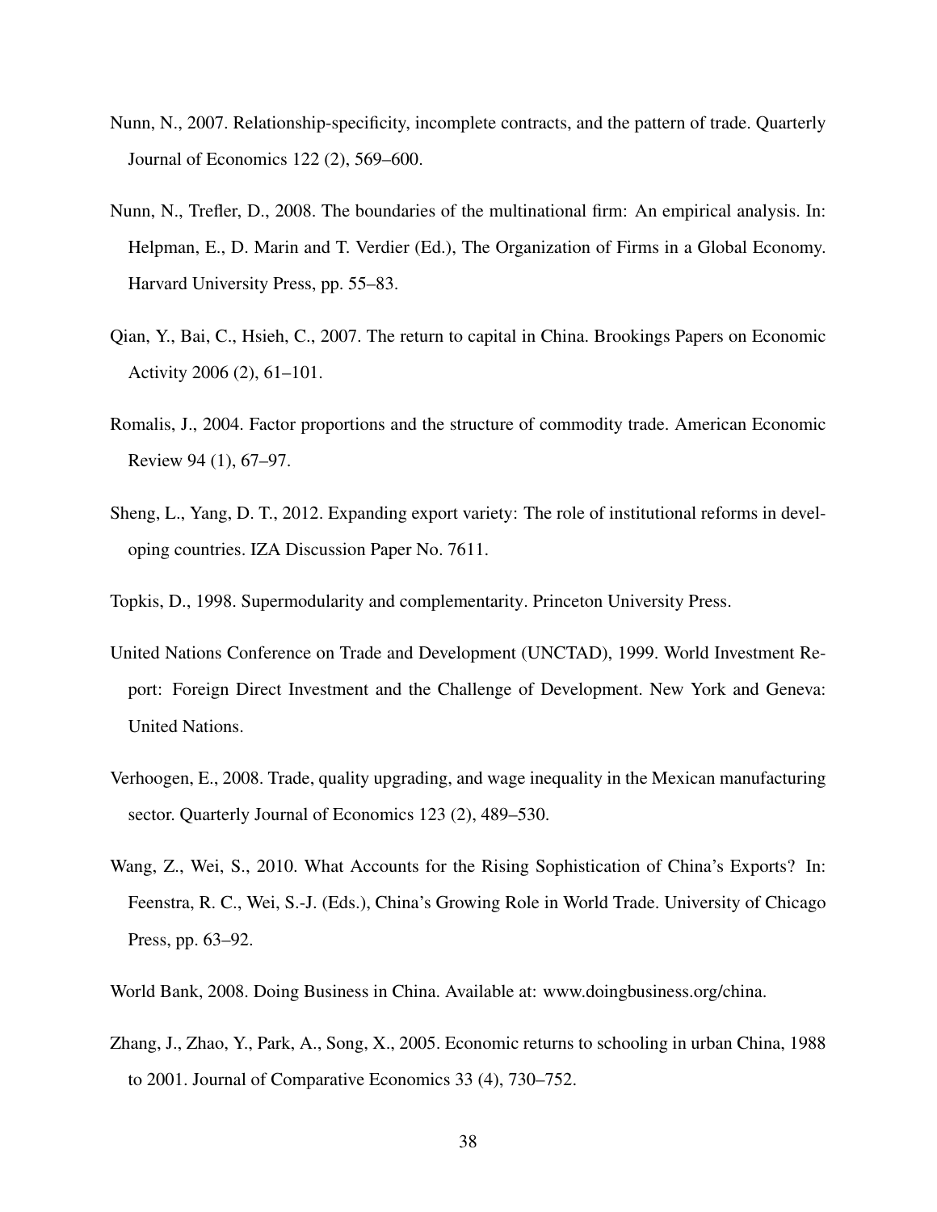Nunn, N., 2007. Relationship-specificity, incomplete contracts, and the pattern of trade. Quarterly Journal of Economics 122 (2), 569–600.

Nunn, N., Trefler, D., 2008. The boundaries of the multinational firm: An empirical analysis. In: Helpman, E., D. Marin and T. Verdier (Ed.), The Organization of Firms in a Global Economy. Harvard University Press, pp. 55–83.

Qian, Y., Bai, C., Hsieh, C., 2007. The return to capital in China. Brookings Papers on Economic Activity 2006 (2), 61–101.

Romalis, J., 2004. Factor proportions and the structure of commodity trade. American Economic Review 94 (1), 67–97.

Sheng, L., Yang, D. T., 2012. Expanding export variety: The role of institutional reforms in developing countries. IZA Discussion Paper No. 7611.

Topkis, D., 1998. Supermodularity and complementarity. Princeton University Press.

United Nations Conference on Trade and Development (UNCTAD), 1999. World Investment Report: Foreign Direct Investment and the Challenge of Development. New York and Geneva: United Nations.

Verhoogen, E., 2008. Trade, quality upgrading, and wage inequality in the Mexican manufacturing sector. Quarterly Journal of Economics 123 (2), 489–530.

Wang, Z., Wei, S., 2010. What Accounts for the Rising Sophistication of China's Exports? In: Feenstra, R. C., Wei, S.-J. (Eds.), China's Growing Role in World Trade. University of Chicago Press, pp. 63–92.

World Bank, 2008. Doing Business in China. Available at: www.doingbusiness.org/china.

Zhang, J., Zhao, Y., Park, A., Song, X., 2005. Economic returns to schooling in urban China, 1988 to 2001. Journal of Comparative Economics 33 (4), 730–752.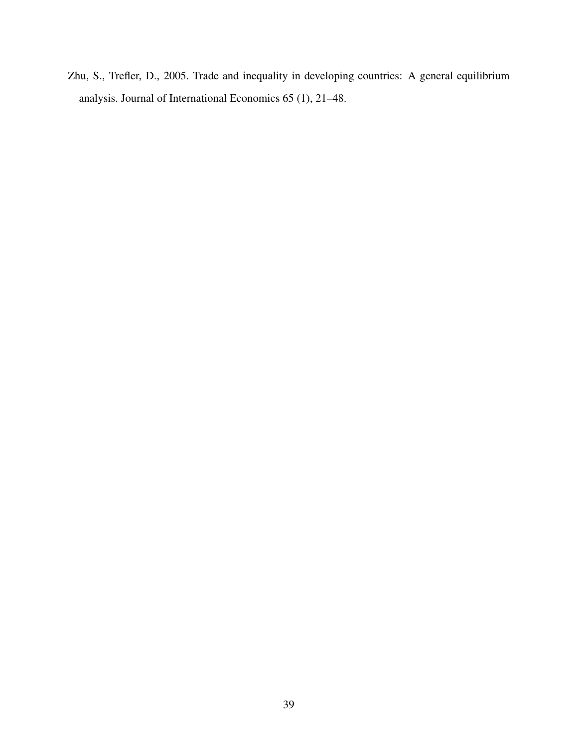Zhu, S., Trefler, D., 2005. Trade and inequality in developing countries: A general equilibrium analysis. Journal of International Economics 65 (1), 21–48.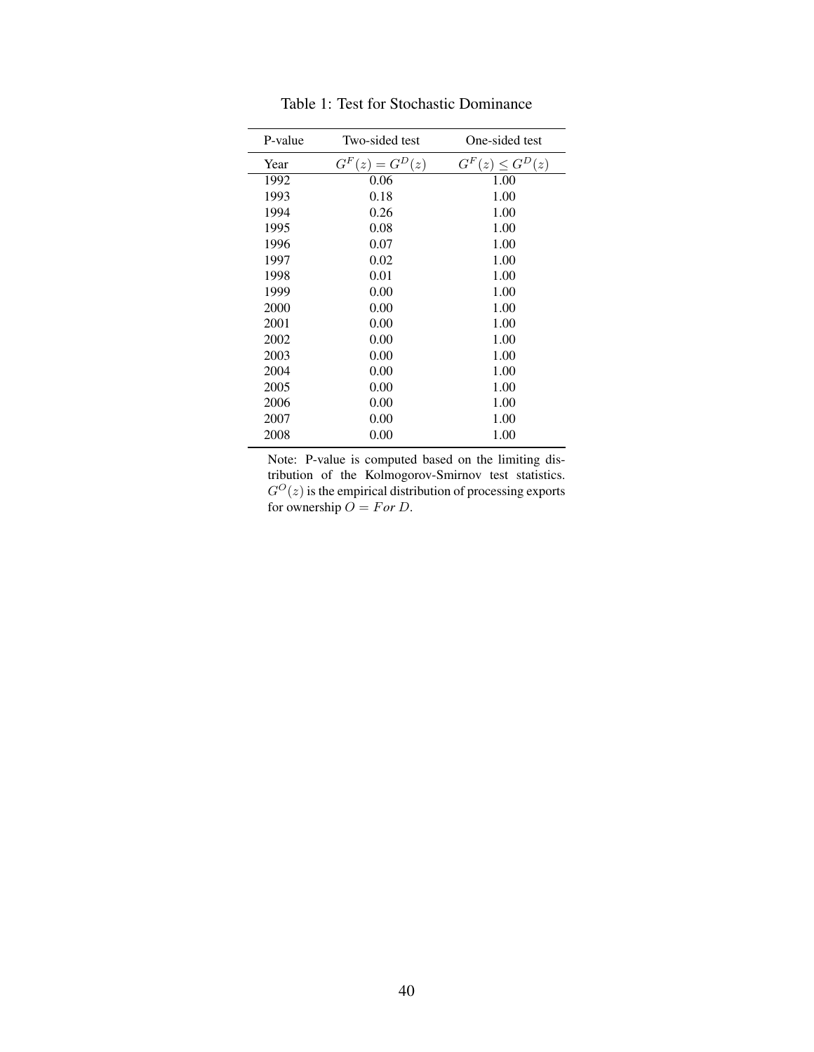Table 1: Test for Stochastic Dominance

| P-value | Two-sided test | One-sided test |
|---|---|---|
| Year | $G^F(z) = G^D(z)$ | $G^F(z) \leq G^D(z)$ |
| 1992 | 0.06 | 1.00 |
| 1993 | 0.18 | 1.00 |
| 1994 | 0.26 | 1.00 |
| 1995 | 0.08 | 1.00 |
| 1996 | 0.07 | 1.00 |
| 1997 | 0.02 | 1.00 |
| 1998 | 0.01 | 1.00 |
| 1999 | 0.00 | 1.00 |
| 2000 | 0.00 | 1.00 |
| 2001 | 0.00 | 1.00 |
| 2002 | 0.00 | 1.00 |
| 2003 | 0.00 | 1.00 |
| 2004 | 0.00 | 1.00 |
| 2005 | 0.00 | 1.00 |
| 2006 | 0.00 | 1.00 |
| 2007 | 0.00 | 1.00 |
| 2008 | 0.00 | 1.00 |

Note: P-value is computed based on the limiting distribution of the Kolmogorov-Smirnov test statistics. $G^O(z)$ is the empirical distribution of processing exports for ownership $O = F or D$.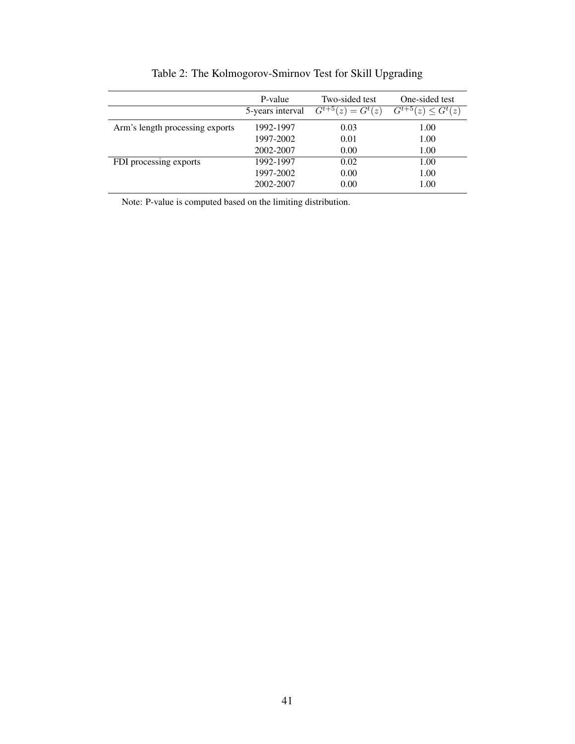Table 2: The Kolmogorov-Smirnov Test for Skill Upgrading

| | P-value | Two-sided test | One-sided test |
|---|---|---|---|
| | 5-years interval | $G^{t+5}(z) = G^{t}(z)$ | $G^{t+5}(z) \leq G^{t}(z)$ |
| Arm's length processing exports | 1992-1997 | 0.03 | 1.00 |
| | 1997-2002 | 0.01 | 1.00 |
| | 2002-2007 | 0.00 | 1.00 |
| FDI processing exports | 1992-1997 | 0.02 | 1.00 |
| | 1997-2002 | 0.00 | 1.00 |
| | 2002-2007 | 0.00 | 1.00 |

Note: P-value is computed based on the limiting distribution.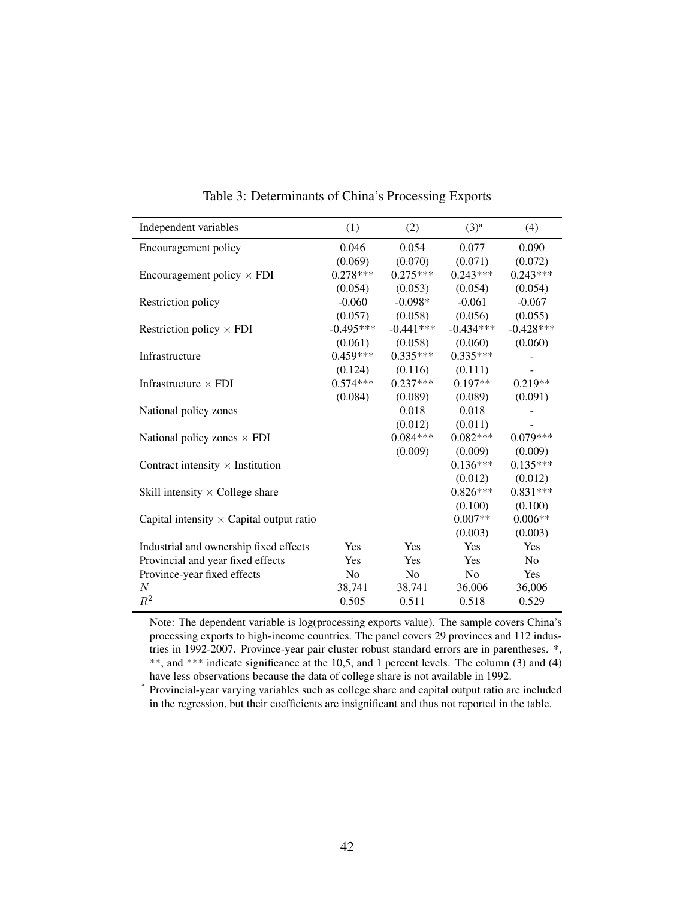Table 3: Determinants of China's Processing Exports

| Independent variables | (1) | (2) | (3)[a] | (4) |
|---|---|---|---|---|
| Encouragement policy | 0.046 | 0.054 | 0.077 | 0.090 |
| | (0.069) | (0.070) | (0.071) | (0.072) |
| Encouragement policy × FDI | 0.278*** | 0.275*** | 0.243*** | 0.243*** |
| | (0.054) | (0.053) | (0.054) | (0.054) |
| Restriction policy | -0.060 | -0.098* | -0.061 | -0.067 |
| | (0.057) | (0.058) | (0.056) | (0.055) |
| Restriction policy × FDI | -0.495*** | -0.441*** | -0.434*** | -0.428*** |
| | (0.061) | (0.058) | (0.060) | (0.060) |
| Infrastructure | 0.459*** | 0.335*** | 0.335*** | - |
| | (0.124) | (0.116) | (0.111) | - |
| Infrastructure × FDI | 0.574*** | 0.237*** | 0.197** | 0.219** |
| | (0.084) | (0.089) | (0.089) | (0.091) |
| National policy zones | | 0.018 | 0.018 | - |
| | | (0.012) | (0.011) | - |
| National policy zones × FDI | | 0.084*** | 0.082*** | 0.079*** |
| | | (0.009) | (0.009) | (0.009) |
| Contract intensity × Institution | | | 0.136*** | 0.135*** |
| | | | (0.012) | (0.012) |
| Skill intensity × College share | | | 0.826*** | 0.831*** |
| | | | (0.100) | (0.100) |
| Capital intensity × Capital output ratio | | | 0.007** | 0.006** |
| | | | (0.003) | (0.003) |
| Industrial and ownership fixed effects | Yes | Yes | Yes | Yes |
| Provincial and year fixed effects | Yes | Yes | Yes | No |
| Province-year fixed effects | No | No | No | Yes |
| $N$ | 38,741 | 38,741 | 36,006 | 36,006 |
| $R^2$ | 0.505 | 0.511 | 0.518 | 0.529 |

Note: The dependent variable is log(processing exports value). The sample covers China's processing exports to high-income countries. The panel covers 29 provinces and 112 industries in 1992-2007. Province-year pair cluster robust standard errors are in parentheses. *, **, and *** indicate significance at the 10,5, and 1 percent levels. The column (3) and (4) have less observations because the data of college share is not available in 1992.

[a] Provincial-year varying variables such as college share and capital output ratio are included in the regression, but their coefficients are insignificant and thus not reported in the table.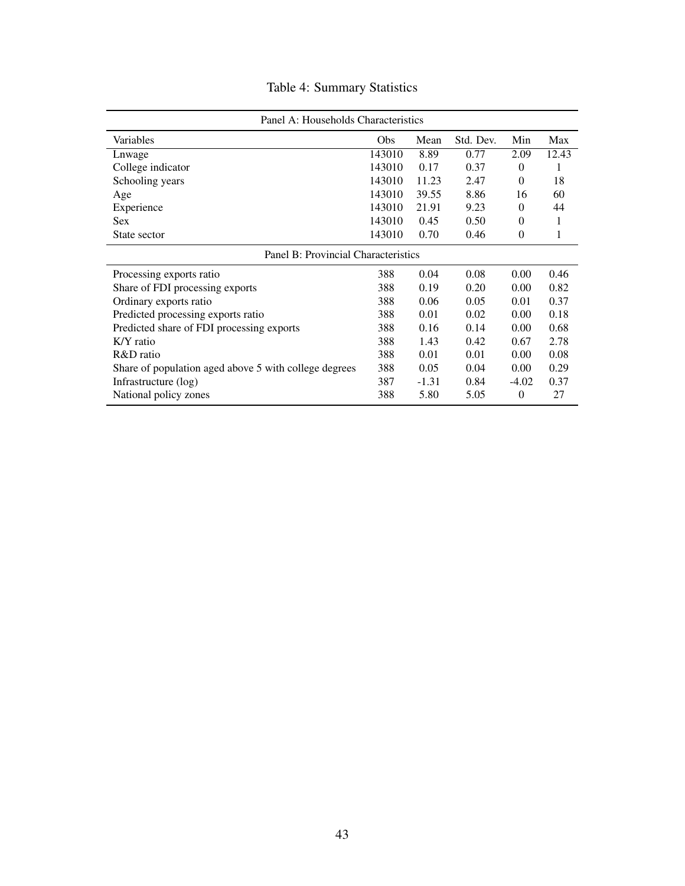Table 4: Summary Statistics

| Panel A: Households Characteristics | | | | | |
|---|---|---|---|---|---|
| Variables | Obs | Mean | Std. Dev. | Min | Max |
| Lnwage | 143010 | 8.89 | 0.77 | 2.09 | 12.43 |
| College indicator | 143010 | 0.17 | 0.37 | 0 | 1 |
| Schooling years | 143010 | 11.23 | 2.47 | 0 | 18 |
| Age | 143010 | 39.55 | 8.86 | 16 | 60 |
| Experience | 143010 | 21.91 | 9.23 | 0 | 44 |
| Sex | 143010 | 0.45 | 0.50 | 0 | 1 |
| State sector | 143010 | 0.70 | 0.46 | 0 | 1 |
| **Panel B: Provincial Characteristics** | | | | | |
| Processing exports ratio | 388 | 0.04 | 0.08 | 0.00 | 0.46 |
| Share of FDI processing exports | 388 | 0.19 | 0.20 | 0.00 | 0.82 |
| Ordinary exports ratio | 388 | 0.06 | 0.05 | 0.01 | 0.37 |
| Predicted processing exports ratio | 388 | 0.01 | 0.02 | 0.00 | 0.18 |
| Predicted share of FDI processing exports | 388 | 0.16 | 0.14 | 0.00 | 0.68 |
| K/Y ratio | 388 | 1.43 | 0.42 | 0.67 | 2.78 |
| R&D ratio | 388 | 0.01 | 0.01 | 0.00 | 0.08 |
| Share of population aged above 5 with college degrees | 388 | 0.05 | 0.04 | 0.00 | 0.29 |
| Infrastructure (log) | 387 | -1.31 | 0.84 | -4.02 | 0.37 |
| National policy zones | 388 | 5.80 | 5.05 | 0 | 27 |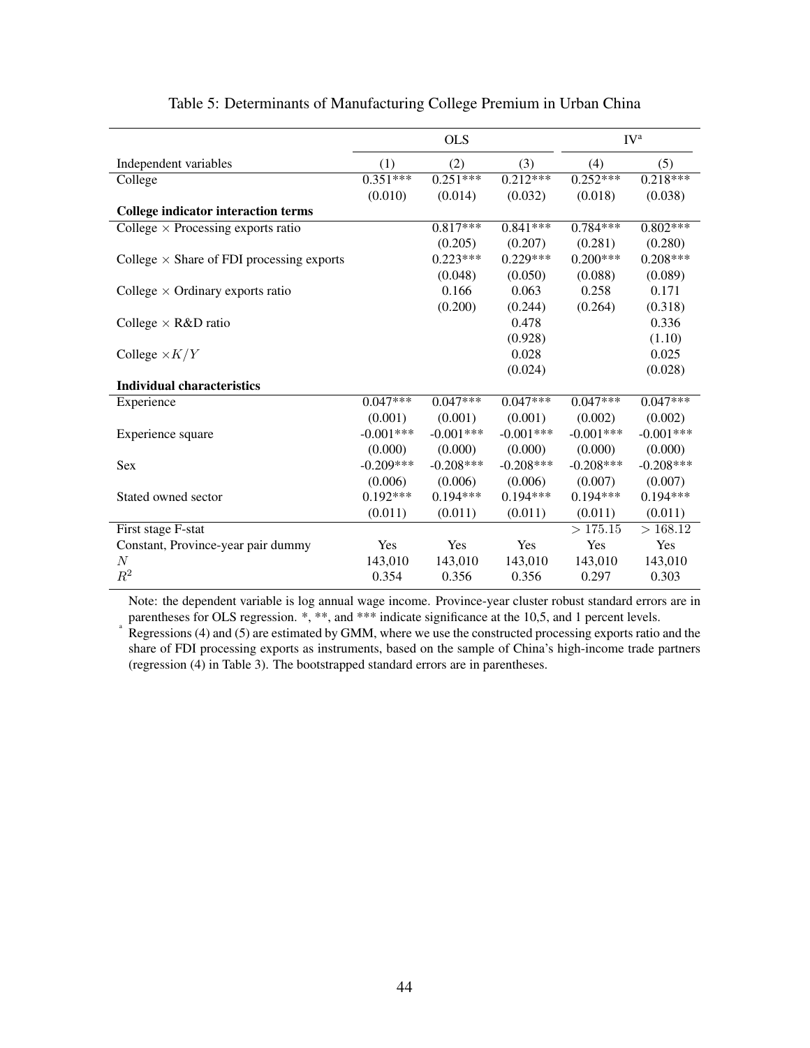Table 5: Determinants of Manufacturing College Premium in Urban China

| | OLS | | | IV[a] | |
|---|---|---|---|---|---|
| Independent variables | (1) | (2) | (3) | (4) | (5) |
| College | 0.351*** | 0.251*** | 0.212*** | 0.252*** | 0.218*** |
| | (0.010) | (0.014) | (0.032) | (0.018) | (0.038) |
| **College indicator interaction terms** | | | | | |
| College × Processing exports ratio | | 0.817*** | 0.841*** | 0.784*** | 0.802*** |
| | | (0.205) | (0.207) | (0.281) | (0.280) |
| College × Share of FDI processing exports | | 0.223*** | 0.229*** | 0.200*** | 0.208*** |
| | | (0.048) | (0.050) | (0.088) | (0.089) |
| College × Ordinary exports ratio | | 0.166 | 0.063 | 0.258 | 0.171 |
| | | (0.200) | (0.244) | (0.264) | (0.318) |
| College × R&D ratio | | | 0.478 | | 0.336 |
| | | | (0.928) | | (1.10) |
| College $\times K/Y$ | | | 0.028 | | 0.025 |
| | | | (0.024) | | (0.028) |
| **Individual characteristics** | | | | | |
| Experience | 0.047*** | 0.047*** | 0.047*** | 0.047*** | 0.047*** |
| | (0.001) | (0.001) | (0.001) | (0.002) | (0.002) |
| Experience square | -0.001*** | -0.001*** | -0.001*** | -0.001*** | -0.001*** |
| | (0.000) | (0.000) | (0.000) | (0.000) | (0.000) |
| Sex | -0.209*** | -0.208*** | -0.208*** | -0.208*** | -0.208*** |
| | (0.006) | (0.006) | (0.006) | (0.007) | (0.007) |
| Stated owned sector | 0.192*** | 0.194*** | 0.194*** | 0.194*** | 0.194*** |
| | (0.011) | (0.011) | (0.011) | (0.011) | (0.011) |
| First stage F-stat | | | | $> 175.15$ | $> 168.12$ |
| Constant, Province-year pair dummy | Yes | Yes | Yes | Yes | Yes |
| $N$ | 143,010 | 143,010 | 143,010 | 143,010 | 143,010 |
| $R^2$ | 0.354 | 0.356 | 0.356 | 0.297 | 0.303 |

Note: the dependent variable is log annual wage income. Province-year cluster robust standard errors are in parentheses for OLS regression. *, **, and *** indicate significance at the 10,5, and 1 percent levels.

[a] Regressions (4) and (5) are estimated by GMM, where we use the constructed processing exports ratio and the share of FDI processing exports as instruments, based on the sample of China's high-income trade partners (regression (4) in Table 3). The bootstrapped standard errors are in parentheses.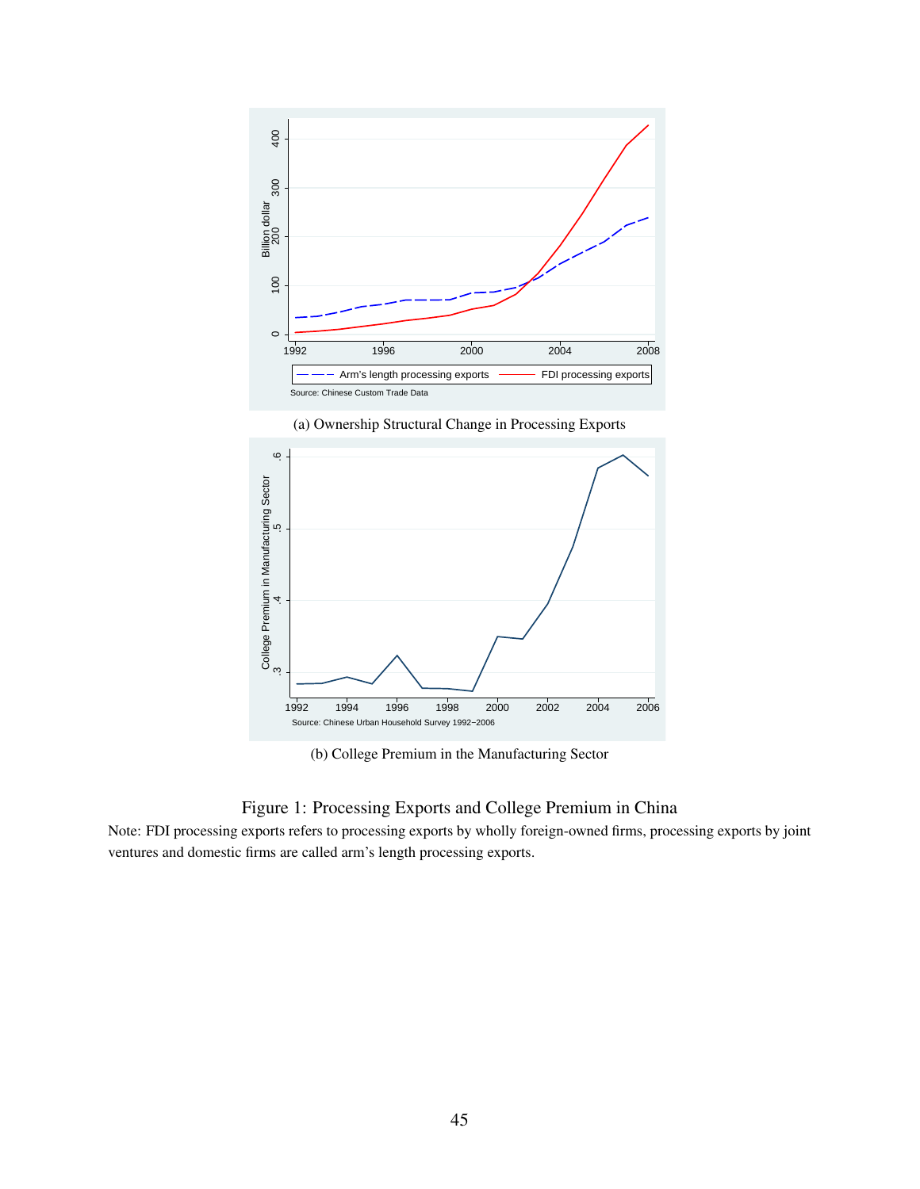(a) Ownership Structural Change in Processing Exports

(b) College Premium in the Manufacturing Sector

Figure 1: Processing Exports and College Premium in China

Note: FDI processing exports refers to processing exports by wholly foreign-owned firms, processing exports by joint ventures and domestic firms are called arm's length processing exports.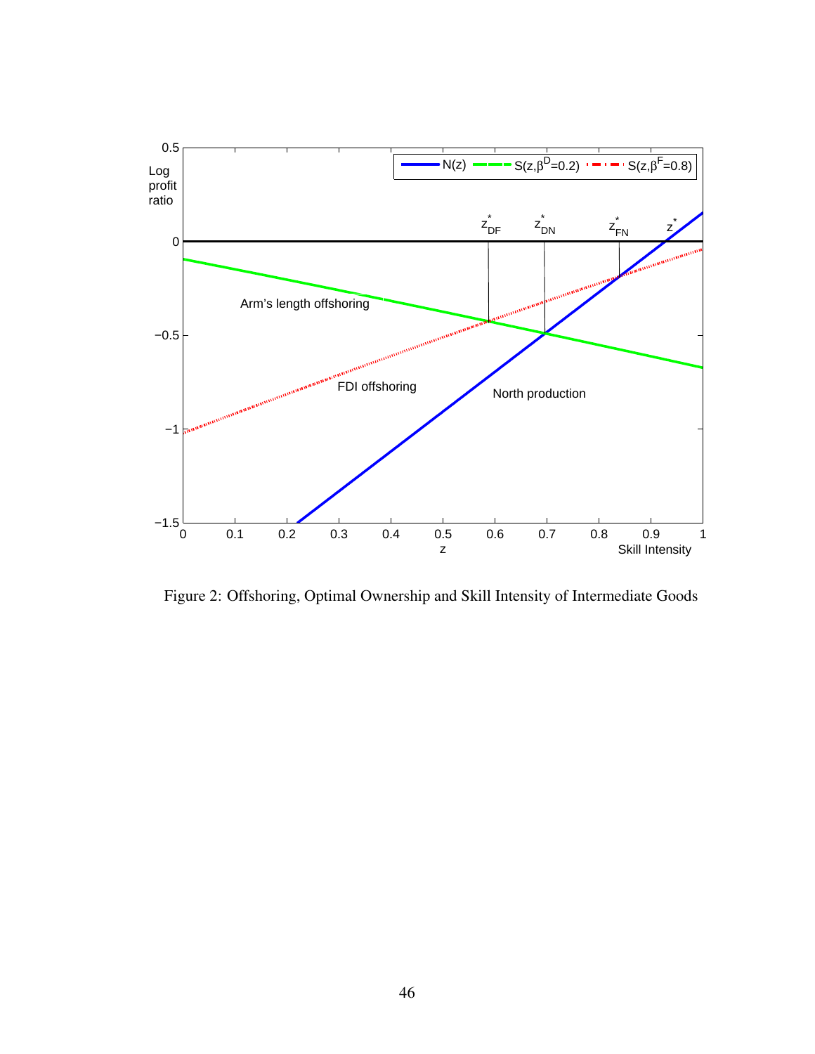Figure 2: Offshoring, Optimal Ownership and Skill Intensity of Intermediate Goods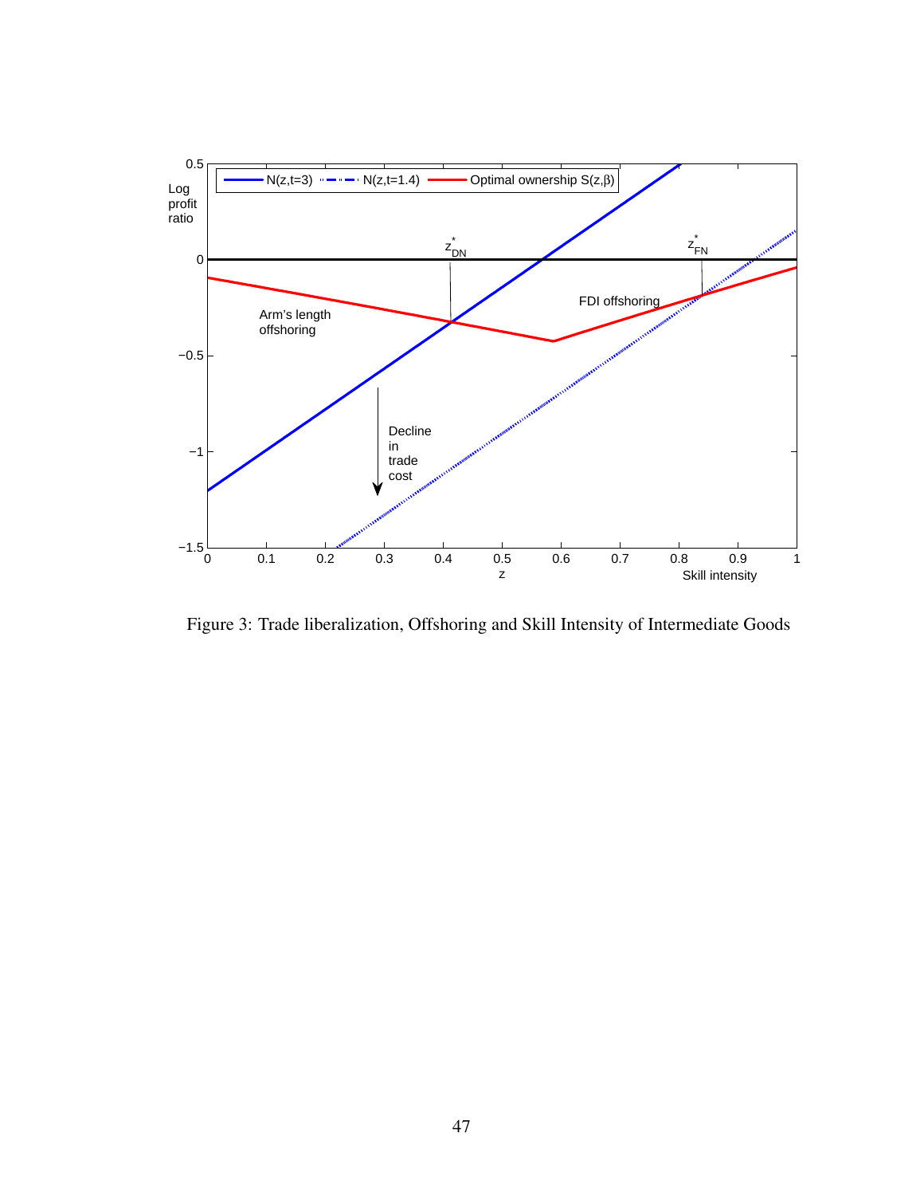Figure 3: Trade liberalization, Offshoring and Skill Intensity of Intermediate Goods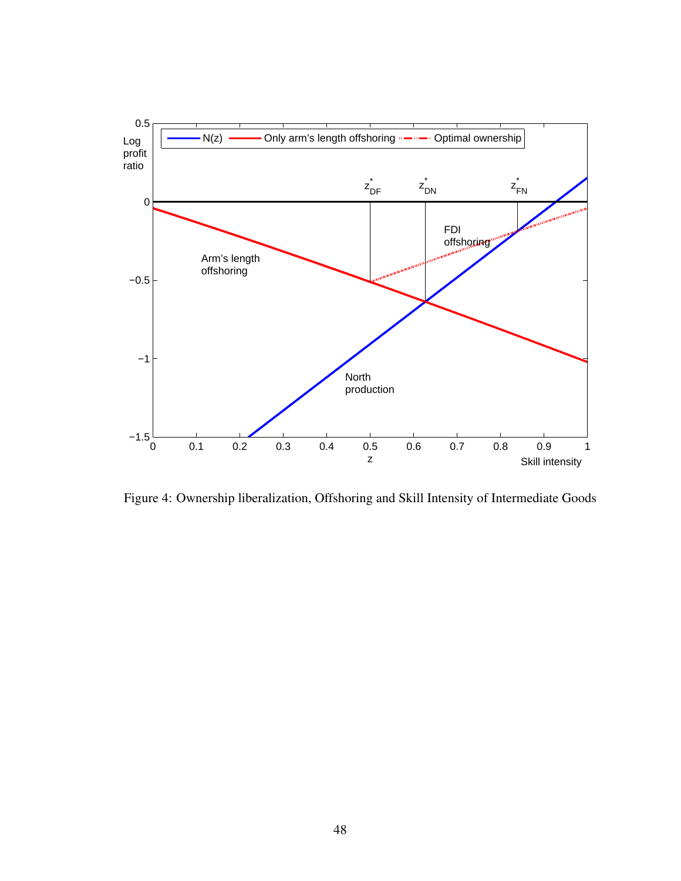Figure 4: Ownership liberalization, Offshoring and Skill Intensity of Intermediate Goods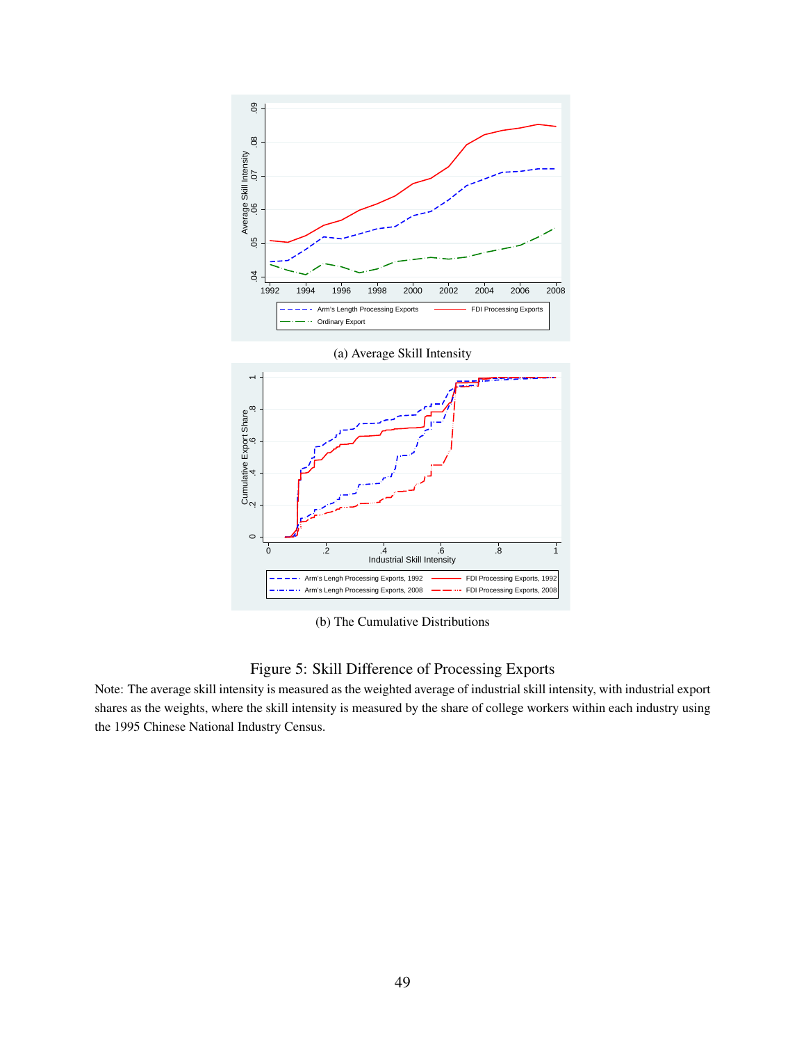(a) Average Skill Intensity

(b) The Cumulative Distributions

Figure 5: Skill Difference of Processing Exports

Note: The average skill intensity is measured as the weighted average of industrial skill intensity, with industrial export shares as the weights, where the skill intensity is measured by the share of college workers within each industry using the 1995 Chinese National Industry Census.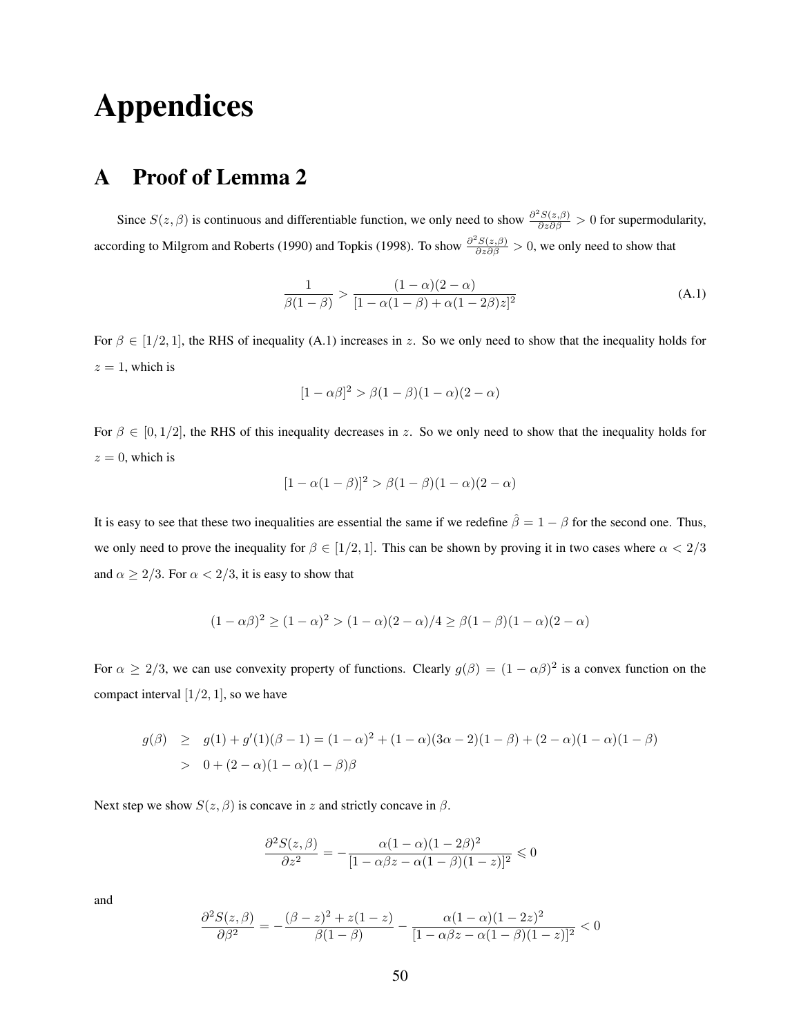# Appendices

## A Proof of Lemma 2

Since $S(z, \beta)$ is continuous and differentiable function, we only need to show $\frac{\partial^2 S(z,\beta)}{\partial z \partial \beta} > 0$ for supermodularity, according to Milgrom and Roberts (1990) and Topkis (1998). To show $\frac{\partial^2 S(z,\beta)}{\partial z \partial \beta} > 0$, we only need to show that

$$\frac{1}{\beta(1-\beta)} > \frac{(1-\alpha)(2-\alpha)}{[1-\alpha(1-\beta)+\alpha(1-2\beta)z]^2} \tag{A.1}$$

For $\beta \in [1/2, 1]$, the RHS of inequality (A.1) increases in $z$. So we only need to show that the inequality holds for $z = 1$, which is

$$[1-\alpha\beta]^2 > \beta(1-\beta)(1-\alpha)(2-\alpha)$$

For $\beta \in [0, 1/2]$, the RHS of this inequality decreases in $z$. So we only need to show that the inequality holds for $z = 0$, which is

$$[1-\alpha(1-\beta)]^2 > \beta(1-\beta)(1-\alpha)(2-\alpha)$$

It is easy to see that these two inequalities are essential the same if we redefine $\hat{\beta} = 1 - \beta$ for the second one. Thus, we only need to prove the inequality for $\beta \in [1/2, 1]$. This can be shown by proving it in two cases where $\alpha < 2/3$ and $\alpha \geq 2/3$. For $\alpha < 2/3$, it is easy to show that

$$(1-\alpha\beta)^2 \geq (1-\alpha)^2 > (1-\alpha)(2-\alpha)/4 \geq \beta(1-\beta)(1-\alpha)(2-\alpha)$$

For $\alpha \geq 2/3$, we can use convexity property of functions. Clearly $g(\beta) = (1-\alpha\beta)^2$ is a convex function on the compact interval $[1/2, 1]$, so we have

$$\begin{aligned} g(\beta) &\geq g(1) + g'(1)(\beta - 1) = (1-\alpha)^2 + (1-\alpha)(3\alpha-2)(1-\beta) + (2-\alpha)(1-\alpha)(1-\beta) \\ &> 0 + (2-\alpha)(1-\alpha)(1-\beta)\beta \end{aligned}$$

Next step we show $S(z, \beta)$ is concave in $z$ and strictly concave in $\beta$.

$$\frac{\partial^2 S(z,\beta)}{\partial z^2} = -\frac{\alpha(1-\alpha)(1-2\beta)^2}{[1-\alpha\beta z-\alpha(1-\beta)(1-z)]^2} \leqslant 0$$

and

$$\frac{\partial^2 S(z,\beta)}{\partial \beta^2} = -\frac{(\beta-z)^2 + z(1-z)}{\beta(1-\beta)} - \frac{\alpha(1-\alpha)(1-2z)^2}{[1-\alpha\beta z-\alpha(1-\beta)(1-z)]^2} < 0$$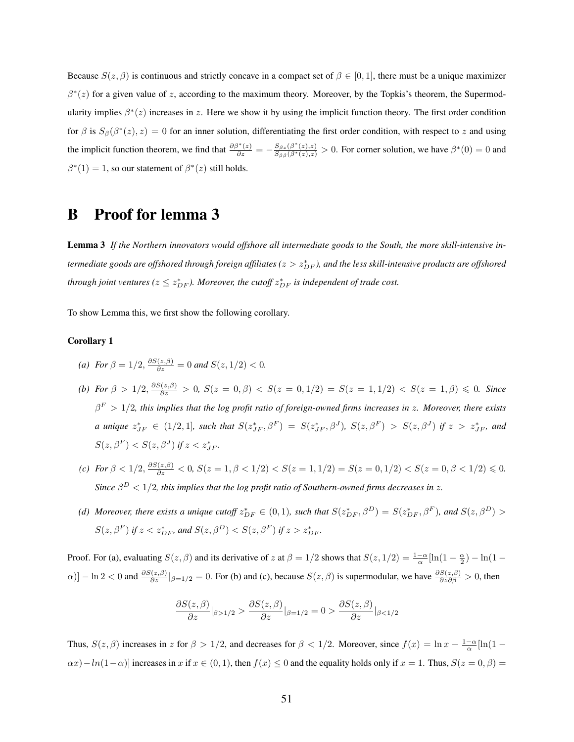Because $S(z, \beta)$ is continuous and strictly concave in a compact set of $\beta \in [0, 1]$, there must be a unique maximizer $\beta^*(z)$ for a given value of $z$, according to the maximum theory. Moreover, by the Topkis's theorem, the Supermodularity implies $\beta^*(z)$ increases in $z$. Here we show it by using the implicit function theory. The first order condition for $\beta$ is $S_\beta(\beta^*(z), z) = 0$ for an inner solution, differentiating the first order condition, with respect to $z$ and using the implicit function theorem, we find that $\frac{\partial \beta^*(z)}{\partial z} = -\frac{S_{\beta z}(\beta^*(z),z)}{S_{\beta\beta}(\beta^*(z),z)} > 0$. For corner solution, we have $\beta^*(0) = 0$ and $\beta^*(1) = 1$, so our statement of $\beta^*(z)$ still holds.

# B Proof for lemma 3

**Lemma 3** *If the Northern innovators would offshore all intermediate goods to the South, the more skill-intensive intermediate goods are offshored through foreign affiliates ($z > z^*_{DF}$), and the less skill-intensive products are offshored through joint ventures ($z \leq z^*_{DF}$). Moreover, the cutoff $z^*_{DF}$ is independent of trade cost.*

To show Lemma this, we first show the following corollary.

**Corollary 1**

*(a) For $\beta = 1/2$, $\frac{\partial S(z,\beta)}{\partial z} = 0$ and $S(z, 1/2) < 0$.*

*(b) For $\beta > 1/2$, $\frac{\partial S(z,\beta)}{\partial z} > 0$, $S(z = 0, \beta) < S(z = 0, 1/2) = S(z = 1, 1/2) < S(z = 1, \beta) \leqslant 0$. Since $\beta^F > 1/2$, this implies that the log profit ratio of foreign-owned firms increases in $z$. Moreover, there exists a unique $z^*_{JF} \in (1/2, 1]$, such that $S(z^*_{JF}, \beta^F) = S(z^*_{JF}, \beta^J)$, $S(z, \beta^F) > S(z, \beta^J)$ if $z > z^*_{JF}$, and $S(z, \beta^F) < S(z, \beta^J)$ if $z < z^*_{JF}$.*

*(c) For $\beta < 1/2$, $\frac{\partial S(z,\beta)}{\partial z} < 0$, $S(z = 1, \beta < 1/2) < S(z = 1, 1/2) = S(z = 0, 1/2) < S(z = 0, \beta < 1/2) \leqslant 0$. Since $\beta^D < 1/2$, this implies that the log profit ratio of Southern-owned firms decreases in $z$.*

*(d) Moreover, there exists a unique cutoff $z^*_{DF} \in (0, 1)$, such that $S(z^*_{DF}, \beta^D) = S(z^*_{DF}, \beta^F)$, and $S(z, \beta^D) > S(z, \beta^F)$ if $z < z^*_{DF}$, and $S(z, \beta^D) < S(z, \beta^F)$ if $z > z^*_{DF}$.*

Proof. For (a), evaluating $S(z, \beta)$ and its derivative of $z$ at $\beta = 1/2$ shows that $S(z, 1/2) = \frac{1-\alpha}{\alpha}[\ln(1 - \frac{\alpha}{2}) - \ln(1 - \alpha)] - \ln 2 < 0$ and $\frac{\partial S(z,\beta)}{\partial z}|_{\beta=1/2} = 0$. For (b) and (c), because $S(z, \beta)$ is supermodular, we have $\frac{\partial S(z,\beta)}{\partial z \partial \beta} > 0$, then

$$\frac{\partial S(z, \beta)}{\partial z}|_{\beta>1/2} > \frac{\partial S(z, \beta)}{\partial z}|_{\beta=1/2} = 0 > \frac{\partial S(z, \beta)}{\partial z}|_{\beta<1/2}$$

Thus, $S(z, \beta)$ increases in $z$ for $\beta > 1/2$, and decreases for $\beta < 1/2$. Moreover, since $f(x) = \ln x + \frac{1-\alpha}{\alpha}[\ln(1 - \alpha x) - ln(1 - \alpha)]$ increases in $x$ if $x \in (0, 1)$, then $f(x) \leq 0$ and the equality holds only if $x = 1$. Thus, $S(z = 0, \beta) =$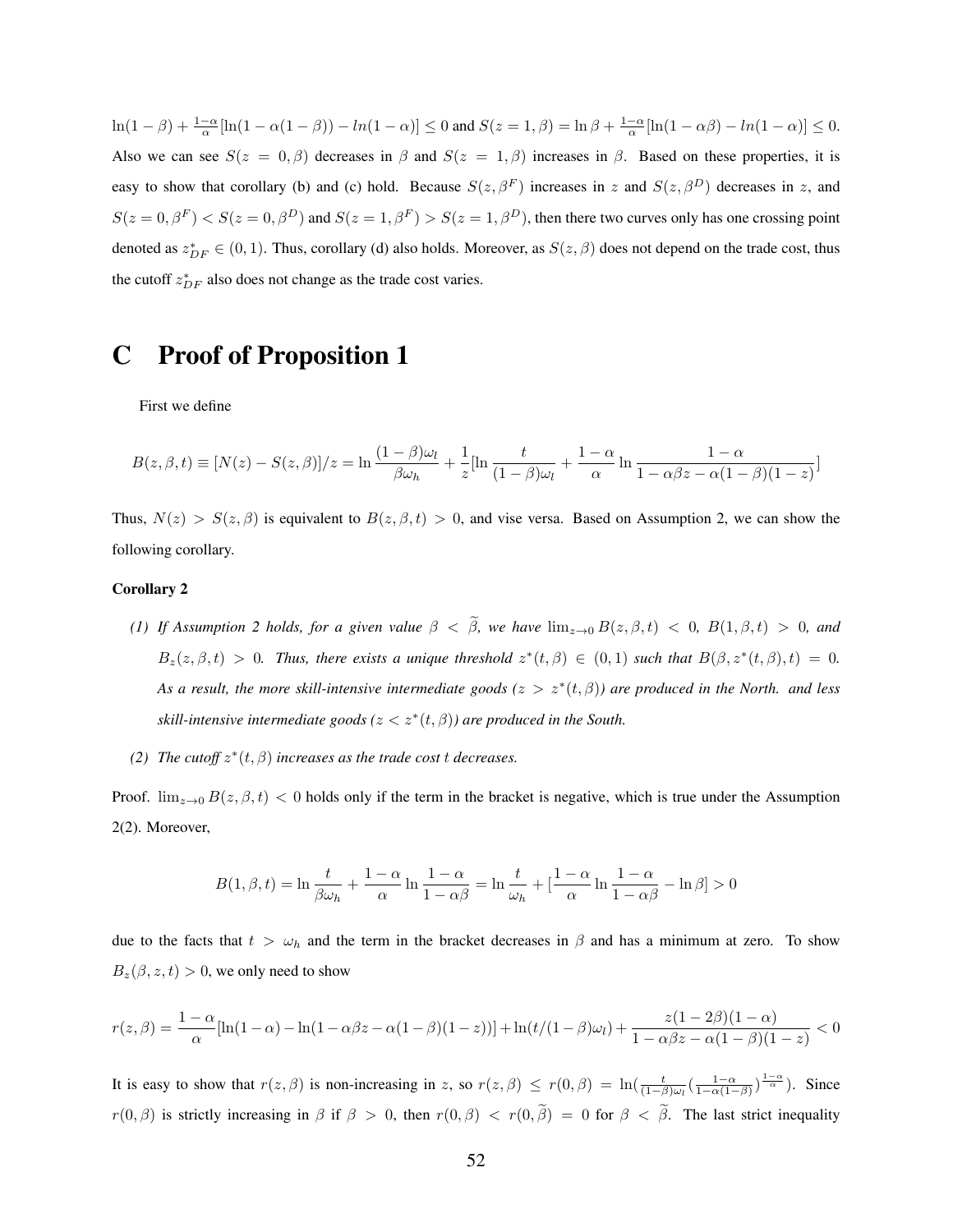$\ln(1-\beta) + \frac{1-\alpha}{\alpha}[\ln(1-\alpha(1-\beta)) - ln(1-\alpha)] \leq 0$ and $S(z=1,\beta) = \ln\beta + \frac{1-\alpha}{\alpha}[\ln(1-\alpha\beta) - ln(1-\alpha)] \leq 0$. Also we can see $S(z=0,\beta)$ decreases in $\beta$ and $S(z=1,\beta)$ increases in $\beta$. Based on these properties, it is easy to show that corollary (b) and (c) hold. Because $S(z,\beta^F)$ increases in $z$ and $S(z,\beta^D)$ decreases in $z$, and $S(z=0,\beta^F) < S(z=0,\beta^D)$ and $S(z=1,\beta^F) > S(z=1,\beta^D)$, then there two curves only has one crossing point denoted as $z^*_{DF} \in (0,1)$. Thus, corollary (d) also holds. Moreover, as $S(z,\beta)$ does not depend on the trade cost, thus the cutoff $z^*_{DF}$ also does not change as the trade cost varies.

# C Proof of Proposition 1

First we define

$$B(z,\beta,t) \equiv [N(z) - S(z,\beta)]/z = \ln\frac{(1-\beta)\omega_l}{\beta\omega_h} + \frac{1}{z}[\ln\frac{t}{(1-\beta)\omega_l} + \frac{1-\alpha}{\alpha}\ln\frac{1-\alpha}{1-\alpha\beta z - \alpha(1-\beta)(1-z)}]$$

Thus, $N(z) > S(z,\beta)$ is equivalent to $B(z,\beta,t) > 0$, and vise versa. Based on Assumption 2, we can show the following corollary.

**Corollary 2**

*(1) If Assumption 2 holds, for a given value $\beta < \widetilde{\beta}$, we have $\lim_{z\to 0} B(z,\beta,t) < 0$, $B(1,\beta,t) > 0$, and $B_z(z,\beta,t) > 0$. Thus, there exists a unique threshold $z^*(t,\beta) \in (0,1)$ such that $B(\beta, z^*(t,\beta), t) = 0$. As a result, the more skill-intensive intermediate goods ($z > z^*(t,\beta)$) are produced in the North. and less skill-intensive intermediate goods ($z < z^*(t,\beta)$) are produced in the South.*

*(2) The cutoff $z^*(t,\beta)$ increases as the trade cost $t$ decreases.*

Proof. $\lim_{z\to 0} B(z,\beta,t) < 0$ holds only if the term in the bracket is negative, which is true under the Assumption 2(2). Moreover,

$$B(1,\beta,t) = \ln\frac{t}{\beta\omega_h} + \frac{1-\alpha}{\alpha}\ln\frac{1-\alpha}{1-\alpha\beta} = \ln\frac{t}{\omega_h} + [\frac{1-\alpha}{\alpha}\ln\frac{1-\alpha}{1-\alpha\beta} - \ln\beta] > 0$$

due to the facts that $t > \omega_h$ and the term in the bracket decreases in $\beta$ and has a minimum at zero. To show $B_z(\beta,z,t) > 0$, we only need to show

$$r(z,\beta) = \frac{1-\alpha}{\alpha}[\ln(1-\alpha) - \ln(1-\alpha\beta z - \alpha(1-\beta)(1-z))] + \ln(t/(1-\beta)\omega_l) + \frac{z(1-2\beta)(1-\alpha)}{1-\alpha\beta z - \alpha(1-\beta)(1-z)} < 0$$

It is easy to show that $r(z,\beta)$ is non-increasing in $z$, so $r(z,\beta) \leq r(0,\beta) = \ln(\frac{t}{(1-\beta)\omega_l}(\frac{1-\alpha}{1-\alpha(1-\beta)})^{\frac{1-\alpha}{\alpha}})$. Since $r(0,\beta)$ is strictly increasing in $\beta$ if $\beta > 0$, then $r(0,\beta) < r(0,\widetilde{\beta}) = 0$ for $\beta < \widetilde{\beta}$. The last strict inequality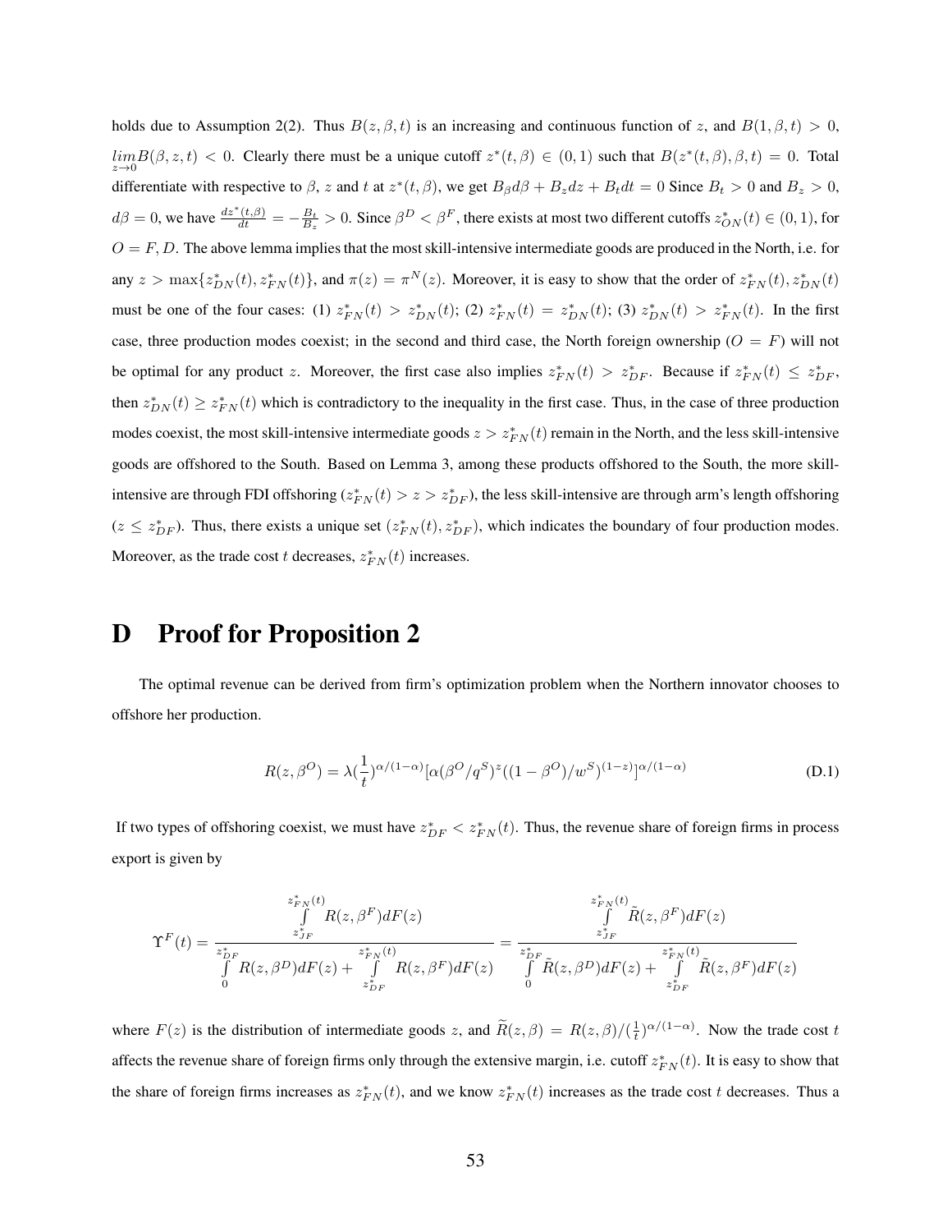holds due to Assumption 2(2). Thus $B(z, \beta, t)$ is an increasing and continuous function of $z$, and $B(1, \beta, t) > 0$, $\lim_{z \to 0} B(\beta, z, t) < 0$. Clearly there must be a unique cutoff $z^*(t, \beta) \in (0, 1)$ such that $B(z^*(t, \beta), \beta, t) = 0$. Total differentiate with respective to $\beta$, $z$ and $t$ at $z^*(t, \beta)$, we get $B_\beta d\beta + B_z dz + B_t dt = 0$ Since $B_t > 0$ and $B_z > 0$, $d\beta = 0$, we have $\frac{dz^*(t,\beta)}{dt} = -\frac{B_t}{B_z} > 0$. Since $\beta^D < \beta^F$, there exists at most two different cutoffs $z^*_{ON}(t) \in (0, 1)$, for $O = F, D$. The above lemma implies that the most skill-intensive intermediate goods are produced in the North, i.e. for any $z > \max\{z^*_{DN}(t), z^*_{FN}(t)\}$, and $\pi(z) = \pi^N(z)$. Moreover, it is easy to show that the order of $z^*_{FN}(t), z^*_{DN}(t)$ must be one of the four cases: (1) $z^*_{FN}(t) > z^*_{DN}(t)$; (2) $z^*_{FN}(t) = z^*_{DN}(t)$; (3) $z^*_{DN}(t) > z^*_{FN}(t)$. In the first case, three production modes coexist; in the second and third case, the North foreign ownership ($O = F$) will not be optimal for any product $z$. Moreover, the first case also implies $z^*_{FN}(t) > z^*_{DF}$. Because if $z^*_{FN}(t) \leq z^*_{DF}$, then $z^*_{DN}(t) \geq z^*_{FN}(t)$ which is contradictory to the inequality in the first case. Thus, in the case of three production modes coexist, the most skill-intensive intermediate goods $z > z^*_{FN}(t)$ remain in the North, and the less skill-intensive goods are offshored to the South. Based on Lemma 3, among these products offshored to the South, the more skill-intensive are through FDI offshoring ($z^*_{FN}(t) > z > z^*_{DF}$), the less skill-intensive are through arm's length offshoring ($z \leq z^*_{DF}$). Thus, there exists a unique set $(z^*_{FN}(t), z^*_{DF})$, which indicates the boundary of four production modes. Moreover, as the trade cost $t$ decreases, $z^*_{FN}(t)$ increases.

# D Proof for Proposition 2

The optimal revenue can be derived from firm's optimization problem when the Northern innovator chooses to offshore her production.

$$R(z, \beta^O) = \lambda(\frac{1}{t})^{\alpha/(1-\alpha)}[\alpha(\beta^O/q^S)^z((1-\beta^O)/w^S)^{(1-z)}]^{\alpha/(1-\alpha)} \tag{D.1}$$

If two types of offshoring coexist, we must have $z^*_{DF} < z^*_{FN}(t)$. Thus, the revenue share of foreign firms in process export is given by

$$\Upsilon^F(t) = \frac{\int_{z^*_{JF}}^{z^*_{FN}(t)} R(z, \beta^F) dF(z)}{\int_0^{z^*_{DF}} R(z, \beta^D) dF(z) + \int_{z^*_{DF}}^{z^*_{FN}(t)} R(z, \beta^F) dF(z)} = \frac{\int_{z^*_{JF}}^{z^*_{FN}(t)} \tilde{R}(z, \beta^F) dF(z)}{\int_0^{z^*_{DF}} \tilde{R}(z, \beta^D) dF(z) + \int_{z^*_{DF}}^{z^*_{FN}(t)} \tilde{R}(z, \beta^F) dF(z)}$$

where $F(z)$ is the distribution of intermediate goods $z$, and $\widetilde{R}(z, \beta) = R(z, \beta)/(\frac{1}{t})^{\alpha/(1-\alpha)}$. Now the trade cost $t$ affects the revenue share of foreign firms only through the extensive margin, i.e. cutoff $z^*_{FN}(t)$. It is easy to show that the share of foreign firms increases as $z^*_{FN}(t)$, and we know $z^*_{FN}(t)$ increases as the trade cost $t$ decreases. Thus a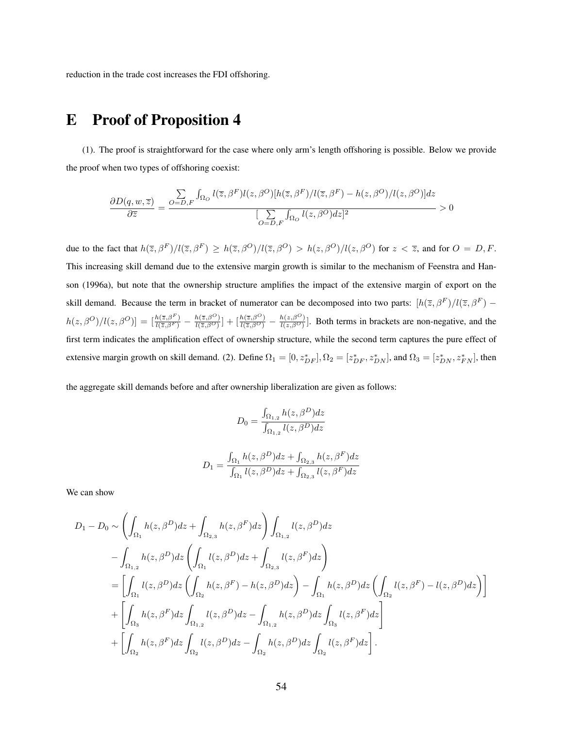reduction in the trade cost increases the FDI offshoring.

# E Proof of Proposition 4

(1). The proof is straightforward for the case where only arm's length offshoring is possible. Below we provide the proof when two types of offshoring coexist:

$$\frac{\partial D(q,w,\overline{z})}{\partial \overline{z}} = \frac{\sum\limits_{O=D,F} \int_{\Omega_O} l(\overline{z},\beta^F) l(z,\beta^O)[h(\overline{z},\beta^F)/l(\overline{z},\beta^F) - h(z,\beta^O)/l(z,\beta^O)]dz}{[\sum\limits_{O=D,F} \int_{\Omega_O} l(z,\beta^O)dz]^2} > 0$$

due to the fact that $h(\overline{z},\beta^F)/l(\overline{z},\beta^F) \geq h(\overline{z},\beta^O)/l(\overline{z},\beta^O) > h(z,\beta^O)/l(z,\beta^O)$ for $z < \overline{z}$, and for $O = D, F$. This increasing skill demand due to the extensive margin growth is similar to the mechanism of Feenstra and Hanson (1996a), but note that the ownership structure amplifies the impact of the extensive margin of export on the skill demand. Because the term in bracket of numerator can be decomposed into two parts: $[h(\overline{z},\beta^F)/l(\overline{z},\beta^F) - h(z,\beta^O)/l(z,\beta^O)] = [\frac{h(\overline{z},\beta^F)}{l(\overline{z},\beta^F)} - \frac{h(\overline{z},\beta^O)}{l(\overline{z},\beta^O)}] + [\frac{h(\overline{z},\beta^O)}{l(\overline{z},\beta^O)} - \frac{h(z,\beta^O)}{l(z,\beta^O)}]$. Both terms in brackets are non-negative, and the first term indicates the amplification effect of ownership structure, while the second term captures the pure effect of extensive margin growth on skill demand. (2). Define $\Omega_1 = [0, z^*_{DF}], \Omega_2 = [z^*_{DF}, z^*_{DN}]$, and $\Omega_3 = [z^*_{DN}, z^*_{FN}]$, then the aggregate skill demands before and after ownership liberalization are given as follows:

$$D_0 = \frac{\int_{\Omega_{1,2}} h(z,\beta^D)dz}{\int_{\Omega_{1,2}} l(z,\beta^D)dz}$$

$$D_1 = \frac{\int_{\Omega_1} h(z,\beta^D)dz + \int_{\Omega_{2,3}} h(z,\beta^F)dz}{\int_{\Omega_1} l(z,\beta^D)dz + \int_{\Omega_{2,3}} l(z,\beta^F)dz}$$

We can show

$$\begin{aligned}
D_1 - D_0 \sim & \left(\int_{\Omega_1} h(z,\beta^D)dz + \int_{\Omega_{2,3}} h(z,\beta^F)dz\right)\int_{\Omega_{1,2}} l(z,\beta^D)dz \\
& - \int_{\Omega_{1,2}} h(z,\beta^D)dz\left(\int_{\Omega_1} l(z,\beta^D)dz + \int_{\Omega_{2,3}} l(z,\beta^F)dz\right) \\
= & \left[\int_{\Omega_1} l(z,\beta^D)dz\left(\int_{\Omega_2} h(z,\beta^F) - h(z,\beta^D)dz\right) - \int_{\Omega_1} h(z,\beta^D)dz\left(\int_{\Omega_2} l(z,\beta^F) - l(z,\beta^D)dz\right)\right] \\
& + \left[\int_{\Omega_3} h(z,\beta^F)dz\int_{\Omega_{1,2}} l(z,\beta^D)dz - \int_{\Omega_{1,2}} h(z,\beta^D)dz\int_{\Omega_3} l(z,\beta^F)dz\right] \\
& + \left[\int_{\Omega_2} h(z,\beta^F)dz\int_{\Omega_2} l(z,\beta^D)dz - \int_{\Omega_2} h(z,\beta^D)dz\int_{\Omega_2} l(z,\beta^F)dz\right].
\end{aligned}$$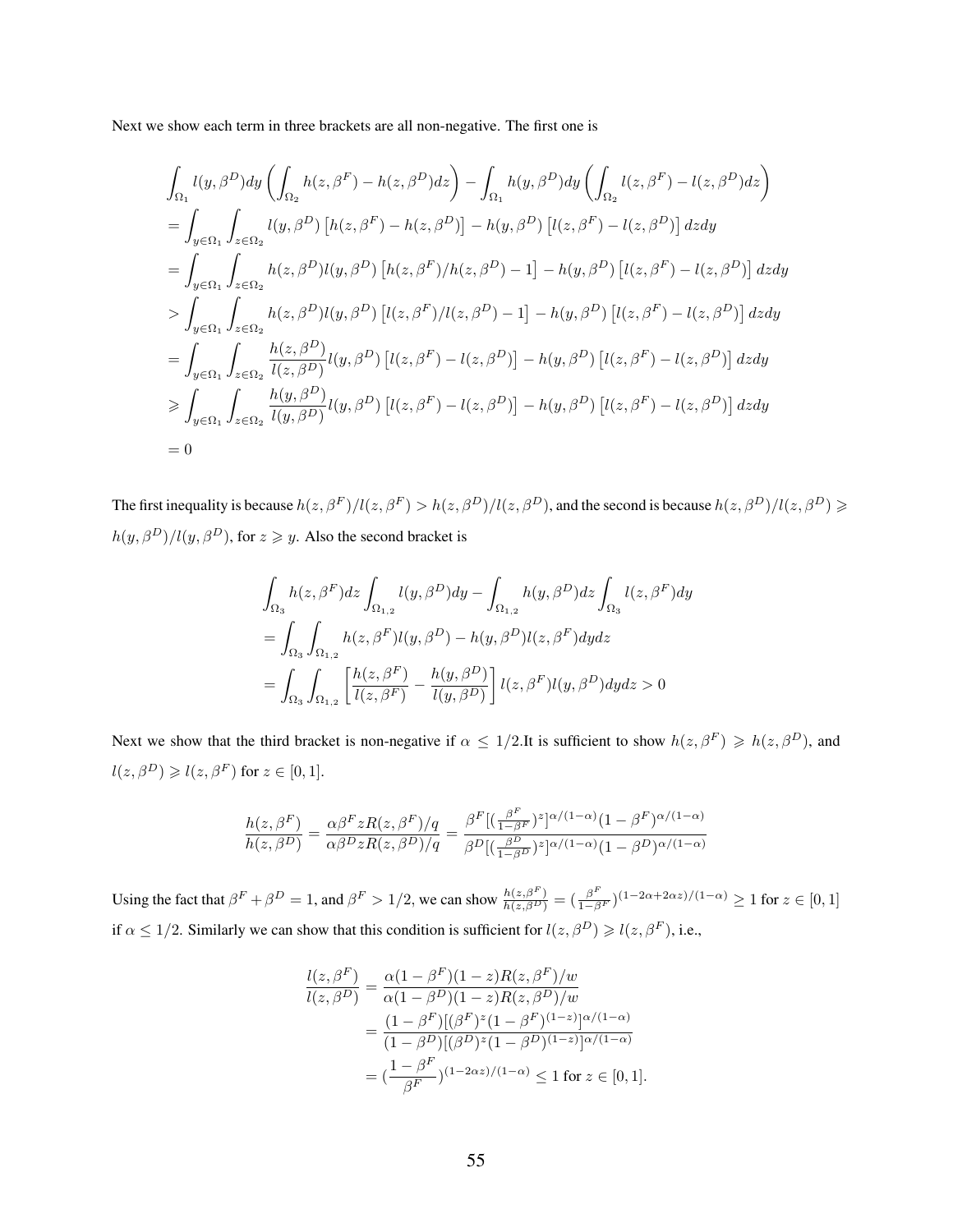Next we show each term in three brackets are all non-negative. The first one is

$$
\begin{aligned}
&\int_{\Omega_1} l(y,\beta^D)dy\left(\int_{\Omega_2} h(z,\beta^F)-h(z,\beta^D)dz\right)-\int_{\Omega_1} h(y,\beta^D)dy\left(\int_{\Omega_2} l(z,\beta^F)-l(z,\beta^D)dz\right)\\
&=\int_{y\in\Omega_1}\int_{z\in\Omega_2} l(y,\beta^D)\left[h(z,\beta^F)-h(z,\beta^D)\right]-h(y,\beta^D)\left[l(z,\beta^F)-l(z,\beta^D)\right]dzdy\\
&=\int_{y\in\Omega_1}\int_{z\in\Omega_2} h(z,\beta^D)l(y,\beta^D)\left[h(z,\beta^F)/h(z,\beta^D)-1\right]-h(y,\beta^D)\left[l(z,\beta^F)-l(z,\beta^D)\right]dzdy\\
&>\int_{y\in\Omega_1}\int_{z\in\Omega_2} h(z,\beta^D)l(y,\beta^D)\left[l(z,\beta^F)/l(z,\beta^D)-1\right]-h(y,\beta^D)\left[l(z,\beta^F)-l(z,\beta^D)\right]dzdy\\
&=\int_{y\in\Omega_1}\int_{z\in\Omega_2} \frac{h(z,\beta^D)}{l(z,\beta^D)}l(y,\beta^D)\left[l(z,\beta^F)-l(z,\beta^D)\right]-h(y,\beta^D)\left[l(z,\beta^F)-l(z,\beta^D)\right]dzdy\\
&\geqslant\int_{y\in\Omega_1}\int_{z\in\Omega_2} \frac{h(y,\beta^D)}{l(y,\beta^D)}l(y,\beta^D)\left[l(z,\beta^F)-l(z,\beta^D)\right]-h(y,\beta^D)\left[l(z,\beta^F)-l(z,\beta^D)\right]dzdy\\
&=0
\end{aligned}
$$

The first inequality is because $h(z,\beta^F)/l(z,\beta^F) > h(z,\beta^D)/l(z,\beta^D)$, and the second is because $h(z,\beta^D)/l(z,\beta^D) \geqslant h(y,\beta^D)/l(y,\beta^D)$, for $z \geqslant y$. Also the second bracket is

$$
\begin{aligned}
&\int_{\Omega_3} h(z,\beta^F)dz\int_{\Omega_{1,2}} l(y,\beta^D)dy-\int_{\Omega_{1,2}} h(y,\beta^D)dz\int_{\Omega_3} l(z,\beta^F)dy\\
&=\int_{\Omega_3}\int_{\Omega_{1,2}} h(z,\beta^F)l(y,\beta^D)-h(y,\beta^D)l(z,\beta^F)dydz\\
&=\int_{\Omega_3}\int_{\Omega_{1,2}}\left[\frac{h(z,\beta^F)}{l(z,\beta^F)}-\frac{h(y,\beta^D)}{l(y,\beta^D)}\right]l(z,\beta^F)l(y,\beta^D)dydz>0
\end{aligned}
$$

Next we show that the third bracket is non-negative if $\alpha \leq 1/2$.It is sufficient to show $h(z,\beta^F) \geqslant h(z,\beta^D)$, and $l(z,\beta^D) \geqslant l(z,\beta^F)$ for $z \in [0,1]$.

$$
\frac{h(z,\beta^F)}{h(z,\beta^D)}=\frac{\alpha\beta^F zR(z,\beta^F)/q}{\alpha\beta^D zR(z,\beta^D)/q}=\frac{\beta^F[(\frac{\beta^F}{1-\beta^F})^z]^{\alpha/(1-\alpha)}(1-\beta^F)^{\alpha/(1-\alpha)}}{\beta^D[(\frac{\beta^D}{1-\beta^D})^z]^{\alpha/(1-\alpha)}(1-\beta^D)^{\alpha/(1-\alpha)}}
$$

Using the fact that $\beta^F+\beta^D=1$, and $\beta^F>1/2$, we can show $\frac{h(z,\beta^F)}{h(z,\beta^D)}=(\frac{\beta^F}{1-\beta^F})^{(1-2\alpha+2\alpha z)/(1-\alpha)} \geq 1$ for $z\in[0,1]$ if $\alpha \leq 1/2$. Similarly we can show that this condition is sufficient for $l(z,\beta^D) \geqslant l(z,\beta^F)$, i.e.,

$$
\begin{aligned}
\frac{l(z,\beta^F)}{l(z,\beta^D)}&=\frac{\alpha(1-\beta^F)(1-z)R(z,\beta^F)/w}{\alpha(1-\beta^D)(1-z)R(z,\beta^D)/w}\\
&=\frac{(1-\beta^F)[(\beta^F)^z(1-\beta^F)^{(1-z)}]^{\alpha/(1-\alpha)}}{(1-\beta^D)[(\beta^D)^z(1-\beta^D)^{(1-z)}]^{\alpha/(1-\alpha)}}\\
&=(\frac{1-\beta^F}{\beta^F})^{(1-2\alpha z)/(1-\alpha)} \leq 1 \text{ for } z\in[0,1].
\end{aligned}
$$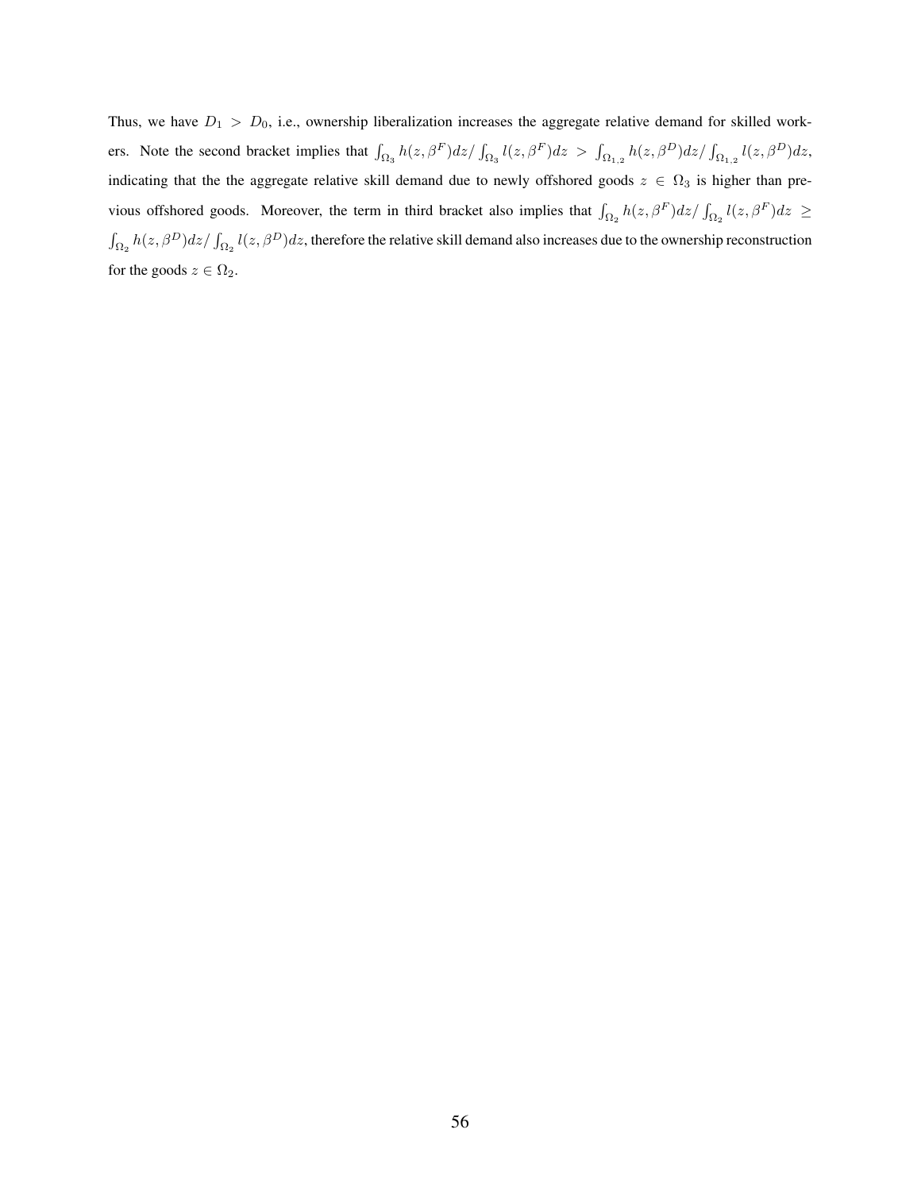Thus, we have $D_1 > D_0$, i.e., ownership liberalization increases the aggregate relative demand for skilled workers. Note the second bracket implies that $\int_{\Omega_3} h(z, \beta^F)dz / \int_{\Omega_3} l(z, \beta^F)dz > \int_{\Omega_{1,2}} h(z, \beta^D)dz / \int_{\Omega_{1,2}} l(z, \beta^D)dz$, indicating that the the aggregate relative skill demand due to newly offshored goods $z \in \Omega_3$ is higher than previous offshored goods. Moreover, the term in third bracket also implies that $\int_{\Omega_2} h(z, \beta^F)dz / \int_{\Omega_2} l(z, \beta^F)dz \geq \int_{\Omega_2} h(z, \beta^D)dz / \int_{\Omega_2} l(z, \beta^D)dz$, therefore the relative skill demand also increases due to the ownership reconstruction for the goods $z \in \Omega_2$.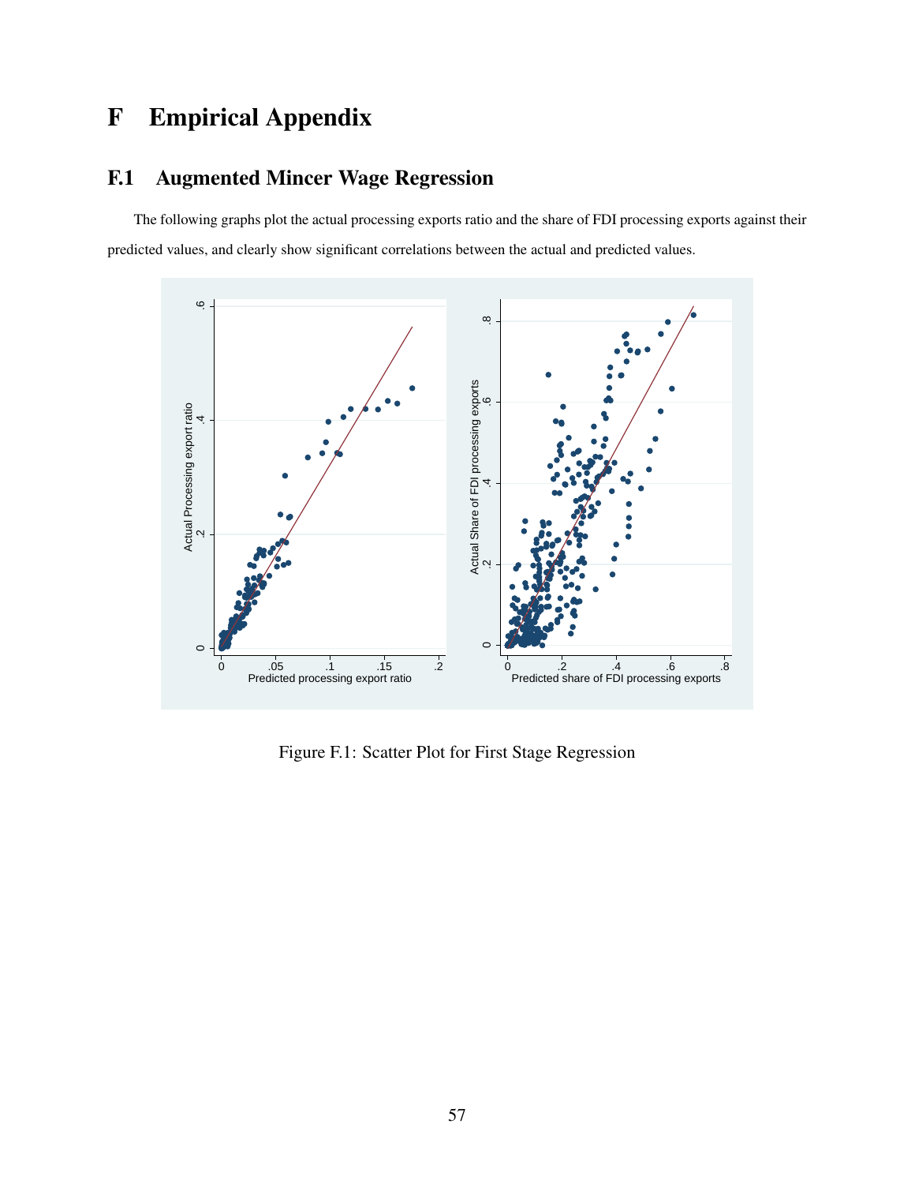# F Empirical Appendix

## F.1 Augmented Mincer Wage Regression

The following graphs plot the actual processing exports ratio and the share of FDI processing exports against their predicted values, and clearly show significant correlations between the actual and predicted values.

Figure F.1: Scatter Plot for First Stage Regression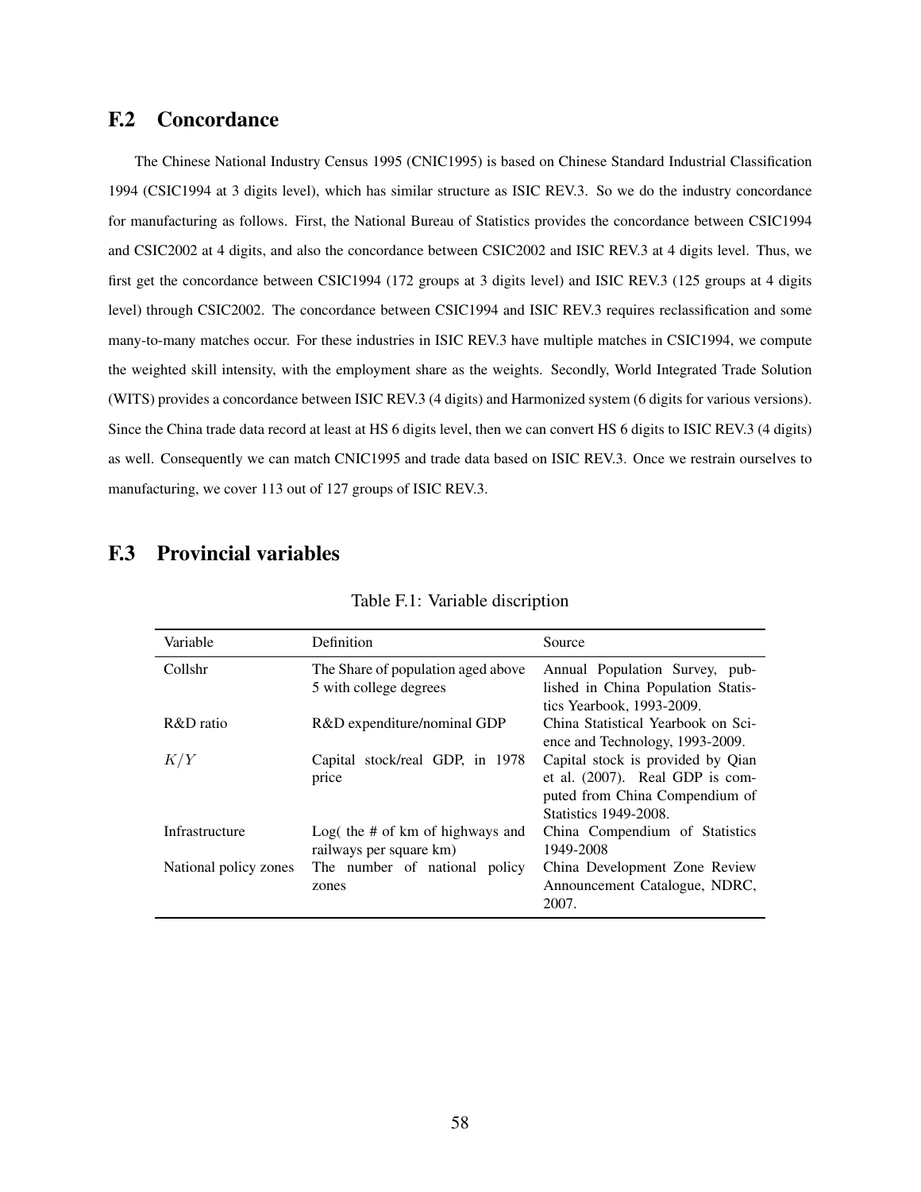## F.2 Concordance

The Chinese National Industry Census 1995 (CNIC1995) is based on Chinese Standard Industrial Classification 1994 (CSIC1994 at 3 digits level), which has similar structure as ISIC REV.3. So we do the industry concordance for manufacturing as follows. First, the National Bureau of Statistics provides the concordance between CSIC1994 and CSIC2002 at 4 digits, and also the concordance between CSIC2002 and ISIC REV.3 at 4 digits level. Thus, we first get the concordance between CSIC1994 (172 groups at 3 digits level) and ISIC REV.3 (125 groups at 4 digits level) through CSIC2002. The concordance between CSIC1994 and ISIC REV.3 requires reclassification and some many-to-many matches occur. For these industries in ISIC REV.3 have multiple matches in CSIC1994, we compute the weighted skill intensity, with the employment share as the weights. Secondly, World Integrated Trade Solution (WITS) provides a concordance between ISIC REV.3 (4 digits) and Harmonized system (6 digits for various versions). Since the China trade data record at least at HS 6 digits level, then we can convert HS 6 digits to ISIC REV.3 (4 digits) as well. Consequently we can match CNIC1995 and trade data based on ISIC REV.3. Once we restrain ourselves to manufacturing, we cover 113 out of 127 groups of ISIC REV.3.

## F.3 Provincial variables

Table F.1: Variable discription

| Variable | Definition | Source |
|---|---|---|
| Collshr | The Share of population aged above 5 with college degrees | Annual Population Survey, published in China Population Statistics Yearbook, 1993-2009. |
| R&D ratio | R&D expenditure/nominal GDP | China Statistical Yearbook on Science and Technology, 1993-2009. |
| $K/Y$ | Capital stock/real GDP, in 1978 price | Capital stock is provided by Qian et al. (2007). Real GDP is computed from China Compendium of Statistics 1949-2008. |
| Infrastructure | Log( the # of km of highways and railways per square km) | China Compendium of Statistics 1949-2008 |
| National policy zones | The number of national policy zones | China Development Zone Review Announcement Catalogue, NDRC, 2007. |